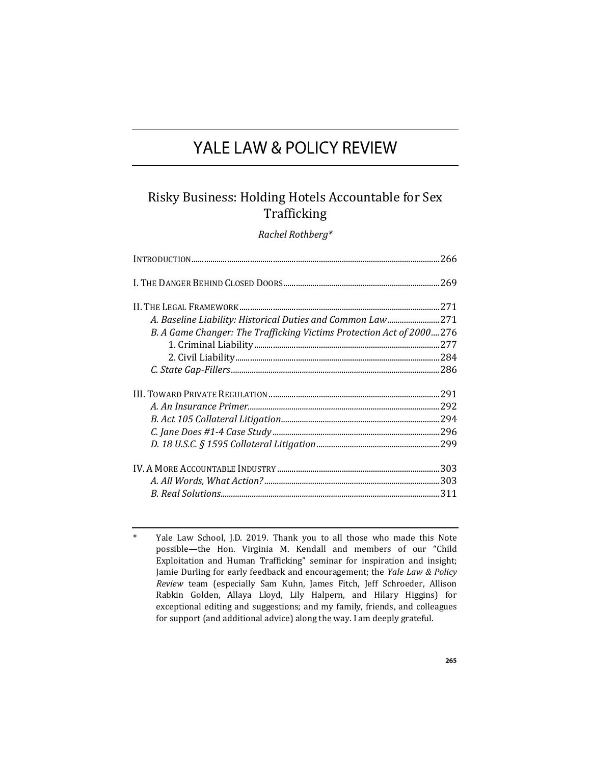# YALE LAW & POLICY REVIEW

## Risky Business: Holding Hotels Accountable for Sex Trafficking

*Rachel Rothberg**

| | |
|---|---|
| INTRODUCTION | 266 |
| I. THE DANGER BEHIND CLOSED DOORS | 269 |
| II. THE LEGAL FRAMEWORK | 271 |
| *A. Baseline Liability: Historical Duties and Common Law* | 271 |
| *B. A Game Changer: The Trafficking Victims Protection Act of 2000* | 276 |
| 1. Criminal Liability | 277 |
| 2. Civil Liability | 284 |
| *C. State Gap-Fillers* | 286 |
| III. TOWARD PRIVATE REGULATION | 291 |
| *A. An Insurance Primer* | 292 |
| *B. Act 105 Collateral Litigation* | 294 |
| *C. Jane Does #1-4 Case Study* | 296 |
| *D. 18 U.S.C. § 1595 Collateral Litigation* | 299 |
| IV. A MORE ACCOUNTABLE INDUSTRY | 303 |
| *A. All Words, What Action?* | 303 |
| *B. Real Solutions* | 311 |

\* Yale Law School, J.D. 2019. Thank you to all those who made this Note possible—the Hon. Virginia M. Kendall and members of our "Child Exploitation and Human Trafficking" seminar for inspiration and insight; Jamie Durling for early feedback and encouragement; the *Yale Law & Policy Review* team (especially Sam Kuhn, James Fitch, Jeff Schroeder, Allison Rabkin Golden, Allaya Lloyd, Lily Halpern, and Hilary Higgins) for exceptional editing and suggestions; and my family, friends, and colleagues for support (and additional advice) along the way. I am deeply grateful.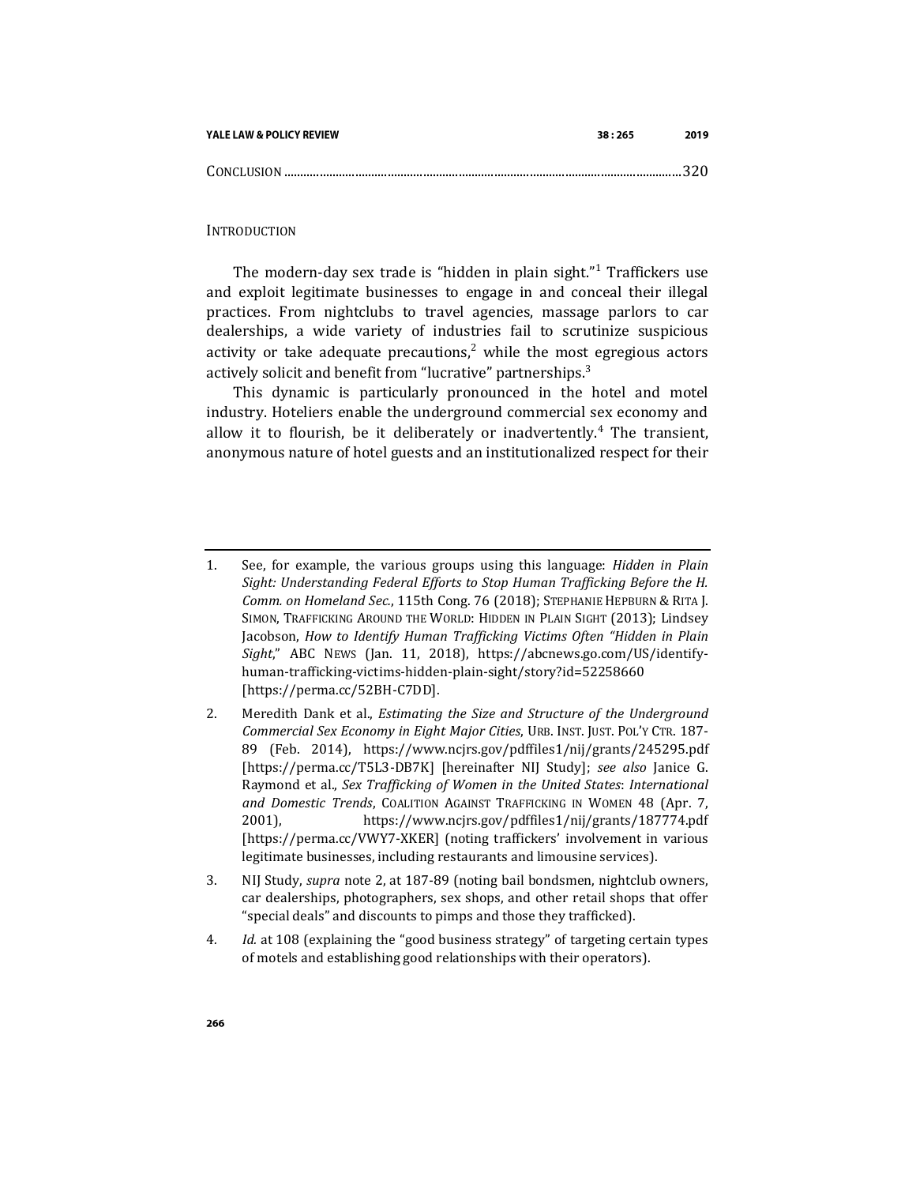Conclusion .......................................................................................................................320

## Introduction

The modern-day sex trade is "hidden in plain sight."[1] Traffickers use and exploit legitimate businesses to engage in and conceal their illegal practices. From nightclubs to travel agencies, massage parlors to car dealerships, a wide variety of industries fail to scrutinize suspicious activity or take adequate precautions,[2] while the most egregious actors actively solicit and benefit from "lucrative" partnerships.[3]

This dynamic is particularly pronounced in the hotel and motel industry. Hoteliers enable the underground commercial sex economy and allow it to flourish, be it deliberately or inadvertently.[4] The transient, anonymous nature of hotel guests and an institutionalized respect for their

---

1. See, for example, the various groups using this language: *Hidden in Plain Sight: Understanding Federal Efforts to Stop Human Trafficking Before the H. Comm. on Homeland Sec.*, 115th Cong. 76 (2018); Stephanie Hepburn & Rita J. Simon, Trafficking Around the World: Hidden in Plain Sight (2013); Lindsey Jacobson, *How to Identify Human Trafficking Victims Often "Hidden in Plain Sight*," ABC News (Jan. 11, 2018), https://abcnews.go.com/US/identify-human-trafficking-victims-hidden-plain-sight/story?id=52258660 [https://perma.cc/52BH-C7DD].

2. Meredith Dank et al., *Estimating the Size and Structure of the Underground Commercial Sex Economy in Eight Major Cities*, Urb. Inst. Just. Pol'y Ctr. 187-89 (Feb. 2014), https://www.ncjrs.gov/pdffiles1/nij/grants/245295.pdf [https://perma.cc/T5L3-DB7K] [hereinafter NIJ Study]; *see also* Janice G. Raymond et al., *Sex Trafficking of Women in the United States*: *International and Domestic Trends*, Coalition Against Trafficking in Women 48 (Apr. 7, 2001), https://www.ncjrs.gov/pdffiles1/nij/grants/187774.pdf [https://perma.cc/VWY7-XKER] (noting traffickers' involvement in various legitimate businesses, including restaurants and limousine services).

3. NIJ Study, *supra* note 2, at 187-89 (noting bail bondsmen, nightclub owners, car dealerships, photographers, sex shops, and other retail shops that offer "special deals" and discounts to pimps and those they trafficked).

4. *Id.* at 108 (explaining the "good business strategy" of targeting certain types of motels and establishing good relationships with their operators).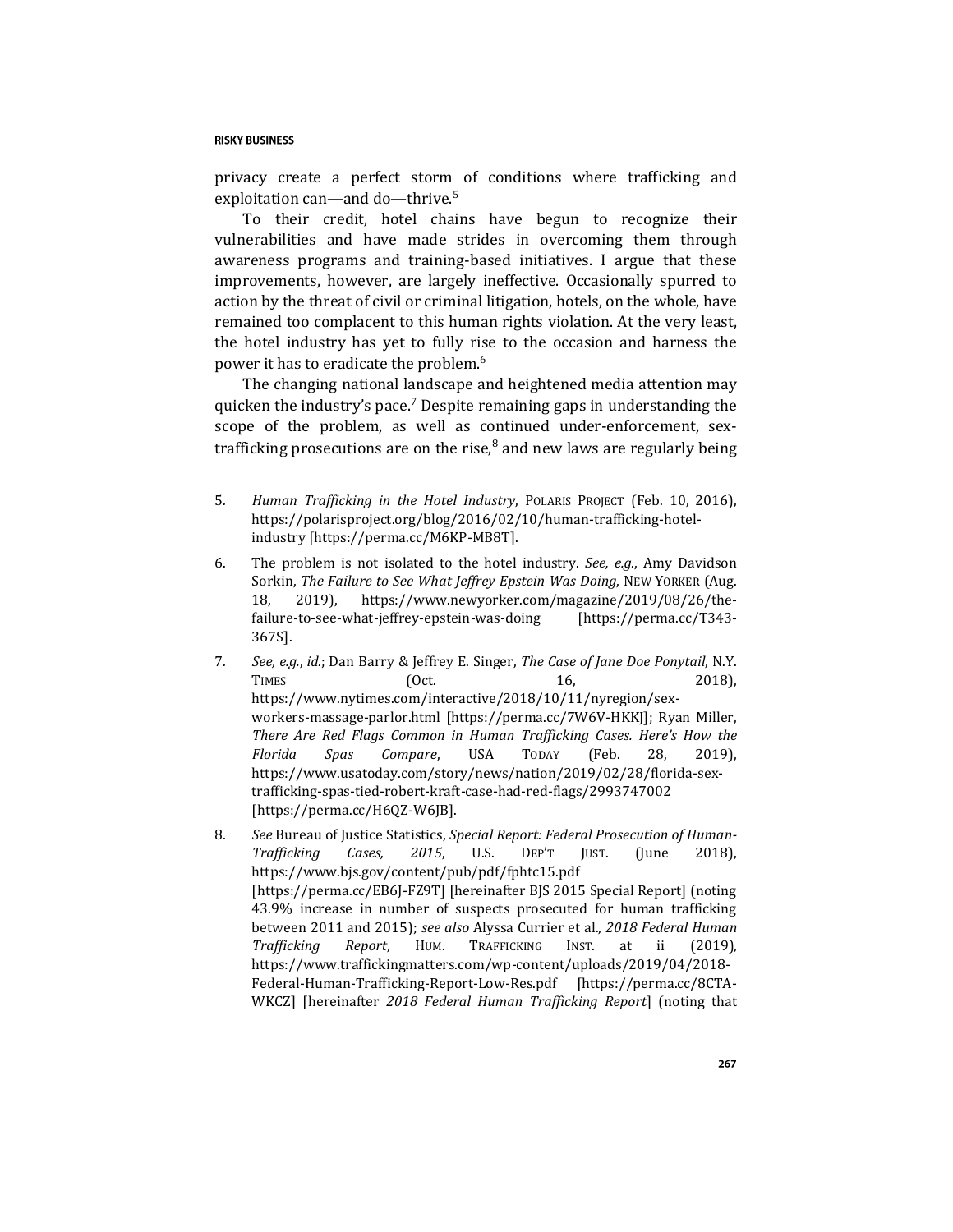privacy create a perfect storm of conditions where trafficking and exploitation can—and do—thrive.[5]

To their credit, hotel chains have begun to recognize their vulnerabilities and have made strides in overcoming them through awareness programs and training-based initiatives. I argue that these improvements, however, are largely ineffective. Occasionally spurred to action by the threat of civil or criminal litigation, hotels, on the whole, have remained too complacent to this human rights violation. At the very least, the hotel industry has yet to fully rise to the occasion and harness the power it has to eradicate the problem.[6]

The changing national landscape and heightened media attention may quicken the industry's pace.[7] Despite remaining gaps in understanding the scope of the problem, as well as continued under-enforcement, sex-trafficking prosecutions are on the rise,[8] and new laws are regularly being

---

5. *Human Trafficking in the Hotel Industry*, POLARIS PROJECT (Feb. 10, 2016), https://polarisproject.org/blog/2016/02/10/human-trafficking-hotel-industry [https://perma.cc/M6KP-MB8T].

6. The problem is not isolated to the hotel industry. *See, e.g.*, Amy Davidson Sorkin, *The Failure to See What Jeffrey Epstein Was Doing*, NEW YORKER (Aug. 18, 2019), https://www.newyorker.com/magazine/2019/08/26/the-failure-to-see-what-jeffrey-epstein-was-doing [https://perma.cc/T343-367S].

7. *See, e.g.*, *id.*; Dan Barry & Jeffrey E. Singer, *The Case of Jane Doe Ponytail*, N.Y. TIMES (Oct. 16, 2018), https://www.nytimes.com/interactive/2018/10/11/nyregion/sex-workers-massage-parlor.html [https://perma.cc/7W6V-HKKJ]; Ryan Miller, *There Are Red Flags Common in Human Trafficking Cases. Here's How the Florida Spas Compare*, USA TODAY (Feb. 28, 2019), https://www.usatoday.com/story/news/nation/2019/02/28/florida-sex-trafficking-spas-tied-robert-kraft-case-had-red-flags/2993747002 [https://perma.cc/H6QZ-W6JB].

8. *See* Bureau of Justice Statistics, *Special Report: Federal Prosecution of Human-Trafficking Cases, 2015*, U.S. DEP'T JUST. (June 2018), https://www.bjs.gov/content/pub/pdf/fphtc15.pdf [https://perma.cc/EB6J-FZ9T] [hereinafter BJS 2015 Special Report] (noting 43.9% increase in number of suspects prosecuted for human trafficking between 2011 and 2015); *see also* Alyssa Currier et al., *2018 Federal Human Trafficking Report*, HUM. TRAFFICKING INST. at ii (2019), https://www.traffickingmatters.com/wp-content/uploads/2019/04/2018-Federal-Human-Trafficking-Report-Low-Res.pdf [https://perma.cc/8CTA-WKCZ] [hereinafter *2018 Federal Human Trafficking Report*] (noting that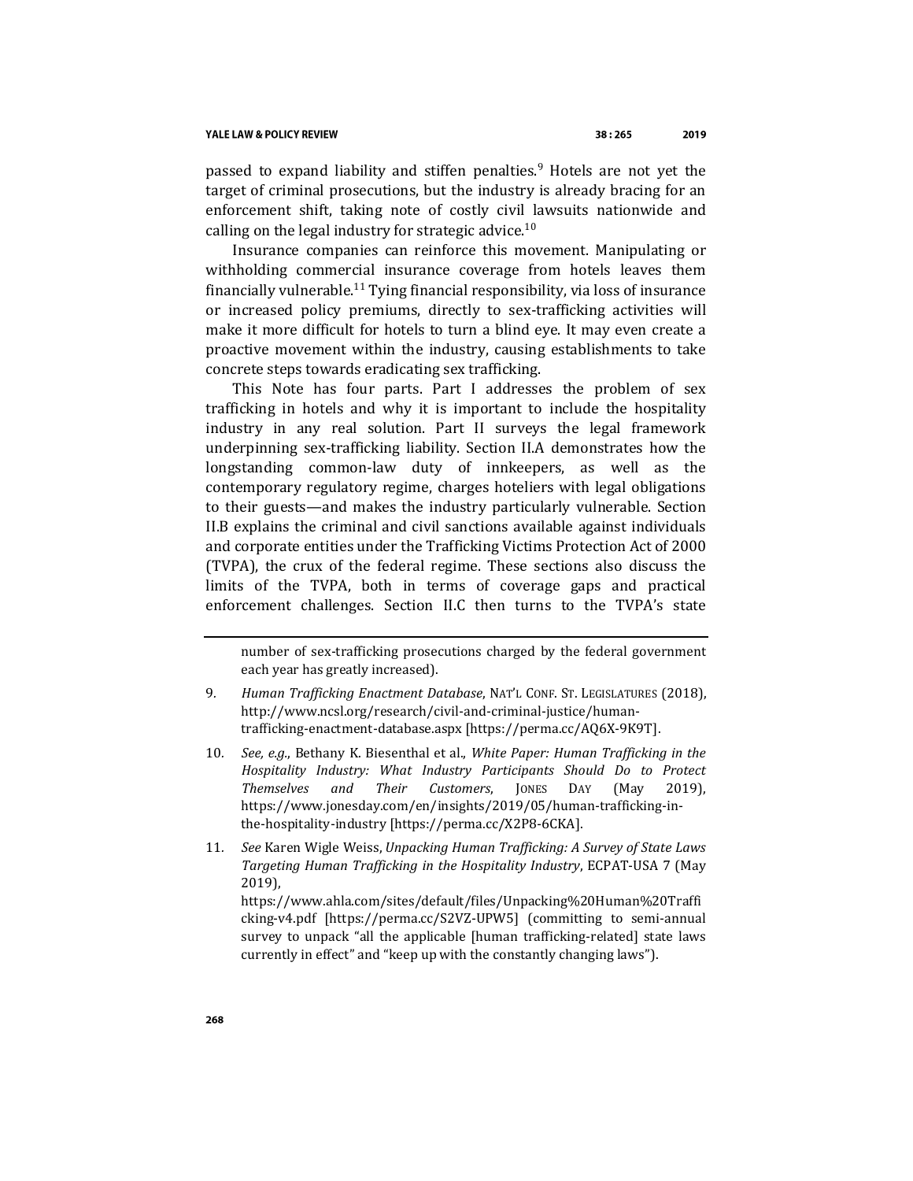passed to expand liability and stiffen penalties.[9] Hotels are not yet the target of criminal prosecutions, but the industry is already bracing for an enforcement shift, taking note of costly civil lawsuits nationwide and calling on the legal industry for strategic advice.[10]

Insurance companies can reinforce this movement. Manipulating or withholding commercial insurance coverage from hotels leaves them financially vulnerable.[11] Tying financial responsibility, via loss of insurance or increased policy premiums, directly to sex-trafficking activities will make it more difficult for hotels to turn a blind eye. It may even create a proactive movement within the industry, causing establishments to take concrete steps towards eradicating sex trafficking.

This Note has four parts. Part I addresses the problem of sex trafficking in hotels and why it is important to include the hospitality industry in any real solution. Part II surveys the legal framework underpinning sex-trafficking liability. Section II.A demonstrates how the longstanding common-law duty of innkeepers, as well as the contemporary regulatory regime, charges hoteliers with legal obligations to their guests—and makes the industry particularly vulnerable. Section II.B explains the criminal and civil sanctions available against individuals and corporate entities under the Trafficking Victims Protection Act of 2000 (TVPA), the crux of the federal regime. These sections also discuss the limits of the TVPA, both in terms of coverage gaps and practical enforcement challenges. Section II.C then turns to the TVPA's state

---

number of sex-trafficking prosecutions charged by the federal government each year has greatly increased).

9. *Human Trafficking Enactment Database*, NAT'L CONF. ST. LEGISLATURES (2018), http://www.ncsl.org/research/civil-and-criminal-justice/human-trafficking-enactment-database.aspx [https://perma.cc/AQ6X-9K9T].

10. *See, e.g.*, Bethany K. Biesenthal et al., *White Paper: Human Trafficking in the Hospitality Industry: What Industry Participants Should Do to Protect Themselves and Their Customers*, JONES DAY (May 2019), https://www.jonesday.com/en/insights/2019/05/human-trafficking-in-the-hospitality-industry [https://perma.cc/X2P8-6CKA].

11. *See* Karen Wigle Weiss, *Unpacking Human Trafficking: A Survey of State Laws Targeting Human Trafficking in the Hospitality Industry*, ECPAT-USA 7 (May 2019), https://www.ahla.com/sites/default/files/Unpacking%20Human%20Trafficking-v4.pdf [https://perma.cc/S2VZ-UPW5] (committing to semi-annual survey to unpack "all the applicable [human trafficking-related] state laws currently in effect" and "keep up with the constantly changing laws").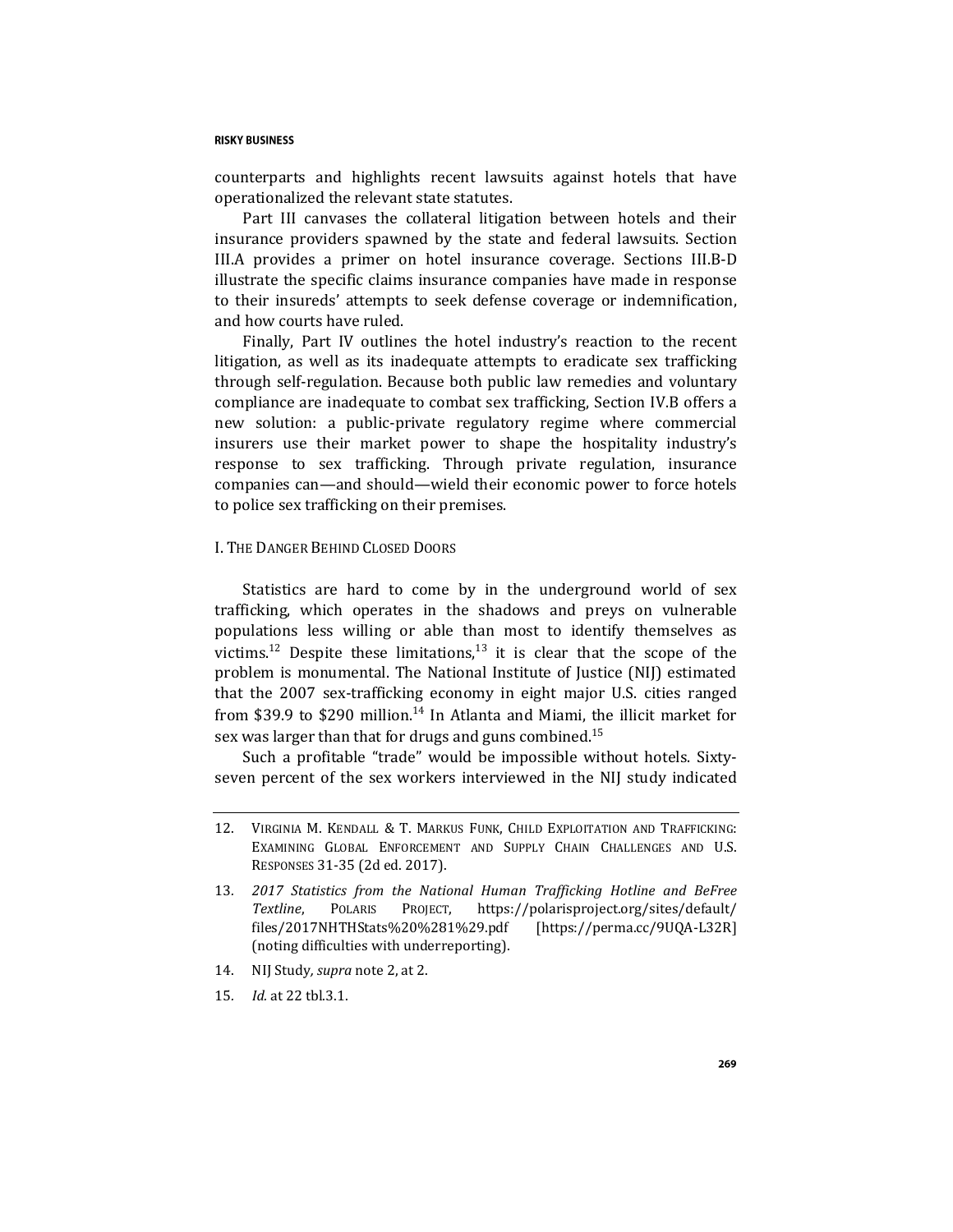counterparts and highlights recent lawsuits against hotels that have operationalized the relevant state statutes.

Part III canvases the collateral litigation between hotels and their insurance providers spawned by the state and federal lawsuits. Section III.A provides a primer on hotel insurance coverage. Sections III.B-D illustrate the specific claims insurance companies have made in response to their insureds' attempts to seek defense coverage or indemnification, and how courts have ruled.

Finally, Part IV outlines the hotel industry's reaction to the recent litigation, as well as its inadequate attempts to eradicate sex trafficking through self-regulation. Because both public law remedies and voluntary compliance are inadequate to combat sex trafficking, Section IV.B offers a new solution: a public-private regulatory regime where commercial insurers use their market power to shape the hospitality industry's response to sex trafficking. Through private regulation, insurance companies can—and should—wield their economic power to force hotels to police sex trafficking on their premises.

## I. The Danger Behind Closed Doors

Statistics are hard to come by in the underground world of sex trafficking, which operates in the shadows and preys on vulnerable populations less willing or able than most to identify themselves as victims.[12] Despite these limitations,[13] it is clear that the scope of the problem is monumental. The National Institute of Justice (NIJ) estimated that the 2007 sex-trafficking economy in eight major U.S. cities ranged from $39.9 to $290 million.[14] In Atlanta and Miami, the illicit market for sex was larger than that for drugs and guns combined.[15]

Such a profitable "trade" would be impossible without hotels. Sixty-seven percent of the sex workers interviewed in the NIJ study indicated

---

12. Virginia M. Kendall & T. Markus Funk, Child Exploitation and Trafficking: Examining Global Enforcement and Supply Chain Challenges and U.S. Responses 31-35 (2d ed. 2017).

13. *2017 Statistics from the National Human Trafficking Hotline and BeFree Textline*, Polaris Project, https://polarisproject.org/sites/default/files/2017NHTHStats%20%281%29.pdf [https://perma.cc/9UQA-L32R] (noting difficulties with underreporting).

14. NIJ Study, *supra* note 2, at 2.

15. *Id.* at 22 tbl.3.1.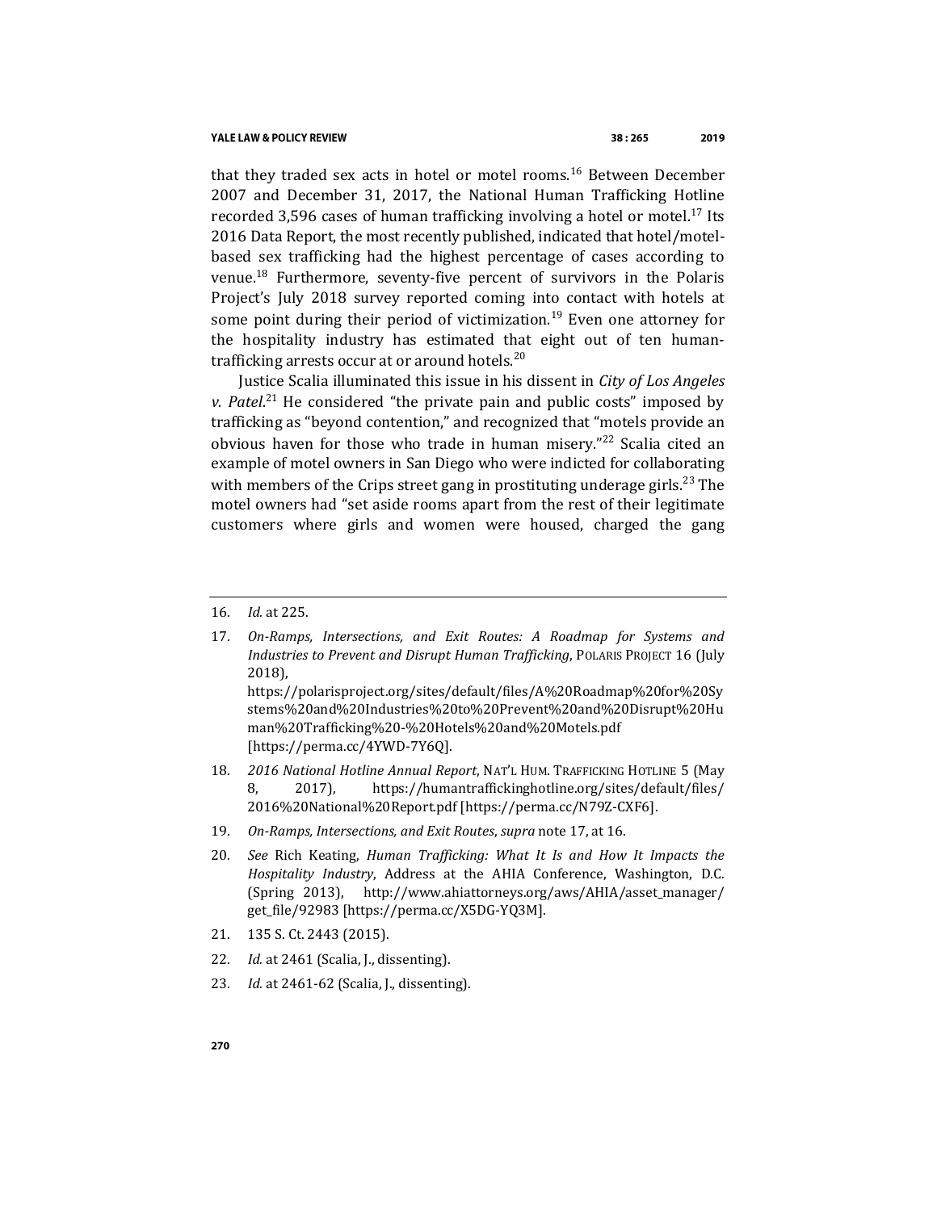that they traded sex acts in hotel or motel rooms.[16] Between December 2007 and December 31, 2017, the National Human Trafficking Hotline recorded 3,596 cases of human trafficking involving a hotel or motel.[17] Its 2016 Data Report, the most recently published, indicated that hotel/motel-based sex trafficking had the highest percentage of cases according to venue.[18] Furthermore, seventy-five percent of survivors in the Polaris Project's July 2018 survey reported coming into contact with hotels at some point during their period of victimization.[19] Even one attorney for the hospitality industry has estimated that eight out of ten human-trafficking arrests occur at or around hotels.[20]

Justice Scalia illuminated this issue in his dissent in *City of Los Angeles v. Patel*.[21] He considered "the private pain and public costs" imposed by trafficking as "beyond contention," and recognized that "motels provide an obvious haven for those who trade in human misery."[22] Scalia cited an example of motel owners in San Diego who were indicted for collaborating with members of the Crips street gang in prostituting underage girls.[23] The motel owners had "set aside rooms apart from the rest of their legitimate customers where girls and women were housed, charged the gang

---

16. *Id.* at 225.

17. *On-Ramps, Intersections, and Exit Routes: A Roadmap for Systems and Industries to Prevent and Disrupt Human Trafficking*, POLARIS PROJECT 16 (July 2018), https://polarisproject.org/sites/default/files/A%20Roadmap%20for%20Systems%20and%20Industries%20to%20Prevent%20and%20Disrupt%20Human%20Trafficking%20-%20Hotels%20and%20Motels.pdf [https://perma.cc/4YWD-7Y6Q].

18. *2016 National Hotline Annual Report*, NAT'L HUM. TRAFFICKING HOTLINE 5 (May 8, 2017), https://humantraffickinghotline.org/sites/default/files/2016%20National%20Report.pdf [https://perma.cc/N79Z-CXF6].

19. *On-Ramps, Intersections, and Exit Routes*, *supra* note 17, at 16.

20. *See* Rich Keating, *Human Trafficking: What It Is and How It Impacts the Hospitality Industry*, Address at the AHIA Conference, Washington, D.C. (Spring 2013), http://www.ahiattorneys.org/aws/AHIA/asset_manager/get_file/92983 [https://perma.cc/X5DG-YQ3M].

21. 135 S. Ct. 2443 (2015).

22. *Id.* at 2461 (Scalia, J., dissenting).

23. *Id.* at 2461-62 (Scalia, J., dissenting).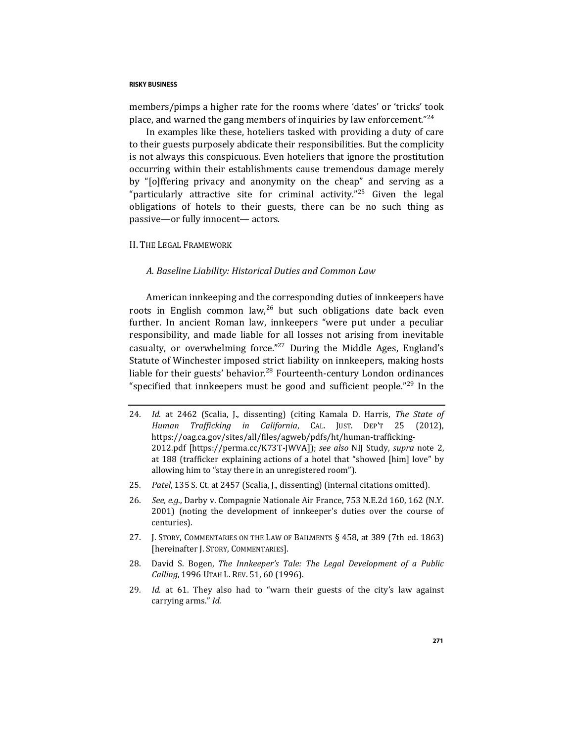members/pimps a higher rate for the rooms where 'dates' or 'tricks' took place, and warned the gang members of inquiries by law enforcement."[24]

In examples like these, hoteliers tasked with providing a duty of care to their guests purposely abdicate their responsibilities. But the complicity is not always this conspicuous. Even hoteliers that ignore the prostitution occurring within their establishments cause tremendous damage merely by "[o]ffering privacy and anonymity on the cheap" and serving as a "particularly attractive site for criminal activity."[25] Given the legal obligations of hotels to their guests, there can be no such thing as passive—or fully innocent— actors.

## II. The Legal Framework

### *A. Baseline Liability: Historical Duties and Common Law*

American innkeeping and the corresponding duties of innkeepers have roots in English common law,[26] but such obligations date back even further. In ancient Roman law, innkeepers "were put under a peculiar responsibility, and made liable for all losses not arising from inevitable casualty, or overwhelming force."[27] During the Middle Ages, England's Statute of Winchester imposed strict liability on innkeepers, making hosts liable for their guests' behavior.[28] Fourteenth-century London ordinances "specified that innkeepers must be good and sufficient people."[29] In the

---

24. *Id.* at 2462 (Scalia, J., dissenting) (citing Kamala D. Harris, *The State of Human Trafficking in California*, CAL. JUST. DEP'T 25 (2012), https://oag.ca.gov/sites/all/files/agweb/pdfs/ht/human-trafficking-2012.pdf [https://perma.cc/K73T-JWVA]); *see also* NIJ Study, *supra* note 2, at 188 (trafficker explaining actions of a hotel that "showed [him] love" by allowing him to "stay there in an unregistered room").

25. *Patel*, 135 S. Ct. at 2457 (Scalia, J., dissenting) (internal citations omitted).

26. *See, e.g.*, Darby v. Compagnie Nationale Air France, 753 N.E.2d 160, 162 (N.Y. 2001) (noting the development of innkeeper's duties over the course of centuries).

27. J. STORY, COMMENTARIES ON THE LAW OF BAILMENTS § 458, at 389 (7th ed. 1863) [hereinafter J. STORY, COMMENTARIES].

28. David S. Bogen, *The Innkeeper's Tale: The Legal Development of a Public Calling*, 1996 UTAH L. REV. 51, 60 (1996).

29. *Id.* at 61. They also had to "warn their guests of the city's law against carrying arms." *Id.*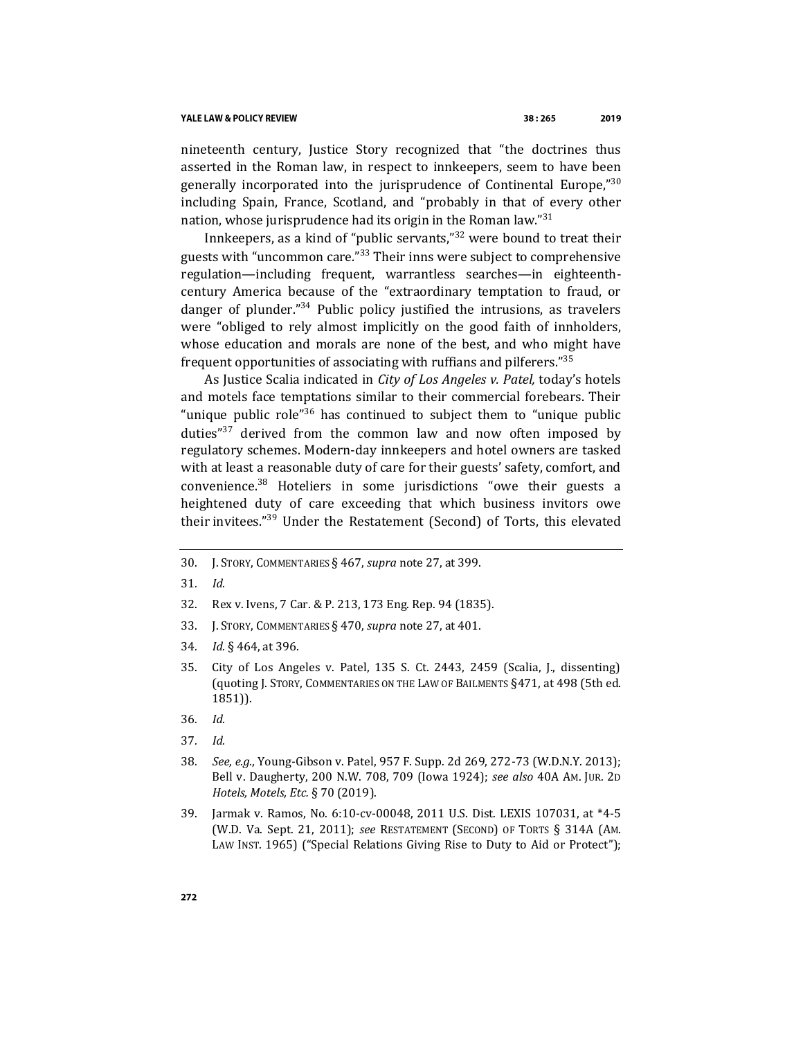nineteenth century, Justice Story recognized that "the doctrines thus asserted in the Roman law, in respect to innkeepers, seem to have been generally incorporated into the jurisprudence of Continental Europe,"[30] including Spain, France, Scotland, and "probably in that of every other nation, whose jurisprudence had its origin in the Roman law."[31]

Innkeepers, as a kind of "public servants,"[32] were bound to treat their guests with "uncommon care."[33] Their inns were subject to comprehensive regulation—including frequent, warrantless searches—in eighteenth-century America because of the "extraordinary temptation to fraud, or danger of plunder."[34] Public policy justified the intrusions, as travelers were "obliged to rely almost implicitly on the good faith of innholders, whose education and morals are none of the best, and who might have frequent opportunities of associating with ruffians and pilferers."[35]

As Justice Scalia indicated in *City of Los Angeles v. Patel,* today's hotels and motels face temptations similar to their commercial forebears. Their "unique public role"[36] has continued to subject them to "unique public duties"[37] derived from the common law and now often imposed by regulatory schemes. Modern-day innkeepers and hotel owners are tasked with at least a reasonable duty of care for their guests' safety, comfort, and convenience.[38] Hoteliers in some jurisdictions "owe their guests a heightened duty of care exceeding that which business invitors owe their invitees."[39] Under the Restatement (Second) of Torts, this elevated

---

30. J. STORY, COMMENTARIES § 467, *supra* note 27, at 399.
31. *Id.*
32. Rex v. Ivens, 7 Car. & P. 213, 173 Eng. Rep. 94 (1835).
33. J. STORY, COMMENTARIES § 470, *supra* note 27, at 401.
34. *Id.* § 464, at 396.
35. City of Los Angeles v. Patel, 135 S. Ct. 2443, 2459 (Scalia, J., dissenting) (quoting J. STORY, COMMENTARIES ON THE LAW OF BAILMENTS §471, at 498 (5th ed. 1851)).
36. *Id.*
37. *Id.*
38. *See, e.g.*, Young-Gibson v. Patel, 957 F. Supp. 2d 269, 272-73 (W.D.N.Y. 2013); Bell v. Daugherty, 200 N.W. 708, 709 (Iowa 1924); *see also* 40A AM. JUR. 2D *Hotels, Motels, Etc.* § 70 (2019).
39. Jarmak v. Ramos, No. 6:10-cv-00048, 2011 U.S. Dist. LEXIS 107031, at *4-5 (W.D. Va. Sept. 21, 2011); *see* RESTATEMENT (SECOND) OF TORTS § 314A (AM. LAW INST. 1965) ("Special Relations Giving Rise to Duty to Aid or Protect");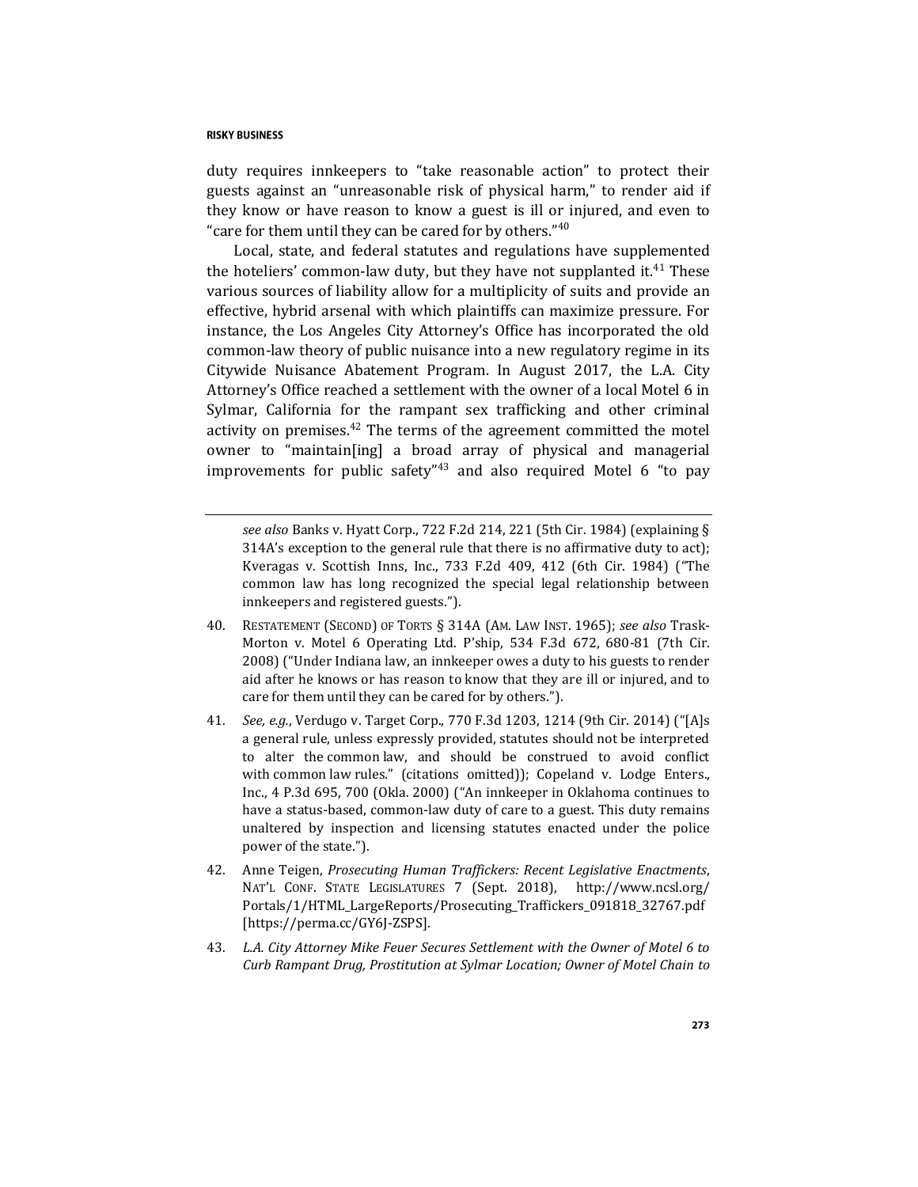duty requires innkeepers to "take reasonable action" to protect their guests against an "unreasonable risk of physical harm," to render aid if they know or have reason to know a guest is ill or injured, and even to "care for them until they can be cared for by others."[40]

Local, state, and federal statutes and regulations have supplemented the hoteliers' common-law duty, but they have not supplanted it.[41] These various sources of liability allow for a multiplicity of suits and provide an effective, hybrid arsenal with which plaintiffs can maximize pressure. For instance, the Los Angeles City Attorney's Office has incorporated the old common-law theory of public nuisance into a new regulatory regime in its Citywide Nuisance Abatement Program. In August 2017, the L.A. City Attorney's Office reached a settlement with the owner of a local Motel 6 in Sylmar, California for the rampant sex trafficking and other criminal activity on premises.[42] The terms of the agreement committed the motel owner to "maintain[ing] a broad array of physical and managerial improvements for public safety"[43] and also required Motel 6 "to pay

---

*see also* Banks v. Hyatt Corp., 722 F.2d 214, 221 (5th Cir. 1984) (explaining § 314A's exception to the general rule that there is no affirmative duty to act); Kveragas v. Scottish Inns, Inc., 733 F.2d 409, 412 (6th Cir. 1984) ("The common law has long recognized the special legal relationship between innkeepers and registered guests.").

40. RESTATEMENT (SECOND) OF TORTS § 314A (AM. LAW INST. 1965); *see also* Trask-Morton v. Motel 6 Operating Ltd. P'ship, 534 F.3d 672, 680-81 (7th Cir. 2008) ("Under Indiana law, an innkeeper owes a duty to his guests to render aid after he knows or has reason to know that they are ill or injured, and to care for them until they can be cared for by others.").

41. *See, e.g.*, Verdugo v. Target Corp., 770 F.3d 1203, 1214 (9th Cir. 2014) ("[A]s a general rule, unless expressly provided, statutes should not be interpreted to alter the common law, and should be construed to avoid conflict with common law rules." (citations omitted)); Copeland v. Lodge Enters., Inc., 4 P.3d 695, 700 (Okla. 2000) ("An innkeeper in Oklahoma continues to have a status-based, common-law duty of care to a guest. This duty remains unaltered by inspection and licensing statutes enacted under the police power of the state.").

42. Anne Teigen, *Prosecuting Human Traffickers: Recent Legislative Enactments*, NAT'L CONF. STATE LEGISLATURES 7 (Sept. 2018), http://www.ncsl.org/Portals/1/HTML_LargeReports/Prosecuting_Traffickers_091818_32767.pdf [https://perma.cc/GY6J-ZSPS].

43. *L.A. City Attorney Mike Feuer Secures Settlement with the Owner of Motel 6 to Curb Rampant Drug, Prostitution at Sylmar Location; Owner of Motel Chain to*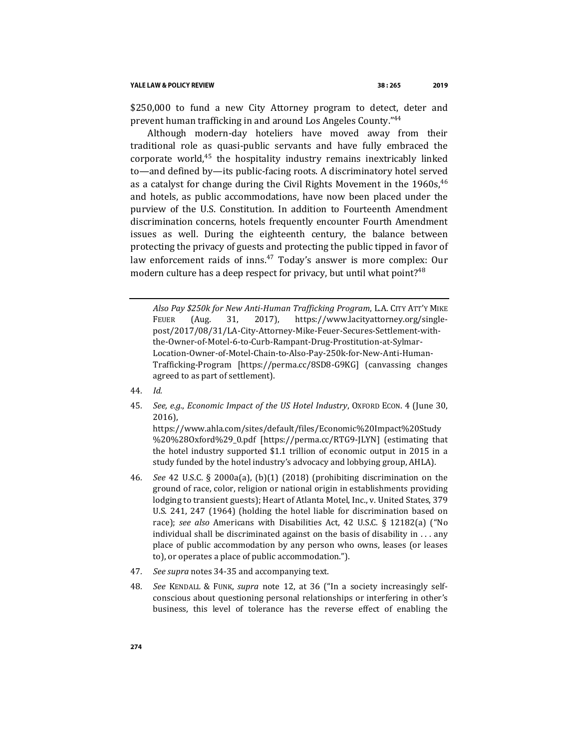$250,000 to fund a new City Attorney program to detect, deter and prevent human trafficking in and around Los Angeles County."[44]

Although modern-day hoteliers have moved away from their traditional role as quasi-public servants and have fully embraced the corporate world,[45] the hospitality industry remains inextricably linked to—and defined by—its public-facing roots. A discriminatory hotel served as a catalyst for change during the Civil Rights Movement in the 1960s,[46] and hotels, as public accommodations, have now been placed under the purview of the U.S. Constitution. In addition to Fourteenth Amendment discrimination concerns, hotels frequently encounter Fourth Amendment issues as well. During the eighteenth century, the balance between protecting the privacy of guests and protecting the public tipped in favor of law enforcement raids of inns.[47] Today's answer is more complex: Our modern culture has a deep respect for privacy, but until what point?[48]

---

*Also Pay $250k for New Anti-Human Trafficking Program*, L.A. CITY ATT'Y MIKE FEUER (Aug. 31, 2017), https://www.lacityattorney.org/single-post/2017/08/31/LA-City-Attorney-Mike-Feuer-Secures-Settlement-with-the-Owner-of-Motel-6-to-Curb-Rampant-Drug-Prostitution-at-Sylmar-Location-Owner-of-Motel-Chain-to-Also-Pay-250k-for-New-Anti-Human-Trafficking-Program [https://perma.cc/8SD8-G9KG] (canvassing changes agreed to as part of settlement).

44. *Id.*

45. *See, e.g.*, *Economic Impact of the US Hotel Industry*, OXFORD ECON. 4 (June 30, 2016), https://www.ahla.com/sites/default/files/Economic%20Impact%20Study%20%28Oxford%29_0.pdf [https://perma.cc/RTG9-JLYN] (estimating that the hotel industry supported $1.1 trillion of economic output in 2015 in a study funded by the hotel industry's advocacy and lobbying group, AHLA).

46. *See* 42 U.S.C. § 2000a(a), (b)(1) (2018) (prohibiting discrimination on the ground of race, color, religion or national origin in establishments providing lodging to transient guests); Heart of Atlanta Motel, Inc., v. United States, 379 U.S. 241, 247 (1964) (holding the hotel liable for discrimination based on race); *see also* Americans with Disabilities Act, 42 U.S.C. § 12182(a) ("No individual shall be discriminated against on the basis of disability in . . . any place of public accommodation by any person who owns, leases (or leases to), or operates a place of public accommodation.").

47. *See supra* notes 34-35 and accompanying text.

48. *See* KENDALL & FUNK, *supra* note 12, at 36 ("In a society increasingly self-conscious about questioning personal relationships or interfering in other's business, this level of tolerance has the reverse effect of enabling the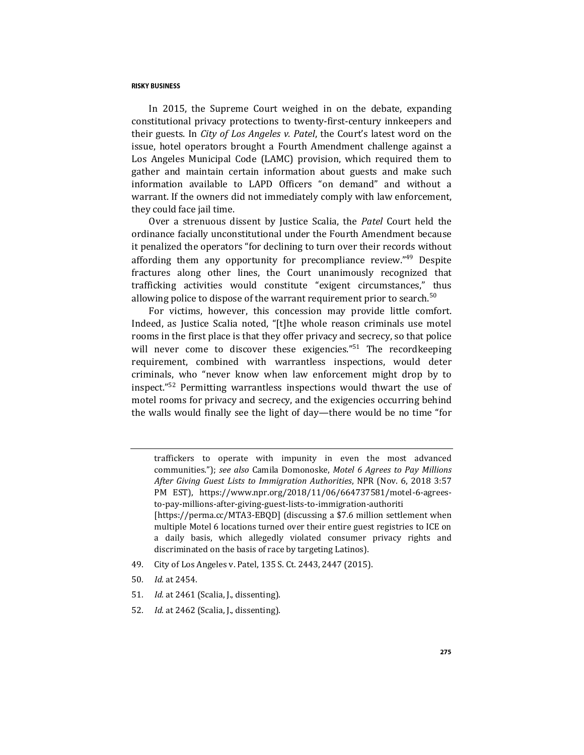In 2015, the Supreme Court weighed in on the debate, expanding constitutional privacy protections to twenty-first-century innkeepers and their guests. In *City of Los Angeles v. Patel*, the Court's latest word on the issue, hotel operators brought a Fourth Amendment challenge against a Los Angeles Municipal Code (LAMC) provision, which required them to gather and maintain certain information about guests and make such information available to LAPD Officers "on demand" and without a warrant. If the owners did not immediately comply with law enforcement, they could face jail time.

Over a strenuous dissent by Justice Scalia, the *Patel* Court held the ordinance facially unconstitutional under the Fourth Amendment because it penalized the operators "for declining to turn over their records without affording them any opportunity for precompliance review."[49] Despite fractures along other lines, the Court unanimously recognized that trafficking activities would constitute "exigent circumstances," thus allowing police to dispose of the warrant requirement prior to search.[50]

For victims, however, this concession may provide little comfort. Indeed, as Justice Scalia noted, "[t]he whole reason criminals use motel rooms in the first place is that they offer privacy and secrecy, so that police will never come to discover these exigencies."[51] The recordkeeping requirement, combined with warrantless inspections, would deter criminals, who "never know when law enforcement might drop by to inspect."[52] Permitting warrantless inspections would thwart the use of motel rooms for privacy and secrecy, and the exigencies occurring behind the walls would finally see the light of day—there would be no time "for

---

traffickers to operate with impunity in even the most advanced communities."); *see also* Camila Domonoske, *Motel 6 Agrees to Pay Millions After Giving Guest Lists to Immigration Authorities*, NPR (Nov. 6, 2018 3:57 PM EST), https://www.npr.org/2018/11/06/664737581/motel-6-agrees-to-pay-millions-after-giving-guest-lists-to-immigration-authoriti [https://perma.cc/MTA3-EBQD] (discussing a $7.6 million settlement when multiple Motel 6 locations turned over their entire guest registries to ICE on a daily basis, which allegedly violated consumer privacy rights and discriminated on the basis of race by targeting Latinos).

49. City of Los Angeles v. Patel, 135 S. Ct. 2443, 2447 (2015).

50. *Id.* at 2454.

51. *Id.* at 2461 (Scalia, J., dissenting).

52. *Id.* at 2462 (Scalia, J., dissenting).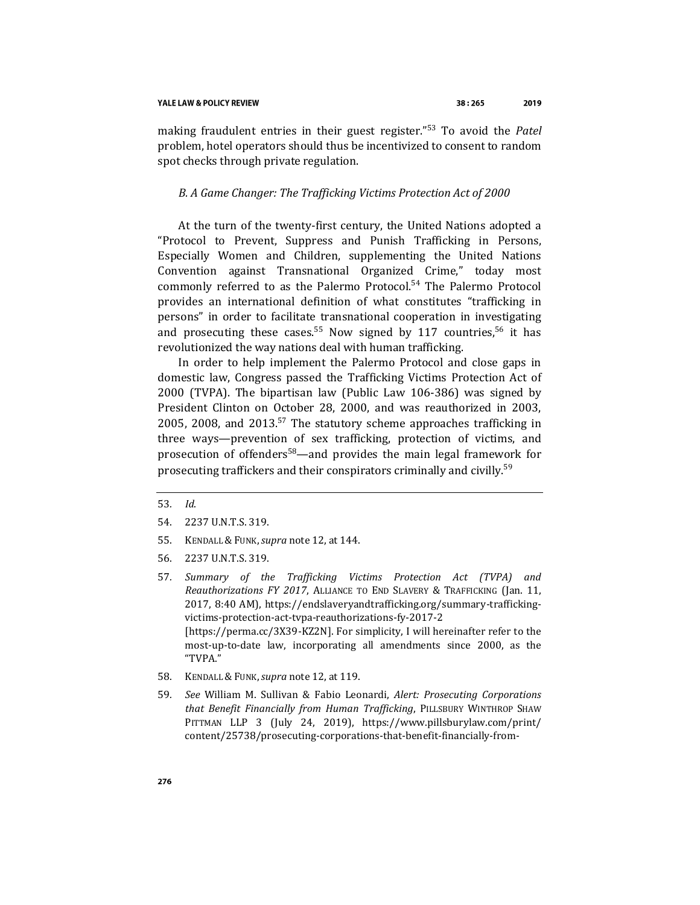making fraudulent entries in their guest register."[53] To avoid the *Patel* problem, hotel operators should thus be incentivized to consent to random spot checks through private regulation.

### *B. A Game Changer: The Trafficking Victims Protection Act of 2000*

At the turn of the twenty-first century, the United Nations adopted a "Protocol to Prevent, Suppress and Punish Trafficking in Persons, Especially Women and Children, supplementing the United Nations Convention against Transnational Organized Crime," today most commonly referred to as the Palermo Protocol.[54] The Palermo Protocol provides an international definition of what constitutes "trafficking in persons" in order to facilitate transnational cooperation in investigating and prosecuting these cases.[55] Now signed by 117 countries,[56] it has revolutionized the way nations deal with human trafficking.

In order to help implement the Palermo Protocol and close gaps in domestic law, Congress passed the Trafficking Victims Protection Act of 2000 (TVPA). The bipartisan law (Public Law 106-386) was signed by President Clinton on October 28, 2000, and was reauthorized in 2003, 2005, 2008, and 2013.[57] The statutory scheme approaches trafficking in three ways—prevention of sex trafficking, protection of victims, and prosecution of offenders[58]—and provides the main legal framework for prosecuting traffickers and their conspirators criminally and civilly.[59]

---

53. *Id.*

54. 2237 U.N.T.S. 319.

55. KENDALL & FUNK, *supra* note 12, at 144.

56. 2237 U.N.T.S. 319.

57. *Summary of the Trafficking Victims Protection Act (TVPA) and Reauthorizations FY 2017*, ALLIANCE TO END SLAVERY & TRAFFICKING (Jan. 11, 2017, 8:40 AM), https://endslaveryandtrafficking.org/summary-trafficking-victims-protection-act-tvpa-reauthorizations-fy-2017-2 [https://perma.cc/3X39-KZ2N]. For simplicity, I will hereinafter refer to the most-up-to-date law, incorporating all amendments since 2000, as the "TVPA."

58. KENDALL & FUNK, *supra* note 12, at 119.

59. *See* William M. Sullivan & Fabio Leonardi, *Alert: Prosecuting Corporations that Benefit Financially from Human Trafficking*, PILLSBURY WINTHROP SHAW PITTMAN LLP 3 (July 24, 2019), https://www.pillsburylaw.com/print/content/25738/prosecuting-corporations-that-benefit-financially-from-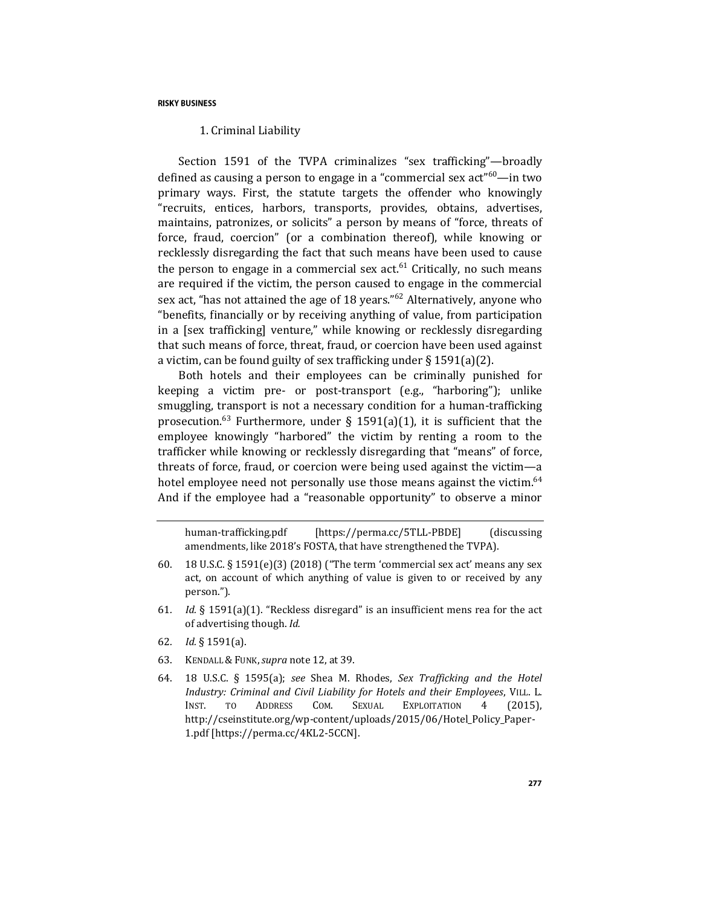### 1. Criminal Liability

Section 1591 of the TVPA criminalizes "sex trafficking"—broadly defined as causing a person to engage in a "commercial sex act"[60]—in two primary ways. First, the statute targets the offender who knowingly "recruits, entices, harbors, transports, provides, obtains, advertises, maintains, patronizes, or solicits" a person by means of "force, threats of force, fraud, coercion" (or a combination thereof), while knowing or recklessly disregarding the fact that such means have been used to cause the person to engage in a commercial sex act.[61] Critically, no such means are required if the victim, the person caused to engage in the commercial sex act, "has not attained the age of 18 years."[62] Alternatively, anyone who "benefits, financially or by receiving anything of value, from participation in a [sex trafficking] venture," while knowing or recklessly disregarding that such means of force, threat, fraud, or coercion have been used against a victim, can be found guilty of sex trafficking under § 1591(a)(2).

Both hotels and their employees can be criminally punished for keeping a victim pre- or post-transport (e.g., "harboring"); unlike smuggling, transport is not a necessary condition for a human-trafficking prosecution.[63] Furthermore, under § 1591(a)(1), it is sufficient that the employee knowingly "harbored" the victim by renting a room to the trafficker while knowing or recklessly disregarding that "means" of force, threats of force, fraud, or coercion were being used against the victim—a hotel employee need not personally use those means against the victim.[64] And if the employee had a "reasonable opportunity" to observe a minor

---

human-trafficking.pdf [https://perma.cc/5TLL-PBDE] (discussing amendments, like 2018's FOSTA, that have strengthened the TVPA).

60. 18 U.S.C. § 1591(e)(3) (2018) ("The term 'commercial sex act' means any sex act, on account of which anything of value is given to or received by any person.").

61. *Id.* § 1591(a)(1). "Reckless disregard" is an insufficient mens rea for the act of advertising though. *Id.*

62. *Id.* § 1591(a).

63. KENDALL & FUNK, *supra* note 12, at 39.

64. 18 U.S.C. § 1595(a); *see* Shea M. Rhodes, *Sex Trafficking and the Hotel Industry: Criminal and Civil Liability for Hotels and their Employees*, VILL. L. INST. TO ADDRESS COM. SEXUAL EXPLOITATION 4 (2015), http://cseinstitute.org/wp-content/uploads/2015/06/Hotel_Policy_Paper-1.pdf [https://perma.cc/4KL2-5CCN].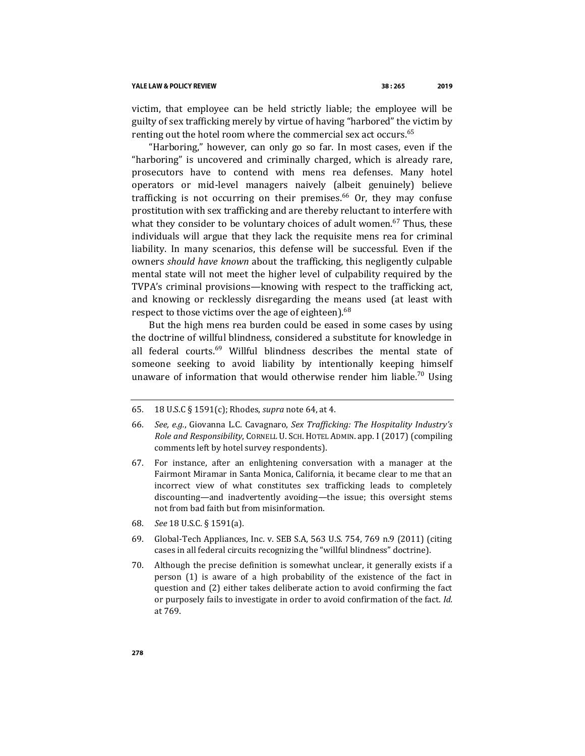victim, that employee can be held strictly liable; the employee will be guilty of sex trafficking merely by virtue of having "harbored" the victim by renting out the hotel room where the commercial sex act occurs.[65]

"Harboring," however, can only go so far. In most cases, even if the "harboring" is uncovered and criminally charged, which is already rare, prosecutors have to contend with mens rea defenses. Many hotel operators or mid-level managers naively (albeit genuinely) believe trafficking is not occurring on their premises.[66] Or, they may confuse prostitution with sex trafficking and are thereby reluctant to interfere with what they consider to be voluntary choices of adult women.[67] Thus, these individuals will argue that they lack the requisite mens rea for criminal liability. In many scenarios, this defense will be successful. Even if the owners *should have known* about the trafficking, this negligently culpable mental state will not meet the higher level of culpability required by the TVPA's criminal provisions—knowing with respect to the trafficking act, and knowing or recklessly disregarding the means used (at least with respect to those victims over the age of eighteen).[68]

But the high mens rea burden could be eased in some cases by using the doctrine of willful blindness, considered a substitute for knowledge in all federal courts.[69] Willful blindness describes the mental state of someone seeking to avoid liability by intentionally keeping himself unaware of information that would otherwise render him liable.[70] Using

---

65. 18 U.S.C § 1591(c); Rhodes, *supra* note 64, at 4.

66. *See, e.g.*, Giovanna L.C. Cavagnaro, *Sex Trafficking: The Hospitality Industry's Role and Responsibility*, CORNELL U. SCH. HOTEL ADMIN. app. I (2017) (compiling comments left by hotel survey respondents).

67. For instance, after an enlightening conversation with a manager at the Fairmont Miramar in Santa Monica, California, it became clear to me that an incorrect view of what constitutes sex trafficking leads to completely discounting—and inadvertently avoiding—the issue; this oversight stems not from bad faith but from misinformation.

68. *See* 18 U.S.C. § 1591(a).

69. Global-Tech Appliances, Inc. v. SEB S.A, 563 U.S. 754, 769 n.9 (2011) (citing cases in all federal circuits recognizing the "willful blindness" doctrine).

70. Although the precise definition is somewhat unclear, it generally exists if a person (1) is aware of a high probability of the existence of the fact in question and (2) either takes deliberate action to avoid confirming the fact or purposely fails to investigate in order to avoid confirmation of the fact. *Id.* at 769.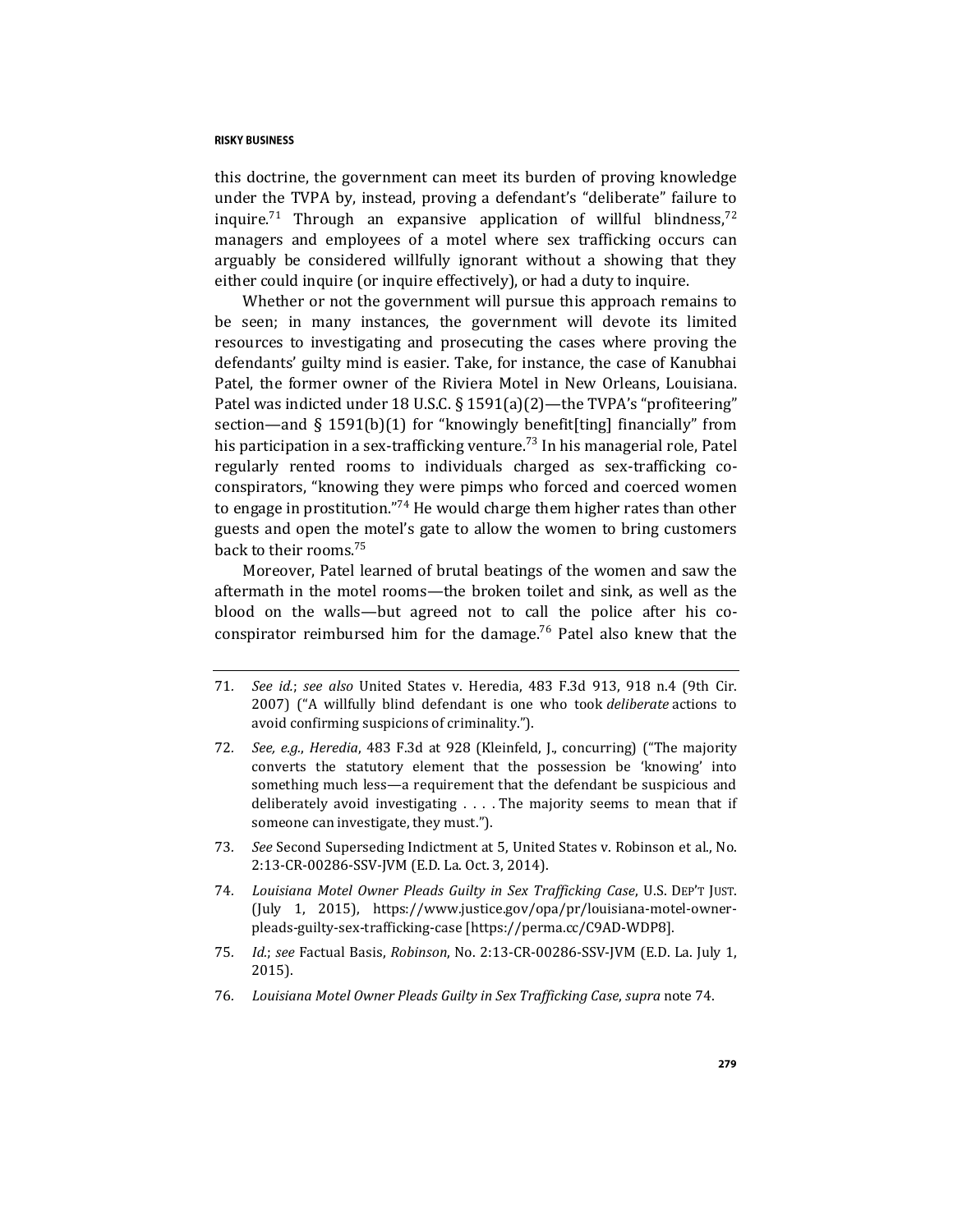this doctrine, the government can meet its burden of proving knowledge under the TVPA by, instead, proving a defendant's "deliberate" failure to inquire.[71] Through an expansive application of willful blindness,[72] managers and employees of a motel where sex trafficking occurs can arguably be considered willfully ignorant without a showing that they either could inquire (or inquire effectively), or had a duty to inquire.

Whether or not the government will pursue this approach remains to be seen; in many instances, the government will devote its limited resources to investigating and prosecuting the cases where proving the defendants' guilty mind is easier. Take, for instance, the case of Kanubhai Patel, the former owner of the Riviera Motel in New Orleans, Louisiana. Patel was indicted under 18 U.S.C. § 1591(a)(2)—the TVPA's "profiteering" section—and § 1591(b)(1) for "knowingly benefit[ting] financially" from his participation in a sex-trafficking venture.[73] In his managerial role, Patel regularly rented rooms to individuals charged as sex-trafficking co-conspirators, "knowing they were pimps who forced and coerced women to engage in prostitution."[74] He would charge them higher rates than other guests and open the motel's gate to allow the women to bring customers back to their rooms.[75]

Moreover, Patel learned of brutal beatings of the women and saw the aftermath in the motel rooms—the broken toilet and sink, as well as the blood on the walls—but agreed not to call the police after his co-conspirator reimbursed him for the damage.[76] Patel also knew that the

---

71. *See id.*; *see also* United States v. Heredia, 483 F.3d 913, 918 n.4 (9th Cir. 2007) ("A willfully blind defendant is one who took *deliberate* actions to avoid confirming suspicions of criminality.").

72. *See, e.g.*, *Heredia*, 483 F.3d at 928 (Kleinfeld, J., concurring) ("The majority converts the statutory element that the possession be 'knowing' into something much less—a requirement that the defendant be suspicious and deliberately avoid investigating . . . . The majority seems to mean that if someone can investigate, they must.").

73. *See* Second Superseding Indictment at 5, United States v. Robinson et al., No. 2:13-CR-00286-SSV-JVM (E.D. La. Oct. 3, 2014).

74. *Louisiana Motel Owner Pleads Guilty in Sex Trafficking Case*, U.S. DEP'T JUST. (July 1, 2015), https://www.justice.gov/opa/pr/louisiana-motel-owner-pleads-guilty-sex-trafficking-case [https://perma.cc/C9AD-WDP8].

75. *Id.*; *see* Factual Basis, *Robinson*, No. 2:13-CR-00286-SSV-JVM (E.D. La. July 1, 2015).

76. *Louisiana Motel Owner Pleads Guilty in Sex Trafficking Case*, *supra* note 74.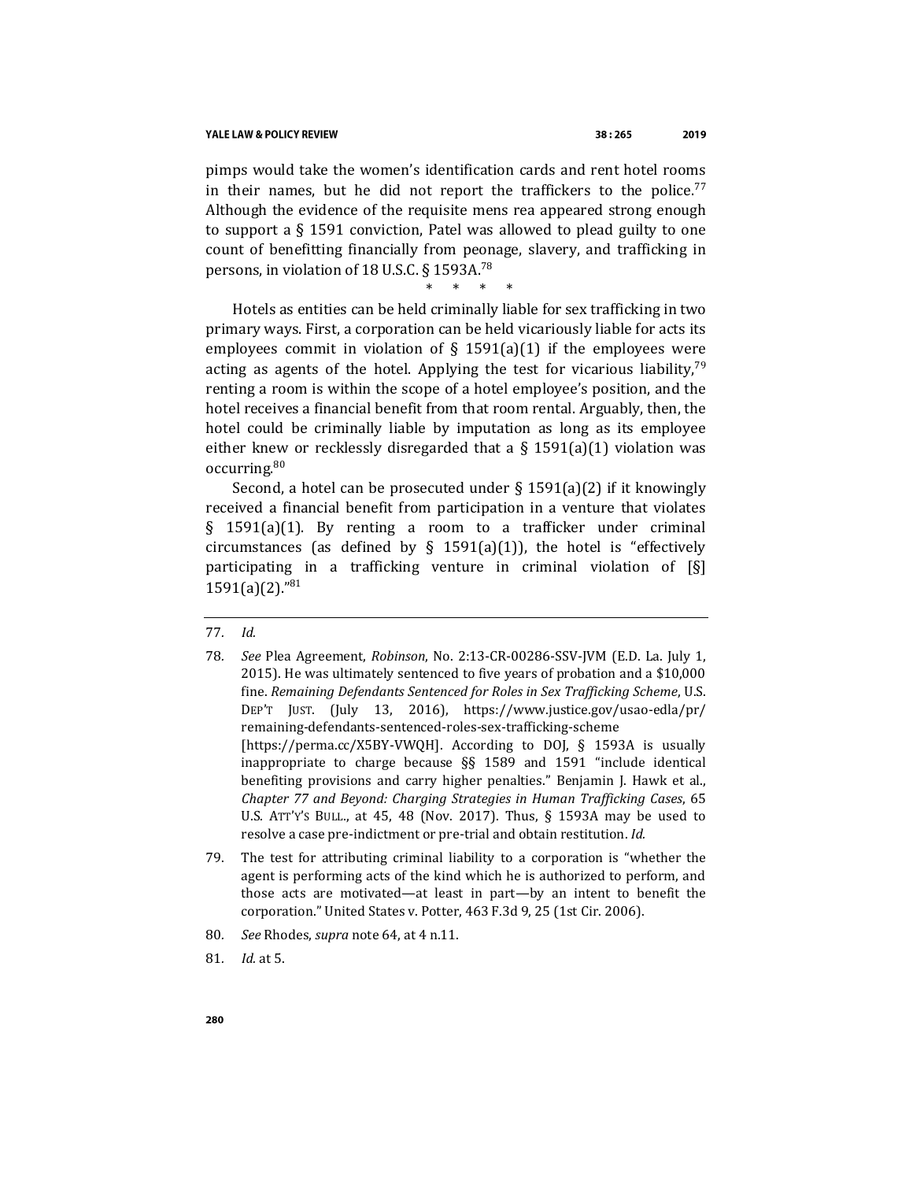pimps would take the women's identification cards and rent hotel rooms in their names, but he did not report the traffickers to the police.[77] Although the evidence of the requisite mens rea appeared strong enough to support a § 1591 conviction, Patel was allowed to plead guilty to one count of benefitting financially from peonage, slavery, and trafficking in persons, in violation of 18 U.S.C. § 1593A.[78]

\* \* \* \*

Hotels as entities can be held criminally liable for sex trafficking in two primary ways. First, a corporation can be held vicariously liable for acts its employees commit in violation of § 1591(a)(1) if the employees were acting as agents of the hotel. Applying the test for vicarious liability,[79] renting a room is within the scope of a hotel employee's position, and the hotel receives a financial benefit from that room rental. Arguably, then, the hotel could be criminally liable by imputation as long as its employee either knew or recklessly disregarded that a § 1591(a)(1) violation was occurring.[80]

Second, a hotel can be prosecuted under § 1591(a)(2) if it knowingly received a financial benefit from participation in a venture that violates § 1591(a)(1). By renting a room to a trafficker under criminal circumstances (as defined by § 1591(a)(1)), the hotel is "effectively participating in a trafficking venture in criminal violation of [§] 1591(a)(2)."[81]

---

77. *Id.*

78. *See* Plea Agreement, *Robinson*, No. 2:13-CR-00286-SSV-JVM (E.D. La. July 1, 2015). He was ultimately sentenced to five years of probation and a $10,000 fine. *Remaining Defendants Sentenced for Roles in Sex Trafficking Scheme*, U.S. DEP'T JUST. (July 13, 2016), https://www.justice.gov/usao-edla/pr/remaining-defendants-sentenced-roles-sex-trafficking-scheme [https://perma.cc/X5BY-VWQH]. According to DOJ, § 1593A is usually inappropriate to charge because §§ 1589 and 1591 "include identical benefiting provisions and carry higher penalties." Benjamin J. Hawk et al., *Chapter 77 and Beyond: Charging Strategies in Human Trafficking Cases*, 65 U.S. ATT'Y'S BULL., at 45, 48 (Nov. 2017). Thus, § 1593A may be used to resolve a case pre-indictment or pre-trial and obtain restitution. *Id.*

79. The test for attributing criminal liability to a corporation is "whether the agent is performing acts of the kind which he is authorized to perform, and those acts are motivated—at least in part—by an intent to benefit the corporation." United States v. Potter, 463 F.3d 9, 25 (1st Cir. 2006).

80. *See* Rhodes, *supra* note 64, at 4 n.11.

81. *Id.* at 5.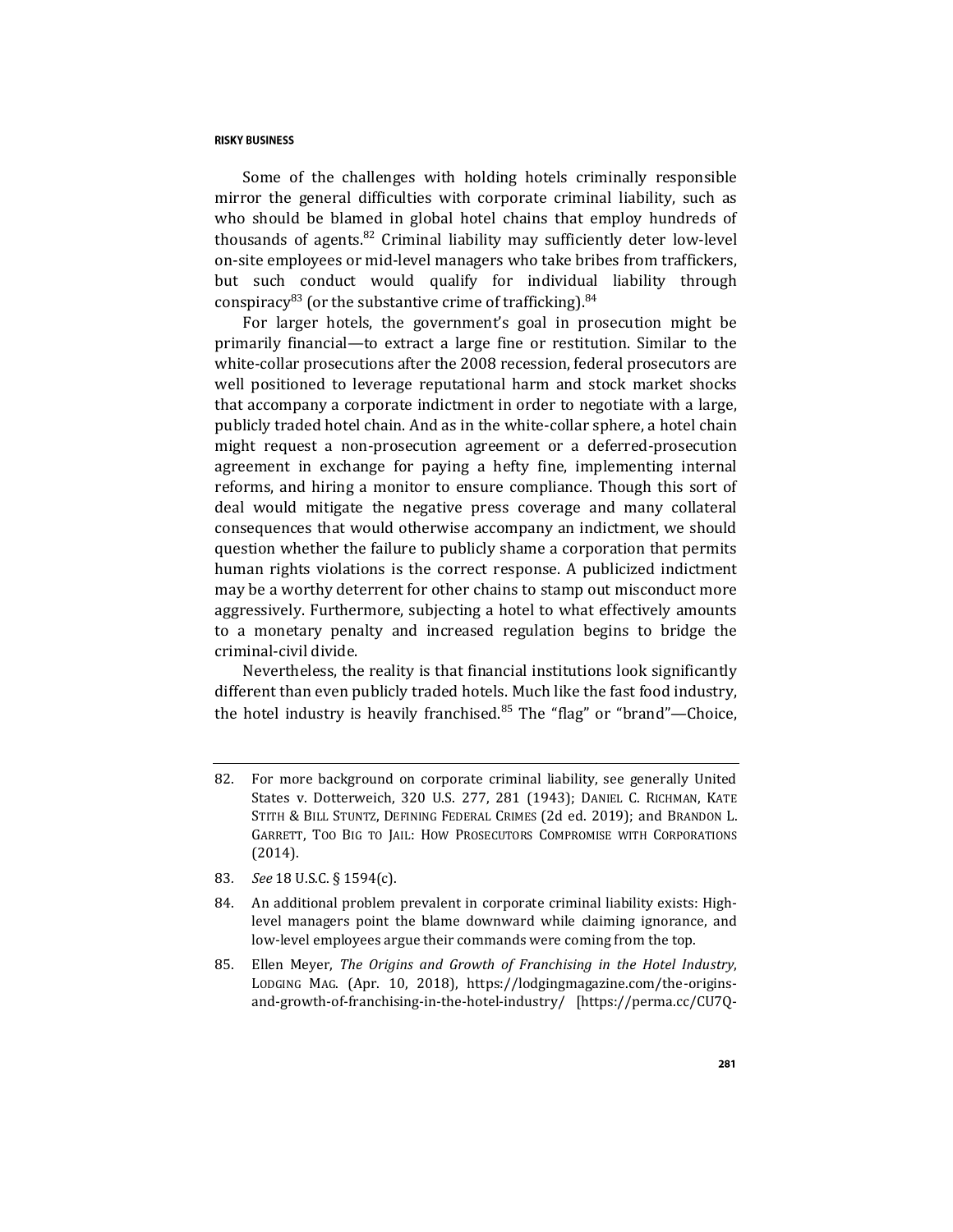Some of the challenges with holding hotels criminally responsible mirror the general difficulties with corporate criminal liability, such as who should be blamed in global hotel chains that employ hundreds of thousands of agents.[82] Criminal liability may sufficiently deter low-level on-site employees or mid-level managers who take bribes from traffickers, but such conduct would qualify for individual liability through conspiracy[83] (or the substantive crime of trafficking).[84]

For larger hotels, the government's goal in prosecution might be primarily financial—to extract a large fine or restitution. Similar to the white-collar prosecutions after the 2008 recession, federal prosecutors are well positioned to leverage reputational harm and stock market shocks that accompany a corporate indictment in order to negotiate with a large, publicly traded hotel chain. And as in the white-collar sphere, a hotel chain might request a non-prosecution agreement or a deferred-prosecution agreement in exchange for paying a hefty fine, implementing internal reforms, and hiring a monitor to ensure compliance. Though this sort of deal would mitigate the negative press coverage and many collateral consequences that would otherwise accompany an indictment, we should question whether the failure to publicly shame a corporation that permits human rights violations is the correct response. A publicized indictment may be a worthy deterrent for other chains to stamp out misconduct more aggressively. Furthermore, subjecting a hotel to what effectively amounts to a monetary penalty and increased regulation begins to bridge the criminal-civil divide.

Nevertheless, the reality is that financial institutions look significantly different than even publicly traded hotels. Much like the fast food industry, the hotel industry is heavily franchised.[85] The "flag" or "brand"—Choice,

---

82. For more background on corporate criminal liability, see generally United States v. Dotterweich, 320 U.S. 277, 281 (1943); DANIEL C. RICHMAN, KATE STITH & BILL STUNTZ, DEFINING FEDERAL CRIMES (2d ed. 2019); and BRANDON L. GARRETT, TOO BIG TO JAIL: HOW PROSECUTORS COMPROMISE WITH CORPORATIONS (2014).

83. *See* 18 U.S.C. § 1594(c).

84. An additional problem prevalent in corporate criminal liability exists: High-level managers point the blame downward while claiming ignorance, and low-level employees argue their commands were coming from the top.

85. Ellen Meyer, *The Origins and Growth of Franchising in the Hotel Industry*, LODGING MAG. (Apr. 10, 2018), https://lodgingmagazine.com/the-origins-and-growth-of-franchising-in-the-hotel-industry/ [https://perma.cc/CU7Q-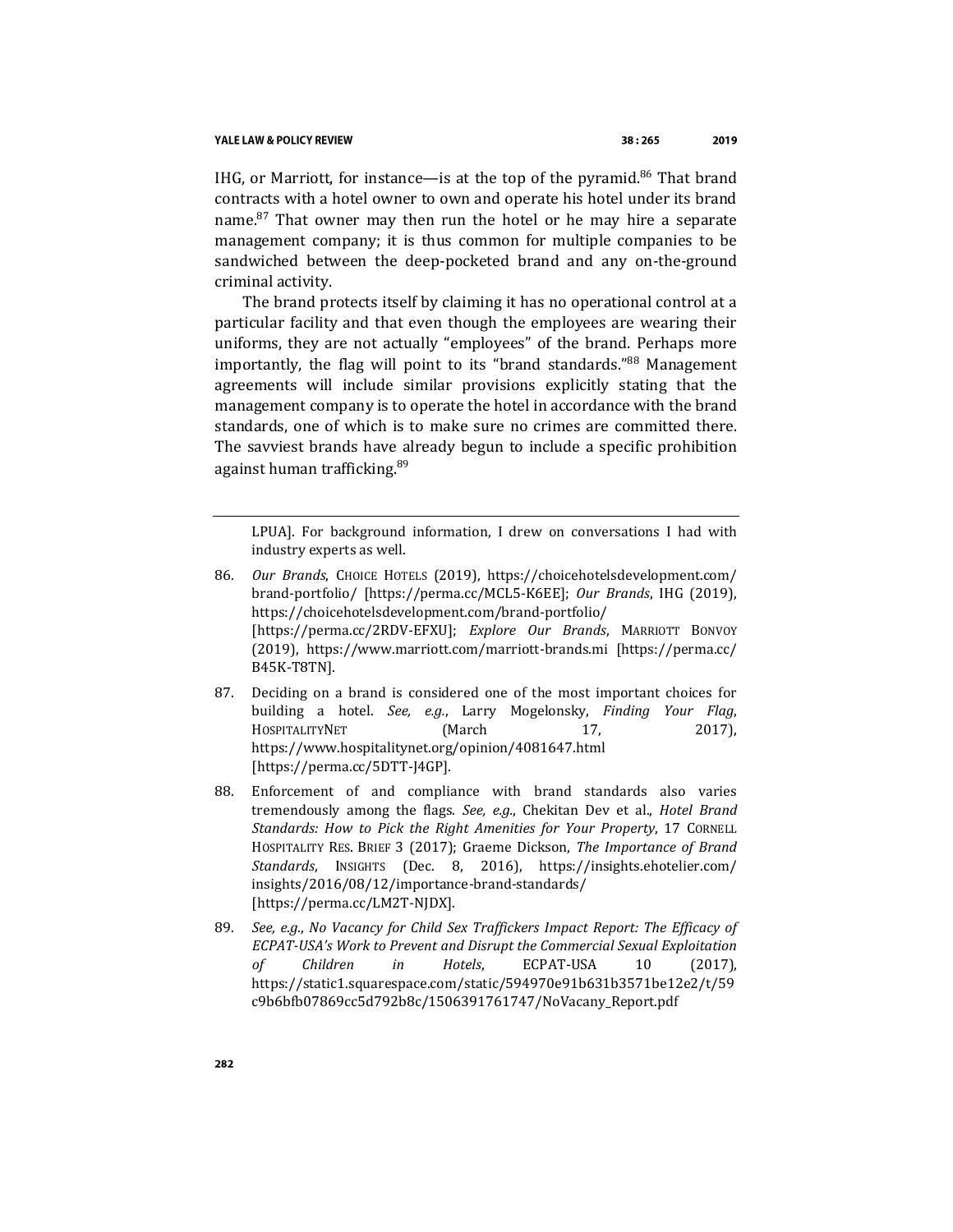IHG, or Marriott, for instance—is at the top of the pyramid.[86] That brand contracts with a hotel owner to own and operate his hotel under its brand name.[87] That owner may then run the hotel or he may hire a separate management company; it is thus common for multiple companies to be sandwiched between the deep-pocketed brand and any on-the-ground criminal activity.

The brand protects itself by claiming it has no operational control at a particular facility and that even though the employees are wearing their uniforms, they are not actually "employees" of the brand. Perhaps more importantly, the flag will point to its "brand standards."[88] Management agreements will include similar provisions explicitly stating that the management company is to operate the hotel in accordance with the brand standards, one of which is to make sure no crimes are committed there. The savviest brands have already begun to include a specific prohibition against human trafficking.[89]

---

LPUA]. For background information, I drew on conversations I had with industry experts as well.

86. *Our Brands*, CHOICE HOTELS (2019), https://choicehotelsdevelopment.com/brand-portfolio/ [https://perma.cc/MCL5-K6EE]; *Our Brands*, IHG (2019), https://choicehotelsdevelopment.com/brand-portfolio/ [https://perma.cc/2RDV-EFXU]; *Explore Our Brands*, MARRIOTT BONVOY (2019), https://www.marriott.com/marriott-brands.mi [https://perma.cc/B45K-T8TN].

87. Deciding on a brand is considered one of the most important choices for building a hotel. *See, e.g.*, Larry Mogelonsky, *Finding Your Flag*, HOSPITALITYNET (March 17, 2017), https://www.hospitalitynet.org/opinion/4081647.html [https://perma.cc/5DTT-J4GP].

88. Enforcement of and compliance with brand standards also varies tremendously among the flags. *See, e.g.*, Chekitan Dev et al., *Hotel Brand Standards: How to Pick the Right Amenities for Your Property*, 17 CORNELL HOSPITALITY RES. BRIEF 3 (2017); Graeme Dickson, *The Importance of Brand Standards*, INSIGHTS (Dec. 8, 2016), https://insights.ehotelier.com/insights/2016/08/12/importance-brand-standards/ [https://perma.cc/LM2T-NJDX].

89. *See, e.g.*, *No Vacancy for Child Sex Traffickers Impact Report: The Efficacy of ECPAT-USA's Work to Prevent and Disrupt the Commercial Sexual Exploitation of Children in Hotels*, ECPAT-USA 10 (2017), https://static1.squarespace.com/static/594970e91b631b3571be12e2/t/59c9b6bfb07869cc5d792b8c/1506391761747/NoVacany_Report.pdf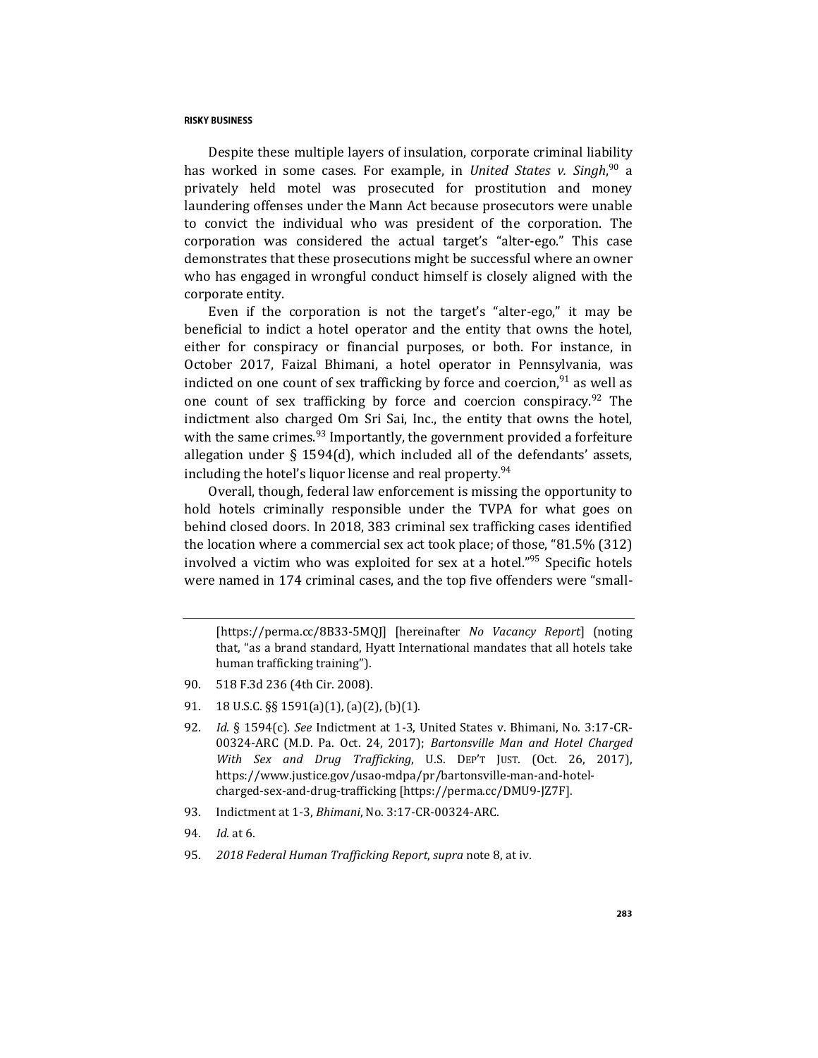Despite these multiple layers of insulation, corporate criminal liability has worked in some cases. For example, in *United States v. Singh*,[90] a privately held motel was prosecuted for prostitution and money laundering offenses under the Mann Act because prosecutors were unable to convict the individual who was president of the corporation. The corporation was considered the actual target's "alter-ego." This case demonstrates that these prosecutions might be successful where an owner who has engaged in wrongful conduct himself is closely aligned with the corporate entity.

Even if the corporation is not the target's "alter-ego," it may be beneficial to indict a hotel operator and the entity that owns the hotel, either for conspiracy or financial purposes, or both. For instance, in October 2017, Faizal Bhimani, a hotel operator in Pennsylvania, was indicted on one count of sex trafficking by force and coercion,[91] as well as one count of sex trafficking by force and coercion conspiracy.[92] The indictment also charged Om Sri Sai, Inc., the entity that owns the hotel, with the same crimes.[93] Importantly, the government provided a forfeiture allegation under § 1594(d), which included all of the defendants' assets, including the hotel's liquor license and real property.[94]

Overall, though, federal law enforcement is missing the opportunity to hold hotels criminally responsible under the TVPA for what goes on behind closed doors. In 2018, 383 criminal sex trafficking cases identified the location where a commercial sex act took place; of those, "81.5% (312) involved a victim who was exploited for sex at a hotel."[95] Specific hotels were named in 174 criminal cases, and the top five offenders were "small-

---

[https://perma.cc/8B33-5MQJ] [hereinafter *No Vacancy Report*] (noting that, "as a brand standard, Hyatt International mandates that all hotels take human trafficking training").

90. 518 F.3d 236 (4th Cir. 2008).

91. 18 U.S.C. §§ 1591(a)(1), (a)(2), (b)(1).

92. *Id.* § 1594(c). *See* Indictment at 1-3, United States v. Bhimani, No. 3:17-CR-00324-ARC (M.D. Pa. Oct. 24, 2017); *Bartonsville Man and Hotel Charged With Sex and Drug Trafficking*, U.S. DEP'T JUST. (Oct. 26, 2017), https://www.justice.gov/usao-mdpa/pr/bartonsville-man-and-hotel-charged-sex-and-drug-trafficking [https://perma.cc/DMU9-JZ7F].

93. Indictment at 1-3, *Bhimani*, No. 3:17-CR-00324-ARC.

94. *Id.* at 6.

95. *2018 Federal Human Trafficking Report*, *supra* note 8, at iv.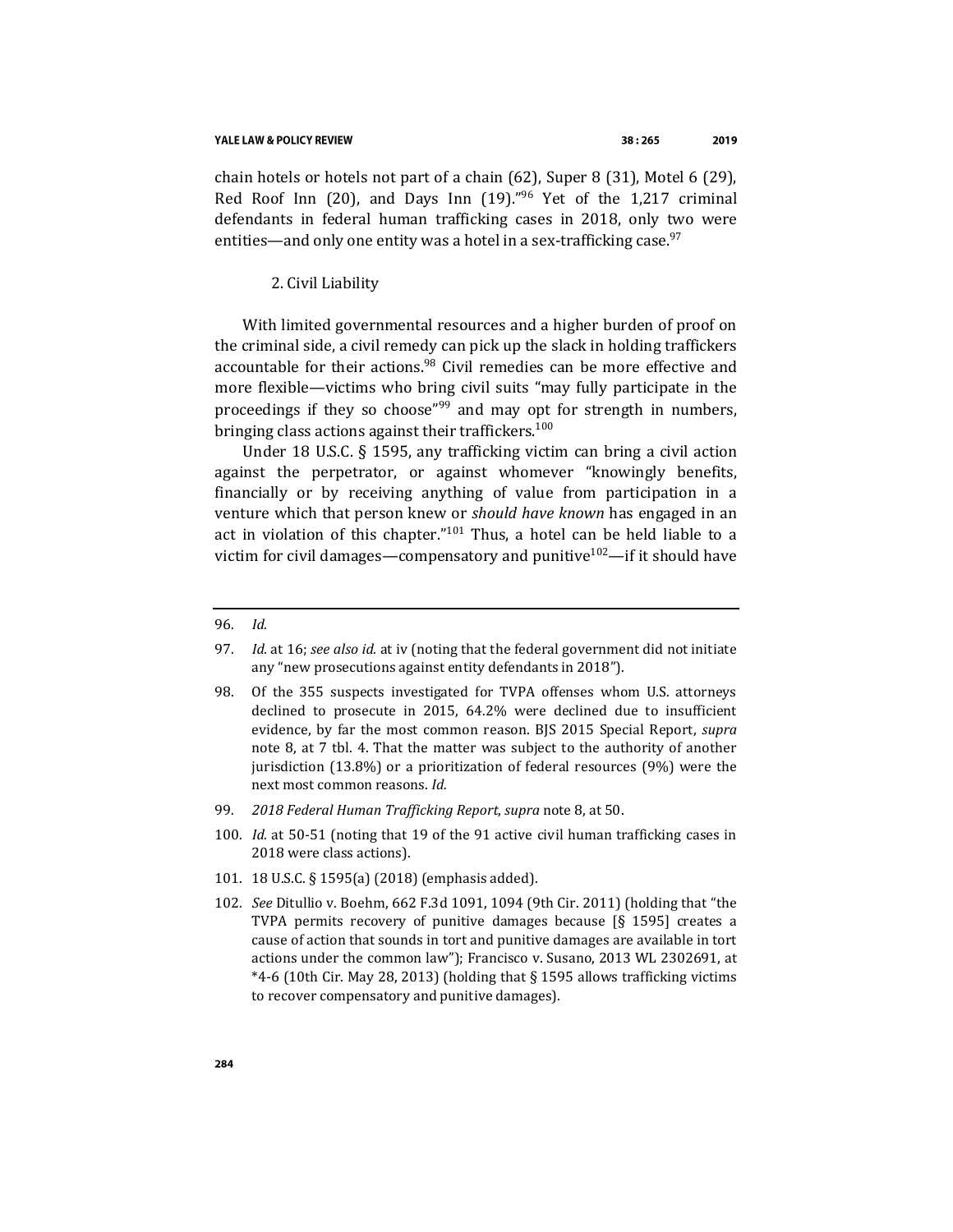chain hotels or hotels not part of a chain (62), Super 8 (31), Motel 6 (29), Red Roof Inn (20), and Days Inn (19)."[96] Yet of the 1,217 criminal defendants in federal human trafficking cases in 2018, only two were entities—and only one entity was a hotel in a sex-trafficking case.[97]

### 2. Civil Liability

With limited governmental resources and a higher burden of proof on the criminal side, a civil remedy can pick up the slack in holding traffickers accountable for their actions.[98] Civil remedies can be more effective and more flexible—victims who bring civil suits "may fully participate in the proceedings if they so choose"[99] and may opt for strength in numbers, bringing class actions against their traffickers.[100]

Under 18 U.S.C. § 1595, any trafficking victim can bring a civil action against the perpetrator, or against whomever "knowingly benefits, financially or by receiving anything of value from participation in a venture which that person knew or *should have known* has engaged in an act in violation of this chapter."[101] Thus, a hotel can be held liable to a victim for civil damages—compensatory and punitive[102]—if it should have

---

96. *Id.*

97. *Id.* at 16; *see also id.* at iv (noting that the federal government did not initiate any "new prosecutions against entity defendants in 2018").

98. Of the 355 suspects investigated for TVPA offenses whom U.S. attorneys declined to prosecute in 2015, 64.2% were declined due to insufficient evidence, by far the most common reason. BJS 2015 Special Report, *supra* note 8, at 7 tbl. 4. That the matter was subject to the authority of another jurisdiction (13.8%) or a prioritization of federal resources (9%) were the next most common reasons. *Id.*

99. *2018 Federal Human Trafficking Report*, *supra* note 8, at 50.

100. *Id.* at 50-51 (noting that 19 of the 91 active civil human trafficking cases in 2018 were class actions).

101. 18 U.S.C. § 1595(a) (2018) (emphasis added).

102. *See* Ditullio v. Boehm, 662 F.3d 1091, 1094 (9th Cir. 2011) (holding that "the TVPA permits recovery of punitive damages because [§ 1595] creates a cause of action that sounds in tort and punitive damages are available in tort actions under the common law"); Francisco v. Susano, 2013 WL 2302691, at *4-6 (10th Cir. May 28, 2013) (holding that § 1595 allows trafficking victims to recover compensatory and punitive damages).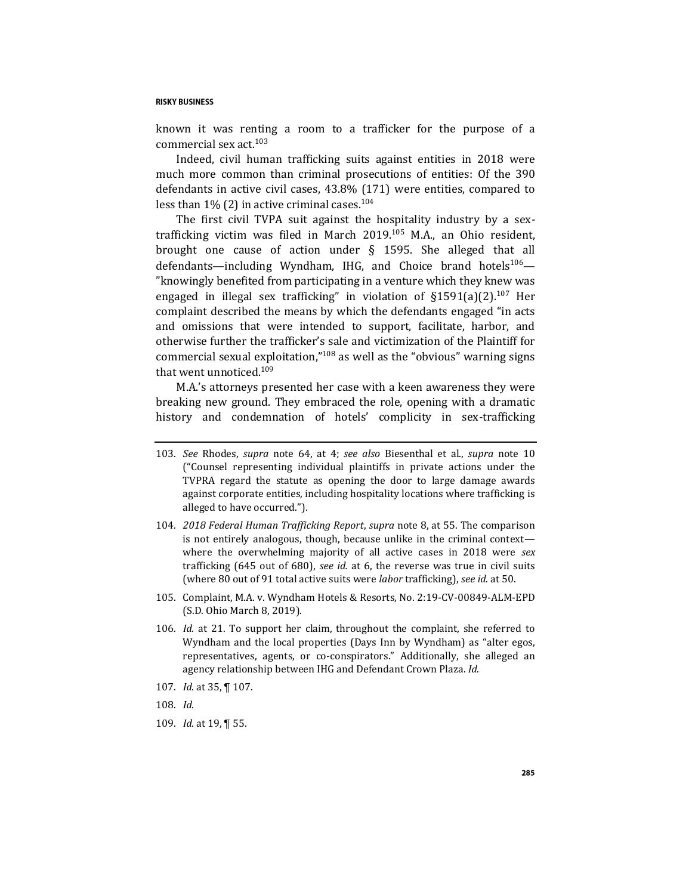known it was renting a room to a trafficker for the purpose of a commercial sex act.[103]

Indeed, civil human trafficking suits against entities in 2018 were much more common than criminal prosecutions of entities: Of the 390 defendants in active civil cases, 43.8% (171) were entities, compared to less than 1% (2) in active criminal cases.[104]

The first civil TVPA suit against the hospitality industry by a sex-trafficking victim was filed in March 2019.[105] M.A., an Ohio resident, brought one cause of action under § 1595. She alleged that all defendants—including Wyndham, IHG, and Choice brand hotels[106]—"knowingly benefited from participating in a venture which they knew was engaged in illegal sex trafficking" in violation of §1591(a)(2).[107] Her complaint described the means by which the defendants engaged "in acts and omissions that were intended to support, facilitate, harbor, and otherwise further the trafficker's sale and victimization of the Plaintiff for commercial sexual exploitation,"[108] as well as the "obvious" warning signs that went unnoticed.[109]

M.A.'s attorneys presented her case with a keen awareness they were breaking new ground. They embraced the role, opening with a dramatic history and condemnation of hotels' complicity in sex-trafficking

---

103. *See* Rhodes, *supra* note 64, at 4; *see also* Biesenthal et al., *supra* note 10 ("Counsel representing individual plaintiffs in private actions under the TVPRA regard the statute as opening the door to large damage awards against corporate entities, including hospitality locations where trafficking is alleged to have occurred.").

104. *2018 Federal Human Trafficking Report*, *supra* note 8, at 55. The comparison is not entirely analogous, though, because unlike in the criminal context—where the overwhelming majority of all active cases in 2018 were *sex* trafficking (645 out of 680), *see id.* at 6, the reverse was true in civil suits (where 80 out of 91 total active suits were *labor* trafficking), *see id.* at 50.

105. Complaint, M.A. v. Wyndham Hotels & Resorts, No. 2:19-CV-00849-ALM-EPD (S.D. Ohio March 8, 2019).

106. *Id.* at 21. To support her claim, throughout the complaint, she referred to Wyndham and the local properties (Days Inn by Wyndham) as "alter egos, representatives, agents, or co-conspirators." Additionally, she alleged an agency relationship between IHG and Defendant Crown Plaza. *Id.*

107. *Id.* at 35, ¶ 107.

108. *Id.*

109. *Id.* at 19, ¶ 55.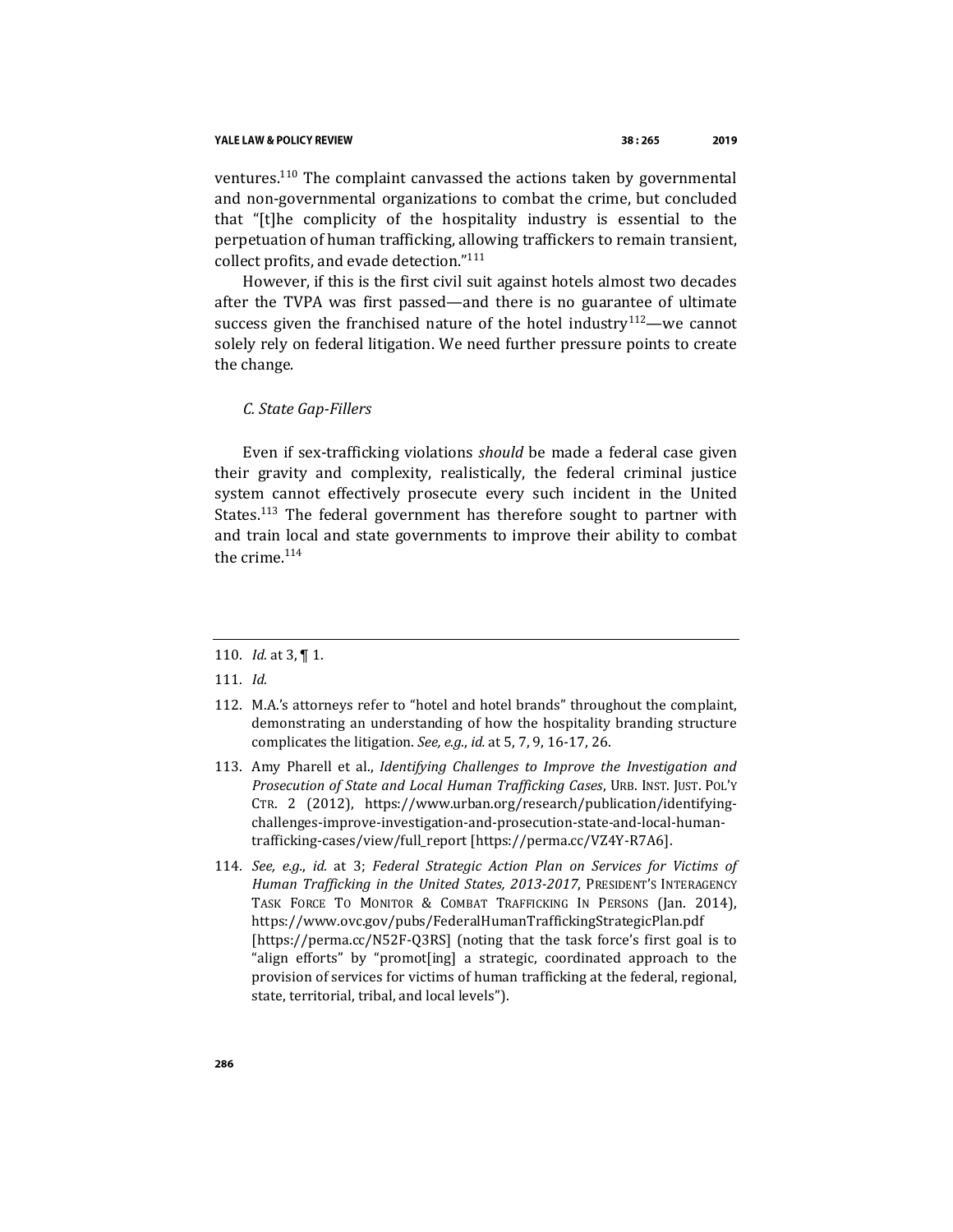ventures.[110] The complaint canvassed the actions taken by governmental and non-governmental organizations to combat the crime, but concluded that "[t]he complicity of the hospitality industry is essential to the perpetuation of human trafficking, allowing traffickers to remain transient, collect profits, and evade detection."[111]

However, if this is the first civil suit against hotels almost two decades after the TVPA was first passed—and there is no guarantee of ultimate success given the franchised nature of the hotel industry[112]—we cannot solely rely on federal litigation. We need further pressure points to create the change.

### *C. State Gap-Fillers*

Even if sex-trafficking violations *should* be made a federal case given their gravity and complexity, realistically, the federal criminal justice system cannot effectively prosecute every such incident in the United States.[113] The federal government has therefore sought to partner with and train local and state governments to improve their ability to combat the crime.[114]

---

110. *Id.* at 3, ¶ 1.

111. *Id.*

112. M.A.'s attorneys refer to "hotel and hotel brands" throughout the complaint, demonstrating an understanding of how the hospitality branding structure complicates the litigation. *See, e.g.*, *id.* at 5, 7, 9, 16-17, 26.

113. Amy Pharell et al., *Identifying Challenges to Improve the Investigation and Prosecution of State and Local Human Trafficking Cases*, URB. INST. JUST. POL'Y CTR. 2 (2012), https://www.urban.org/research/publication/identifying-challenges-improve-investigation-and-prosecution-state-and-local-human-trafficking-cases/view/full_report [https://perma.cc/VZ4Y-R7A6].

114. *See, e.g.*, *id.* at 3; *Federal Strategic Action Plan on Services for Victims of Human Trafficking in the United States, 2013-2017*, PRESIDENT'S INTERAGENCY TASK FORCE TO MONITOR & COMBAT TRAFFICKING IN PERSONS (Jan. 2014), https://www.ovc.gov/pubs/FederalHumanTraffickingStrategicPlan.pdf [https://perma.cc/N52F-Q3RS] (noting that the task force's first goal is to "align efforts" by "promot[ing] a strategic, coordinated approach to the provision of services for victims of human trafficking at the federal, regional, state, territorial, tribal, and local levels").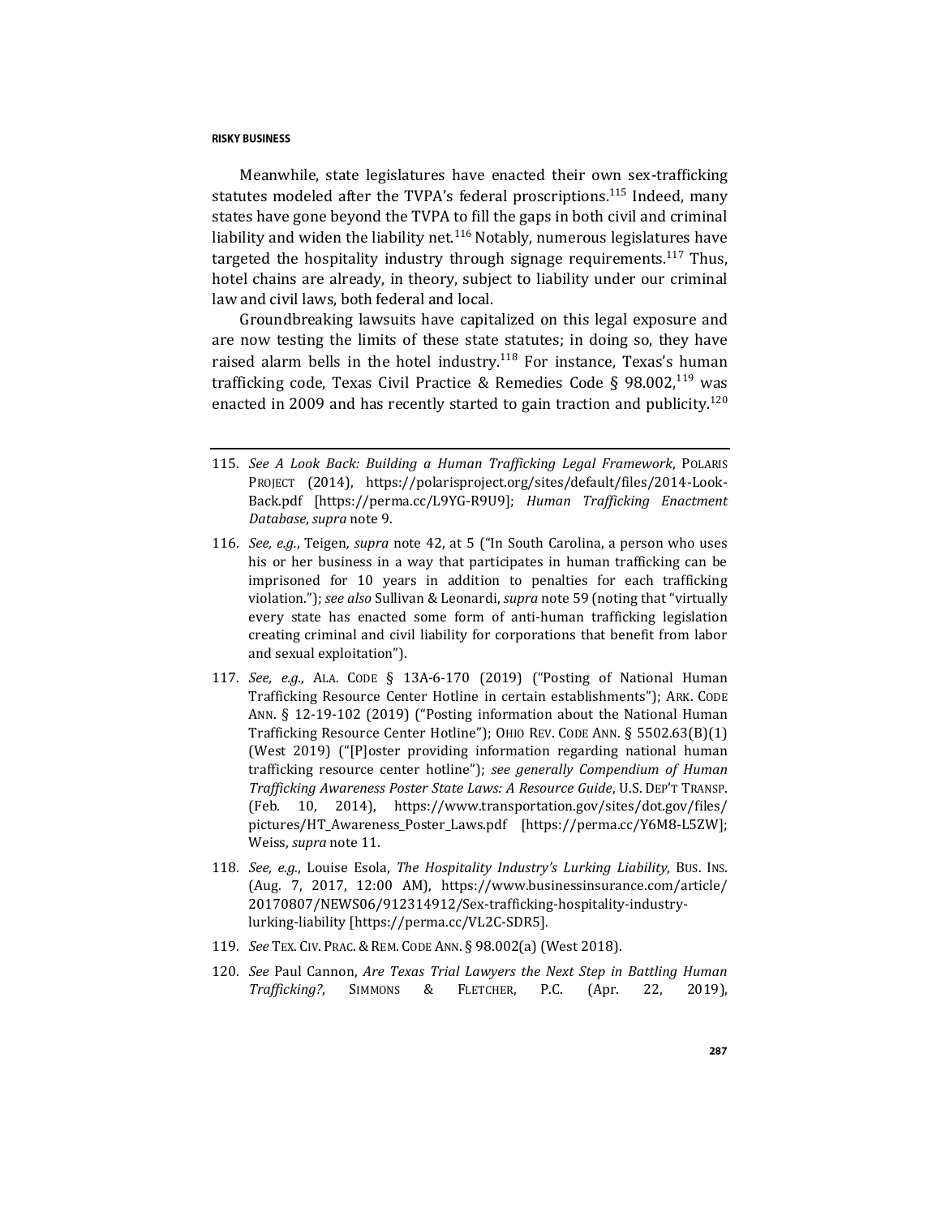Meanwhile, state legislatures have enacted their own sex-trafficking statutes modeled after the TVPA's federal proscriptions.[115] Indeed, many states have gone beyond the TVPA to fill the gaps in both civil and criminal liability and widen the liability net.[116] Notably, numerous legislatures have targeted the hospitality industry through signage requirements.[117] Thus, hotel chains are already, in theory, subject to liability under our criminal law and civil laws, both federal and local.

Groundbreaking lawsuits have capitalized on this legal exposure and are now testing the limits of these state statutes; in doing so, they have raised alarm bells in the hotel industry.[118] For instance, Texas's human trafficking code, Texas Civil Practice & Remedies Code § 98.002,[119] was enacted in 2009 and has recently started to gain traction and publicity.[120]

---

115. *See A Look Back: Building a Human Trafficking Legal Framework*, POLARIS PROJECT (2014), https://polarisproject.org/sites/default/files/2014-Look-Back.pdf [https://perma.cc/L9YG-R9U9]; *Human Trafficking Enactment Database*, *supra* note 9.

116. *See, e.g.*, Teigen, *supra* note 42, at 5 ("In South Carolina, a person who uses his or her business in a way that participates in human trafficking can be imprisoned for 10 years in addition to penalties for each trafficking violation."); *see also* Sullivan & Leonardi, *supra* note 59 (noting that "virtually every state has enacted some form of anti-human trafficking legislation creating criminal and civil liability for corporations that benefit from labor and sexual exploitation").

117. *See, e.g.*, ALA. CODE § 13A-6-170 (2019) ("Posting of National Human Trafficking Resource Center Hotline in certain establishments"); ARK. CODE ANN. § 12-19-102 (2019) ("Posting information about the National Human Trafficking Resource Center Hotline"); OHIO REV. CODE ANN. § 5502.63(B)(1) (West 2019) ("[P]oster providing information regarding national human trafficking resource center hotline"); *see generally Compendium of Human Trafficking Awareness Poster State Laws: A Resource Guide*, U.S. DEP'T TRANSP. (Feb. 10, 2014), https://www.transportation.gov/sites/dot.gov/files/pictures/HT_Awareness_Poster_Laws.pdf [https://perma.cc/Y6M8-L5ZW]; Weiss, *supra* note 11.

118. *See, e.g.*, Louise Esola, *The Hospitality Industry's Lurking Liability*, BUS. INS. (Aug. 7, 2017, 12:00 AM), https://www.businessinsurance.com/article/20170807/NEWS06/912314912/Sex-trafficking-hospitality-industry-lurking-liability [https://perma.cc/VL2C-SDR5].

119. *See* TEX. CIV. PRAC. & REM. CODE ANN. § 98.002(a) (West 2018).

120. *See* Paul Cannon, *Are Texas Trial Lawyers the Next Step in Battling Human Trafficking?*, SIMMONS & FLETCHER, P.C. (Apr. 22, 2019),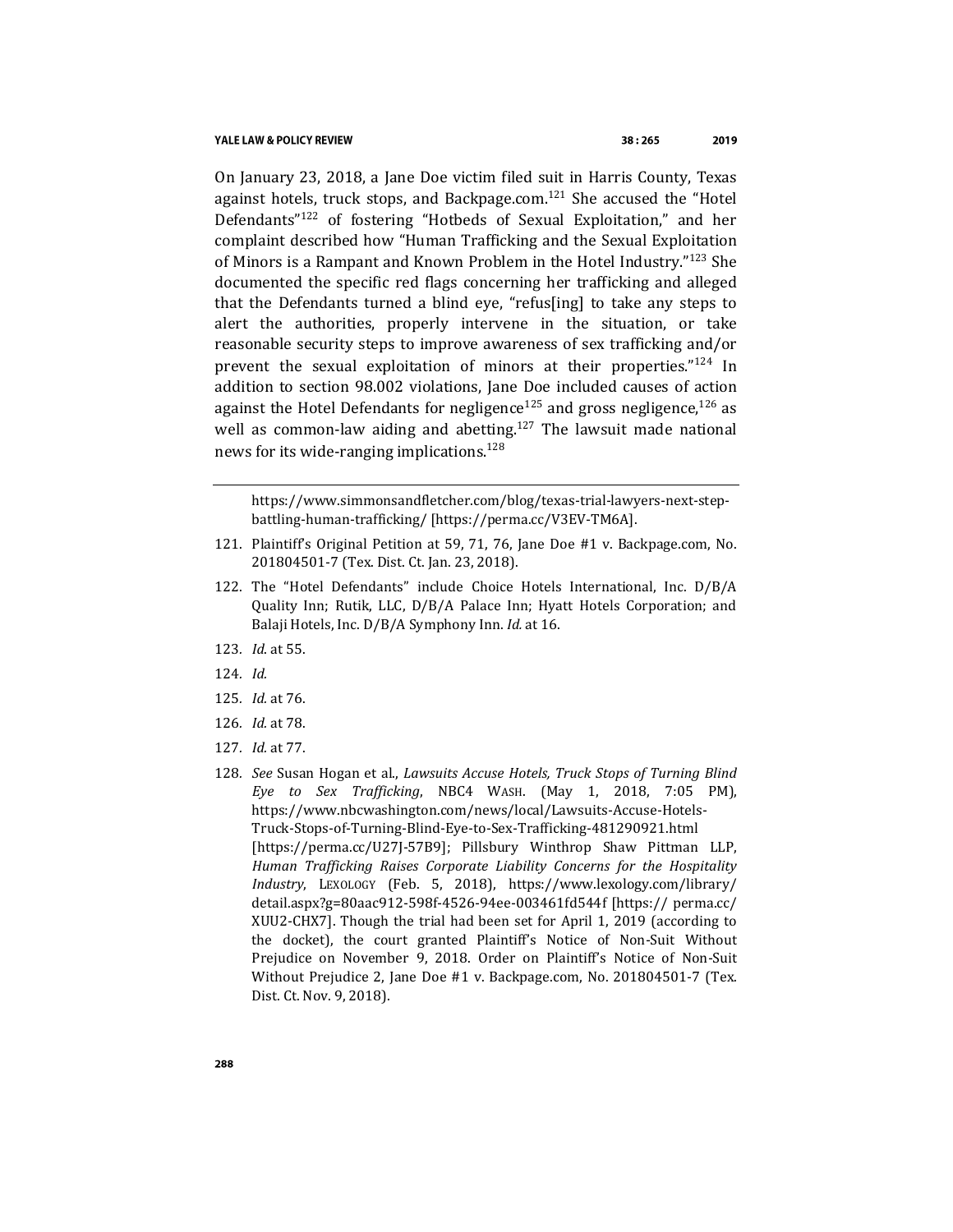On January 23, 2018, a Jane Doe victim filed suit in Harris County, Texas against hotels, truck stops, and Backpage.com.[121] She accused the "Hotel Defendants"[122] of fostering "Hotbeds of Sexual Exploitation," and her complaint described how "Human Trafficking and the Sexual Exploitation of Minors is a Rampant and Known Problem in the Hotel Industry."[123] She documented the specific red flags concerning her trafficking and alleged that the Defendants turned a blind eye, "refus[ing] to take any steps to alert the authorities, properly intervene in the situation, or take reasonable security steps to improve awareness of sex trafficking and/or prevent the sexual exploitation of minors at their properties."[124] In addition to section 98.002 violations, Jane Doe included causes of action against the Hotel Defendants for negligence[125] and gross negligence,[126] as well as common-law aiding and abetting.[127] The lawsuit made national news for its wide-ranging implications.[128]

---

https://www.simmonsandfletcher.com/blog/texas-trial-lawyers-next-step-battling-human-trafficking/ [https://perma.cc/V3EV-TM6A].

121. Plaintiff's Original Petition at 59, 71, 76, Jane Doe #1 v. Backpage.com, No. 201804501-7 (Tex. Dist. Ct. Jan. 23, 2018).

122. The "Hotel Defendants" include Choice Hotels International, Inc. D/B/A Quality Inn; Rutik, LLC, D/B/A Palace Inn; Hyatt Hotels Corporation; and Balaji Hotels, Inc. D/B/A Symphony Inn. *Id.* at 16.

123. *Id.* at 55.

124. *Id.*

125. *Id.* at 76.

126. *Id.* at 78.

127. *Id.* at 77.

128. *See* Susan Hogan et al., *Lawsuits Accuse Hotels, Truck Stops of Turning Blind Eye to Sex Trafficking*, NBC4 WASH. (May 1, 2018, 7:05 PM), https://www.nbcwashington.com/news/local/Lawsuits-Accuse-Hotels-Truck-Stops-of-Turning-Blind-Eye-to-Sex-Trafficking-481290921.html [https://perma.cc/U27J-57B9]; Pillsbury Winthrop Shaw Pittman LLP, *Human Trafficking Raises Corporate Liability Concerns for the Hospitality Industry*, LEXOLOGY (Feb. 5, 2018), https://www.lexology.com/library/detail.aspx?g=80aac912-598f-4526-94ee-003461fd544f [https:// perma.cc/XUU2-CHX7]. Though the trial had been set for April 1, 2019 (according to the docket), the court granted Plaintiff's Notice of Non-Suit Without Prejudice on November 9, 2018. Order on Plaintiff's Notice of Non-Suit Without Prejudice 2, Jane Doe #1 v. Backpage.com, No. 201804501-7 (Tex. Dist. Ct. Nov. 9, 2018).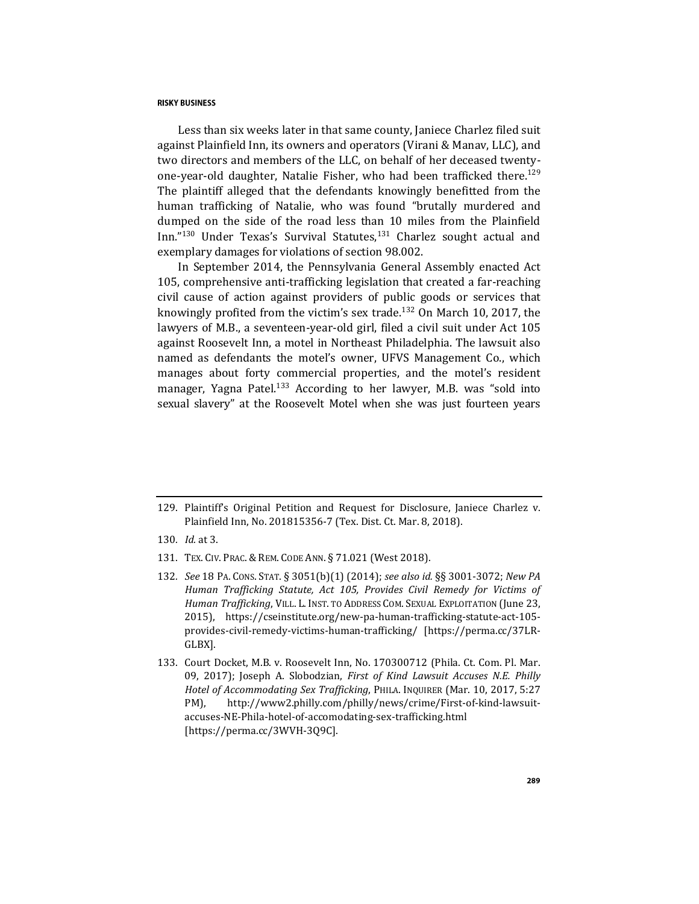Less than six weeks later in that same county, Janiece Charlez filed suit against Plainfield Inn, its owners and operators (Virani & Manav, LLC), and two directors and members of the LLC, on behalf of her deceased twenty-one-year-old daughter, Natalie Fisher, who had been trafficked there.[129] The plaintiff alleged that the defendants knowingly benefitted from the human trafficking of Natalie, who was found "brutally murdered and dumped on the side of the road less than 10 miles from the Plainfield Inn."[130] Under Texas's Survival Statutes,[131] Charlez sought actual and exemplary damages for violations of section 98.002.

In September 2014, the Pennsylvania General Assembly enacted Act 105, comprehensive anti-trafficking legislation that created a far-reaching civil cause of action against providers of public goods or services that knowingly profited from the victim's sex trade.[132] On March 10, 2017, the lawyers of M.B., a seventeen-year-old girl, filed a civil suit under Act 105 against Roosevelt Inn, a motel in Northeast Philadelphia. The lawsuit also named as defendants the motel's owner, UFVS Management Co., which manages about forty commercial properties, and the motel's resident manager, Yagna Patel.[133] According to her lawyer, M.B. was "sold into sexual slavery" at the Roosevelt Motel when she was just fourteen years

---

129. Plaintiff's Original Petition and Request for Disclosure, Janiece Charlez v. Plainfield Inn, No. 201815356-7 (Tex. Dist. Ct. Mar. 8, 2018).

130. *Id.* at 3.

131. TEX. CIV. PRAC. & REM. CODE ANN. § 71.021 (West 2018).

132. *See* 18 PA. CONS. STAT. § 3051(b)(1) (2014); *see also id.* §§ 3001-3072; *New PA Human Trafficking Statute, Act 105, Provides Civil Remedy for Victims of Human Trafficking*, VILL. L. INST. TO ADDRESS COM. SEXUAL EXPLOITATION (June 23, 2015), https://cseinstitute.org/new-pa-human-trafficking-statute-act-105-provides-civil-remedy-victims-human-trafficking/ [https://perma.cc/37LR-GLBX].

133. Court Docket, M.B. v. Roosevelt Inn, No. 170300712 (Phila. Ct. Com. Pl. Mar. 09, 2017); Joseph A. Slobodzian, *First of Kind Lawsuit Accuses N.E. Philly Hotel of Accommodating Sex Trafficking*, PHILA. INQUIRER (Mar. 10, 2017, 5:27 PM), http://www2.philly.com/philly/news/crime/First-of-kind-lawsuit-accuses-NE-Phila-hotel-of-accomodating-sex-trafficking.html [https://perma.cc/3WVH-3Q9C].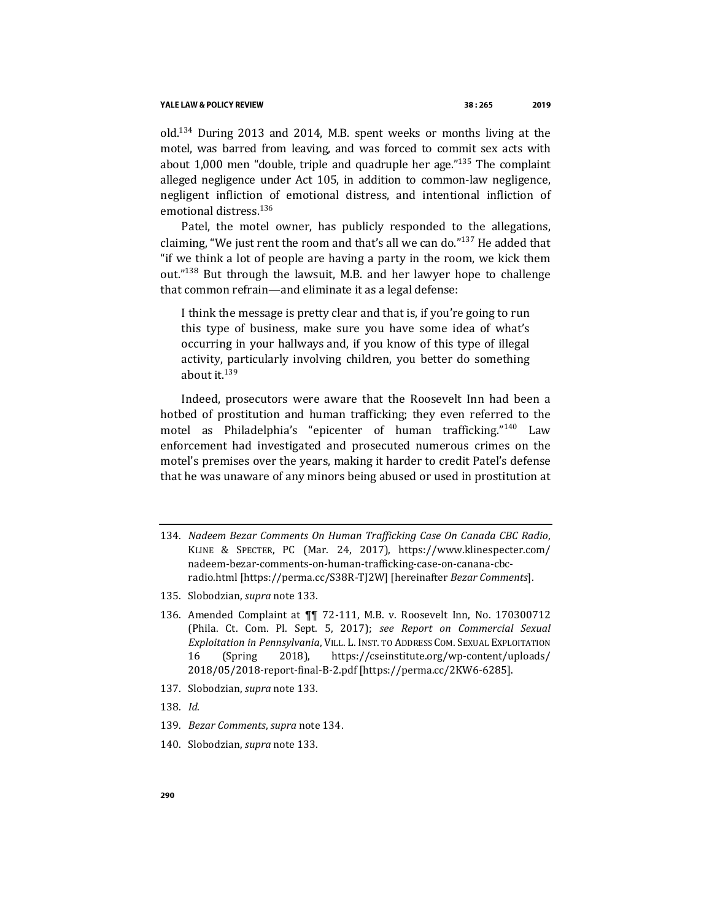old.[134] During 2013 and 2014, M.B. spent weeks or months living at the motel, was barred from leaving, and was forced to commit sex acts with about 1,000 men "double, triple and quadruple her age."[135] The complaint alleged negligence under Act 105, in addition to common-law negligence, negligent infliction of emotional distress, and intentional infliction of emotional distress.[136]

Patel, the motel owner, has publicly responded to the allegations, claiming, "We just rent the room and that's all we can do."[137] He added that "if we think a lot of people are having a party in the room, we kick them out."[138] But through the lawsuit, M.B. and her lawyer hope to challenge that common refrain—and eliminate it as a legal defense:

> I think the message is pretty clear and that is, if you're going to run this type of business, make sure you have some idea of what's occurring in your hallways and, if you know of this type of illegal activity, particularly involving children, you better do something about it.[139]

Indeed, prosecutors were aware that the Roosevelt Inn had been a hotbed of prostitution and human trafficking; they even referred to the motel as Philadelphia's "epicenter of human trafficking."[140] Law enforcement had investigated and prosecuted numerous crimes on the motel's premises over the years, making it harder to credit Patel's defense that he was unaware of any minors being abused or used in prostitution at

---

134. *Nadeem Bezar Comments On Human Trafficking Case On Canada CBC Radio*, KLINE & SPECTER, PC (Mar. 24, 2017), https://www.klinespecter.com/nadeem-bezar-comments-on-human-trafficking-case-on-canana-cbc-radio.html [https://perma.cc/S38R-TJ2W] [hereinafter *Bezar Comments*].

135. Slobodzian, *supra* note 133.

136. Amended Complaint at ¶¶ 72-111, M.B. v. Roosevelt Inn, No. 170300712 (Phila. Ct. Com. Pl. Sept. 5, 2017); *see Report on Commercial Sexual Exploitation in Pennsylvania*, VILL. L. INST. TO ADDRESS COM. SEXUAL EXPLOITATION 16 (Spring 2018), https://cseinstitute.org/wp-content/uploads/2018/05/2018-report-final-B-2.pdf [https://perma.cc/2KW6-6285].

137. Slobodzian, *supra* note 133.

138. *Id*.

139. *Bezar Comments*, *supra* note 134.

140. Slobodzian, *supra* note 133.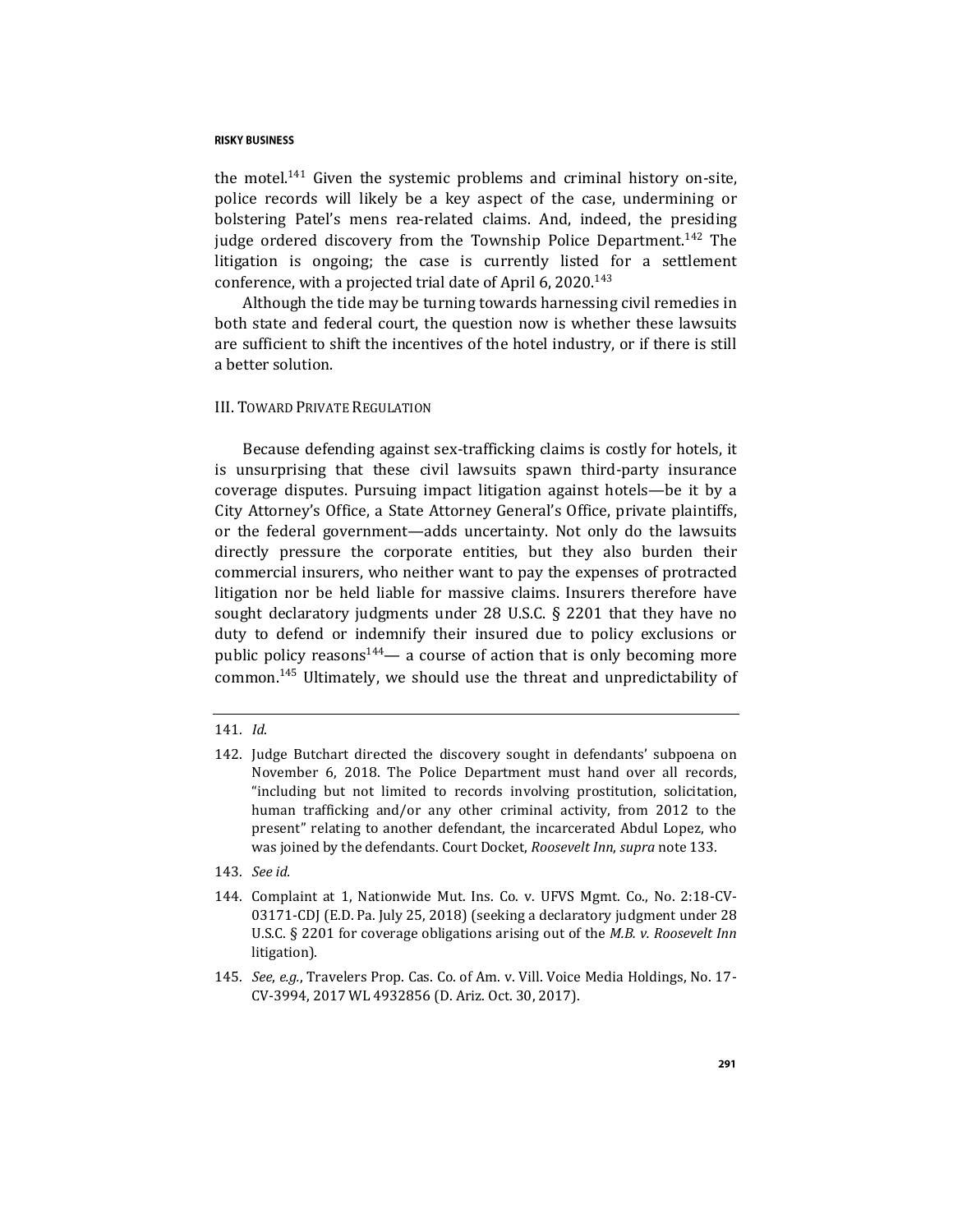the motel.[141] Given the systemic problems and criminal history on-site, police records will likely be a key aspect of the case, undermining or bolstering Patel's mens rea-related claims. And, indeed, the presiding judge ordered discovery from the Township Police Department.[142] The litigation is ongoing; the case is currently listed for a settlement conference, with a projected trial date of April 6, 2020.[143]

Although the tide may be turning towards harnessing civil remedies in both state and federal court, the question now is whether these lawsuits are sufficient to shift the incentives of the hotel industry, or if there is still a better solution.

## III. Toward Private Regulation

Because defending against sex-trafficking claims is costly for hotels, it is unsurprising that these civil lawsuits spawn third-party insurance coverage disputes. Pursuing impact litigation against hotels—be it by a City Attorney's Office, a State Attorney General's Office, private plaintiffs, or the federal government—adds uncertainty. Not only do the lawsuits directly pressure the corporate entities, but they also burden their commercial insurers, who neither want to pay the expenses of protracted litigation nor be held liable for massive claims. Insurers therefore have sought declaratory judgments under 28 U.S.C. § 2201 that they have no duty to defend or indemnify their insured due to policy exclusions or public policy reasons[144]— a course of action that is only becoming more common.[145] Ultimately, we should use the threat and unpredictability of

---

141. *Id*.

142. Judge Butchart directed the discovery sought in defendants' subpoena on November 6, 2018. The Police Department must hand over all records, "including but not limited to records involving prostitution, solicitation, human trafficking and/or any other criminal activity, from 2012 to the present" relating to another defendant, the incarcerated Abdul Lopez, who was joined by the defendants. Court Docket, *Roosevelt Inn*, *supra* note 133.

143. *See id*.

144. Complaint at 1, Nationwide Mut. Ins. Co. v. UFVS Mgmt. Co., No. 2:18-CV-03171-CDJ (E.D. Pa. July 25, 2018) (seeking a declaratory judgment under 28 U.S.C. § 2201 for coverage obligations arising out of the *M.B. v. Roosevelt Inn* litigation).

145. *See*, *e.g.*, Travelers Prop. Cas. Co. of Am. v. Vill. Voice Media Holdings, No. 17-CV-3994, 2017 WL 4932856 (D. Ariz. Oct. 30, 2017).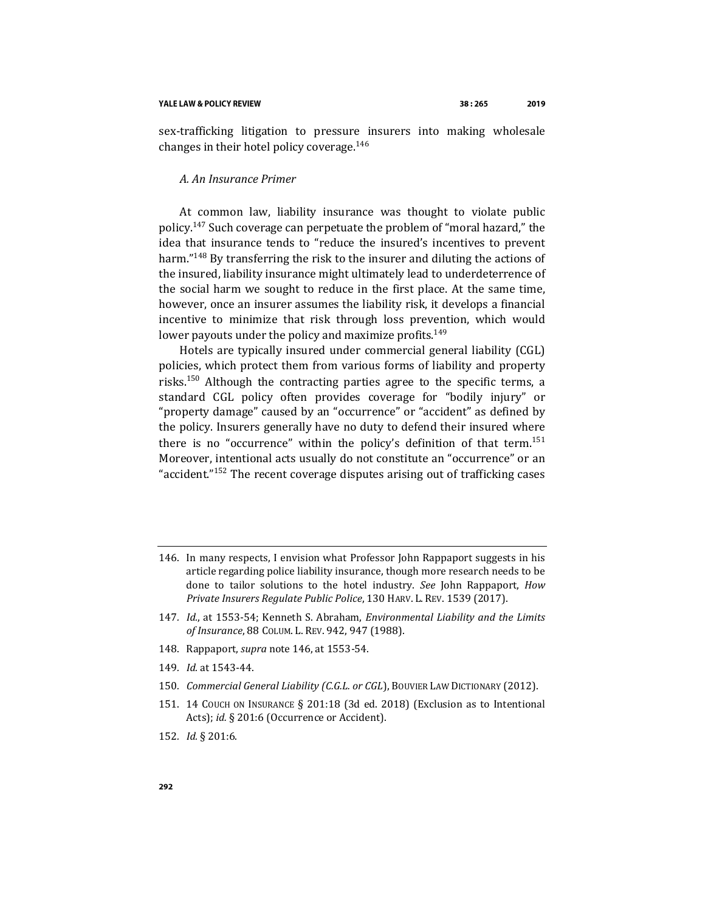sex-trafficking litigation to pressure insurers into making wholesale changes in their hotel policy coverage.[146]

### *A. An Insurance Primer*

At common law, liability insurance was thought to violate public policy.[147] Such coverage can perpetuate the problem of "moral hazard," the idea that insurance tends to "reduce the insured's incentives to prevent harm."[148] By transferring the risk to the insurer and diluting the actions of the insured, liability insurance might ultimately lead to underdeterrence of the social harm we sought to reduce in the first place. At the same time, however, once an insurer assumes the liability risk, it develops a financial incentive to minimize that risk through loss prevention, which would lower payouts under the policy and maximize profits.[149]

Hotels are typically insured under commercial general liability (CGL) policies, which protect them from various forms of liability and property risks.[150] Although the contracting parties agree to the specific terms, a standard CGL policy often provides coverage for "bodily injury" or "property damage" caused by an "occurrence" or "accident" as defined by the policy. Insurers generally have no duty to defend their insured where there is no "occurrence" within the policy's definition of that term.[151] Moreover, intentional acts usually do not constitute an "occurrence" or an "accident."[152] The recent coverage disputes arising out of trafficking cases

---

146. In many respects, I envision what Professor John Rappaport suggests in his article regarding police liability insurance, though more research needs to be done to tailor solutions to the hotel industry. *See* John Rappaport, *How Private Insurers Regulate Public Police*, 130 HARV. L. REV. 1539 (2017).

147. *Id.*, at 1553-54; Kenneth S. Abraham, *Environmental Liability and the Limits of Insurance*, 88 COLUM. L. REV. 942, 947 (1988).

148. Rappaport, *supra* note 146, at 1553-54.

149. *Id.* at 1543-44.

150. *Commercial General Liability (C.G.L. or CGL)*, BOUVIER LAW DICTIONARY (2012).

151. 14 COUCH ON INSURANCE § 201:18 (3d ed. 2018) (Exclusion as to Intentional Acts); *id.* § 201:6 (Occurrence or Accident).

152. *Id.* § 201:6.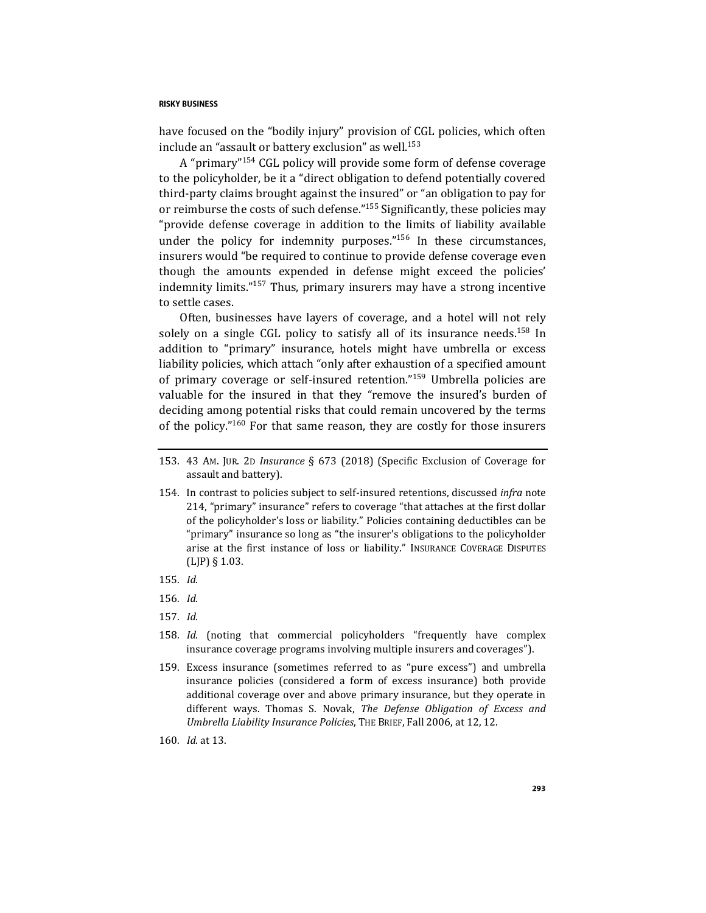have focused on the "bodily injury" provision of CGL policies, which often include an "assault or battery exclusion" as well.[153]

A "primary"[154] CGL policy will provide some form of defense coverage to the policyholder, be it a "direct obligation to defend potentially covered third-party claims brought against the insured" or "an obligation to pay for or reimburse the costs of such defense."[155] Significantly, these policies may "provide defense coverage in addition to the limits of liability available under the policy for indemnity purposes."[156] In these circumstances, insurers would "be required to continue to provide defense coverage even though the amounts expended in defense might exceed the policies' indemnity limits."[157] Thus, primary insurers may have a strong incentive to settle cases.

Often, businesses have layers of coverage, and a hotel will not rely solely on a single CGL policy to satisfy all of its insurance needs.[158] In addition to "primary" insurance, hotels might have umbrella or excess liability policies, which attach "only after exhaustion of a specified amount of primary coverage or self-insured retention."[159] Umbrella policies are valuable for the insured in that they "remove the insured's burden of deciding among potential risks that could remain uncovered by the terms of the policy."[160] For that same reason, they are costly for those insurers

---

153. 43 AM. JUR. 2D *Insurance* § 673 (2018) (Specific Exclusion of Coverage for assault and battery).

154. In contrast to policies subject to self-insured retentions, discussed *infra* note 214, "primary" insurance" refers to coverage "that attaches at the first dollar of the policyholder's loss or liability." Policies containing deductibles can be "primary" insurance so long as "the insurer's obligations to the policyholder arise at the first instance of loss or liability." INSURANCE COVERAGE DISPUTES (LJP) § 1.03.

155. *Id.*

156. *Id.*

157. *Id.*

158. *Id.* (noting that commercial policyholders "frequently have complex insurance coverage programs involving multiple insurers and coverages").

159. Excess insurance (sometimes referred to as "pure excess") and umbrella insurance policies (considered a form of excess insurance) both provide additional coverage over and above primary insurance, but they operate in different ways. Thomas S. Novak, *The Defense Obligation of Excess and Umbrella Liability Insurance Policies*, THE BRIEF, Fall 2006, at 12, 12.

160. *Id.* at 13.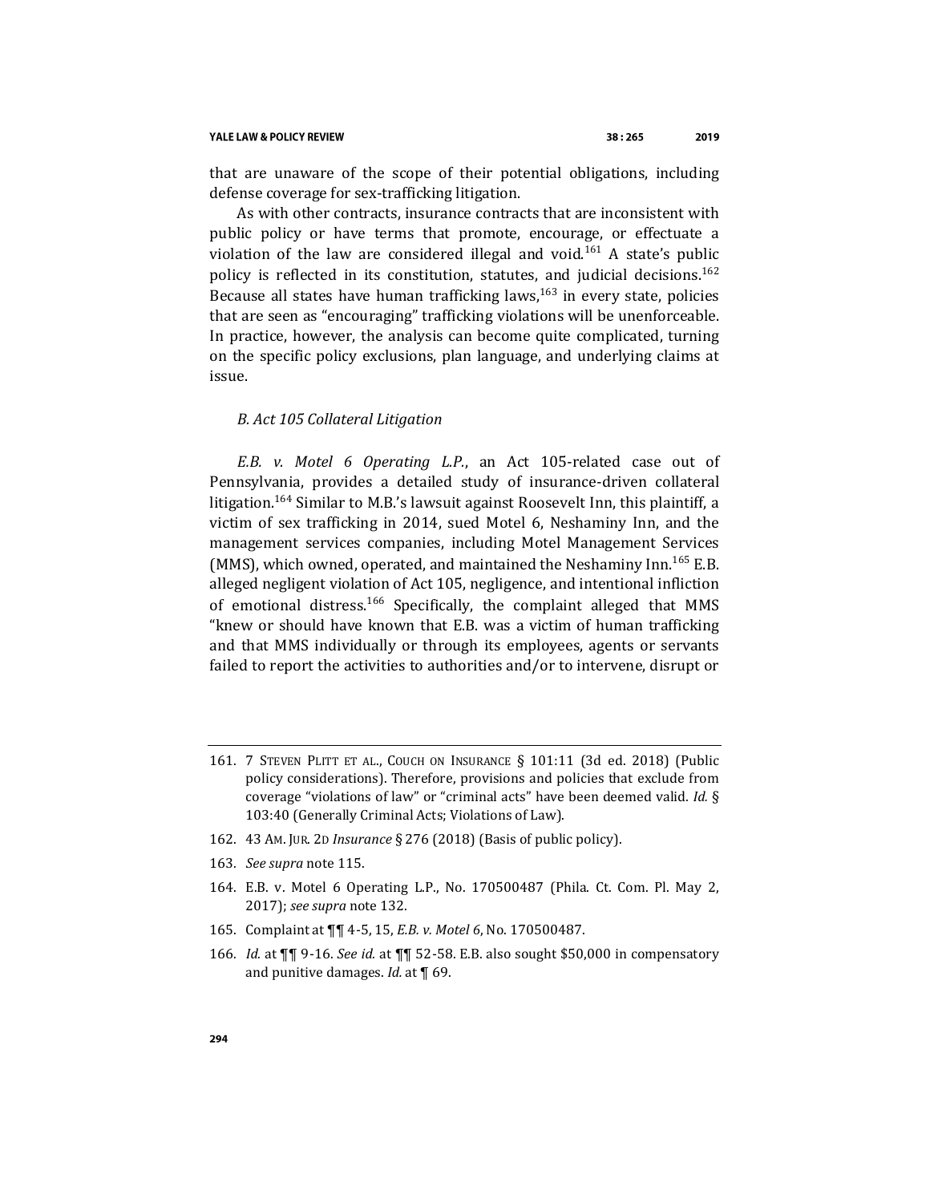that are unaware of the scope of their potential obligations, including defense coverage for sex-trafficking litigation.

As with other contracts, insurance contracts that are inconsistent with public policy or have terms that promote, encourage, or effectuate a violation of the law are considered illegal and void.[161] A state's public policy is reflected in its constitution, statutes, and judicial decisions.[162] Because all states have human trafficking laws,[163] in every state, policies that are seen as "encouraging" trafficking violations will be unenforceable. In practice, however, the analysis can become quite complicated, turning on the specific policy exclusions, plan language, and underlying claims at issue.

### *B. Act 105 Collateral Litigation*

*E.B. v. Motel 6 Operating L.P.*, an Act 105-related case out of Pennsylvania, provides a detailed study of insurance-driven collateral litigation.[164] Similar to M.B.'s lawsuit against Roosevelt Inn, this plaintiff, a victim of sex trafficking in 2014, sued Motel 6, Neshaminy Inn, and the management services companies, including Motel Management Services (MMS), which owned, operated, and maintained the Neshaminy Inn.[165] E.B. alleged negligent violation of Act 105, negligence, and intentional infliction of emotional distress.[166] Specifically, the complaint alleged that MMS "knew or should have known that E.B. was a victim of human trafficking and that MMS individually or through its employees, agents or servants failed to report the activities to authorities and/or to intervene, disrupt or

---

161. 7 STEVEN PLITT ET AL., COUCH ON INSURANCE § 101:11 (3d ed. 2018) (Public policy considerations). Therefore, provisions and policies that exclude from coverage "violations of law" or "criminal acts" have been deemed valid. *Id.* § 103:40 (Generally Criminal Acts; Violations of Law).

162. 43 AM. JUR. 2D *Insurance* § 276 (2018) (Basis of public policy).

163. *See supra* note 115.

164. E.B. v. Motel 6 Operating L.P., No. 170500487 (Phila. Ct. Com. Pl. May 2, 2017); *see supra* note 132.

165. Complaint at ¶¶ 4-5, 15, *E.B. v. Motel 6*, No. 170500487.

166. *Id.* at ¶¶ 9-16. *See id.* at ¶¶ 52-58. E.B. also sought $50,000 in compensatory and punitive damages. *Id.* at ¶ 69.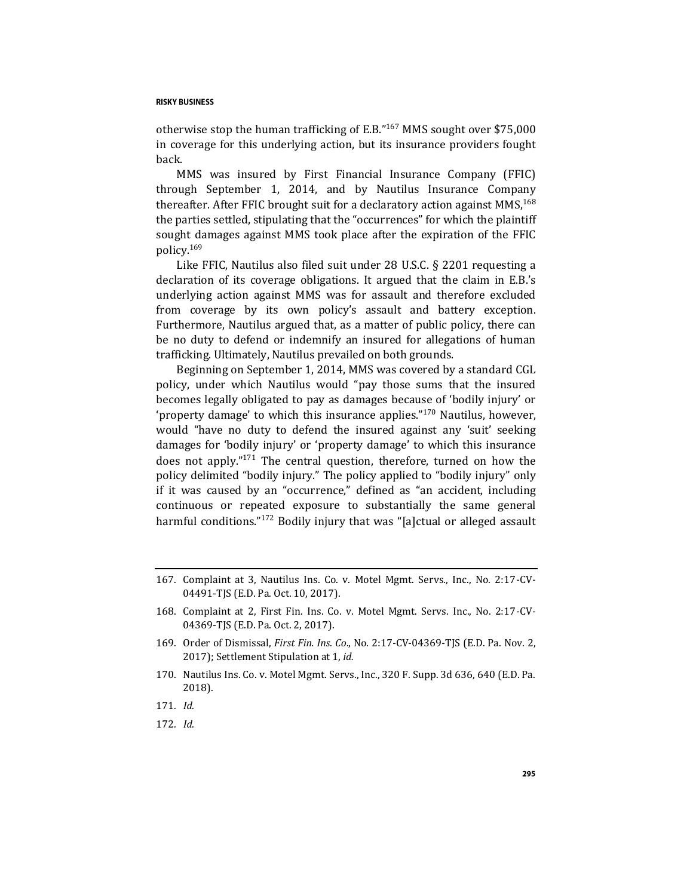otherwise stop the human trafficking of E.B."[167] MMS sought over $75,000 in coverage for this underlying action, but its insurance providers fought back.

MMS was insured by First Financial Insurance Company (FFIC) through September 1, 2014, and by Nautilus Insurance Company thereafter. After FFIC brought suit for a declaratory action against MMS,[168] the parties settled, stipulating that the "occurrences" for which the plaintiff sought damages against MMS took place after the expiration of the FFIC policy.[169]

Like FFIC, Nautilus also filed suit under 28 U.S.C. § 2201 requesting a declaration of its coverage obligations. It argued that the claim in E.B.'s underlying action against MMS was for assault and therefore excluded from coverage by its own policy's assault and battery exception. Furthermore, Nautilus argued that, as a matter of public policy, there can be no duty to defend or indemnify an insured for allegations of human trafficking. Ultimately, Nautilus prevailed on both grounds.

Beginning on September 1, 2014, MMS was covered by a standard CGL policy, under which Nautilus would "pay those sums that the insured becomes legally obligated to pay as damages because of 'bodily injury' or 'property damage' to which this insurance applies."[170] Nautilus, however, would "have no duty to defend the insured against any 'suit' seeking damages for 'bodily injury' or 'property damage' to which this insurance does not apply."[171] The central question, therefore, turned on how the policy delimited "bodily injury." The policy applied to "bodily injury" only if it was caused by an "occurrence," defined as "an accident, including continuous or repeated exposure to substantially the same general harmful conditions."[172] Bodily injury that was "[a]ctual or alleged assault

---

167. Complaint at 3, Nautilus Ins. Co. v. Motel Mgmt. Servs., Inc., No. 2:17-CV-04491-TJS (E.D. Pa. Oct. 10, 2017).

168. Complaint at 2, First Fin. Ins. Co. v. Motel Mgmt. Servs. Inc., No. 2:17-CV-04369-TJS (E.D. Pa. Oct. 2, 2017).

169. Order of Dismissal, *First Fin. Ins. Co*., No. 2:17-CV-04369-TJS (E.D. Pa. Nov. 2, 2017); Settlement Stipulation at 1, *id.*

170. Nautilus Ins. Co. v. Motel Mgmt. Servs., Inc., 320 F. Supp. 3d 636, 640 (E.D. Pa. 2018).

171. *Id.*

172. *Id.*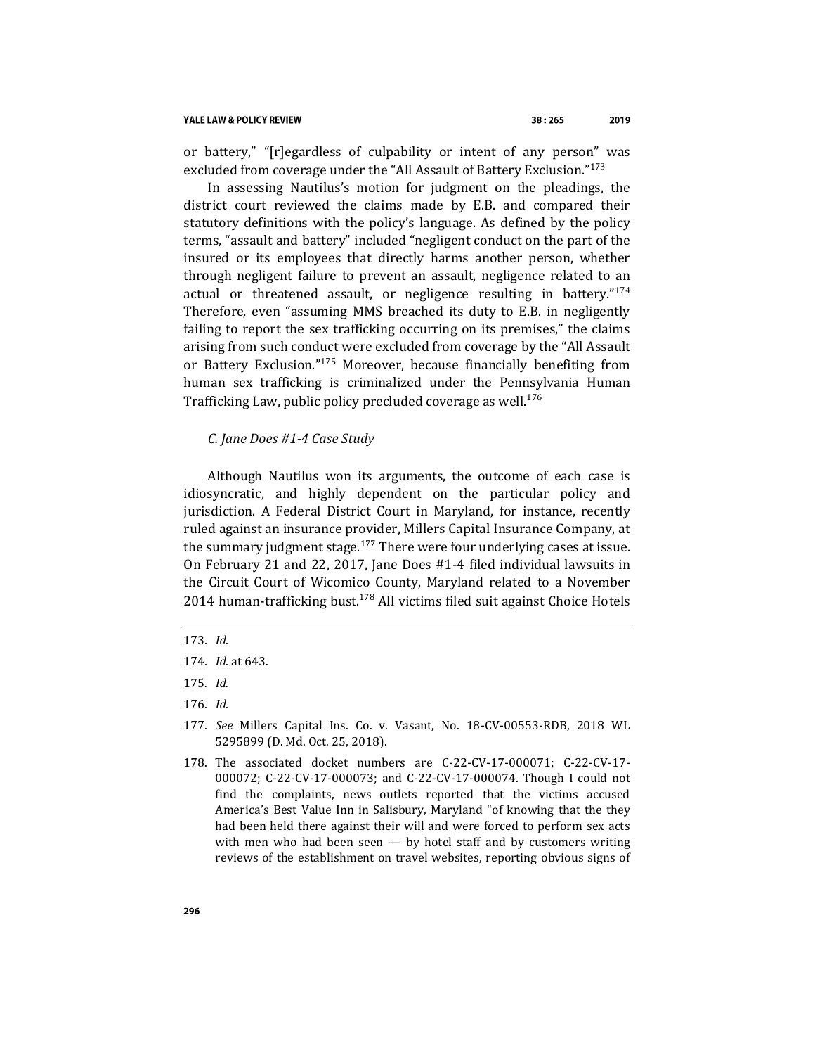or battery," "[r]egardless of culpability or intent of any person" was excluded from coverage under the "All Assault of Battery Exclusion."[173]

In assessing Nautilus's motion for judgment on the pleadings, the district court reviewed the claims made by E.B. and compared their statutory definitions with the policy's language. As defined by the policy terms, "assault and battery" included "negligent conduct on the part of the insured or its employees that directly harms another person, whether through negligent failure to prevent an assault, negligence related to an actual or threatened assault, or negligence resulting in battery."[174] Therefore, even "assuming MMS breached its duty to E.B. in negligently failing to report the sex trafficking occurring on its premises," the claims arising from such conduct were excluded from coverage by the "All Assault or Battery Exclusion."[175] Moreover, because financially benefiting from human sex trafficking is criminalized under the Pennsylvania Human Trafficking Law, public policy precluded coverage as well.[176]

### *C. Jane Does #1-4 Case Study*

Although Nautilus won its arguments, the outcome of each case is idiosyncratic, and highly dependent on the particular policy and jurisdiction. A Federal District Court in Maryland, for instance, recently ruled against an insurance provider, Millers Capital Insurance Company, at the summary judgment stage.[177] There were four underlying cases at issue. On February 21 and 22, 2017, Jane Does #1-4 filed individual lawsuits in the Circuit Court of Wicomico County, Maryland related to a November 2014 human-trafficking bust.[178] All victims filed suit against Choice Hotels

---

173. *Id.*

174. *Id.* at 643.

175. *Id.*

176. *Id.*

177. *See* Millers Capital Ins. Co. v. Vasant, No. 18-CV-00553-RDB, 2018 WL 5295899 (D. Md. Oct. 25, 2018).

178. The associated docket numbers are C-22-CV-17-000071; C-22-CV-17-000072; C-22-CV-17-000073; and C-22-CV-17-000074. Though I could not find the complaints, news outlets reported that the victims accused America's Best Value Inn in Salisbury, Maryland "of knowing that the they had been held there against their will and were forced to perform sex acts with men who had been seen — by hotel staff and by customers writing reviews of the establishment on travel websites, reporting obvious signs of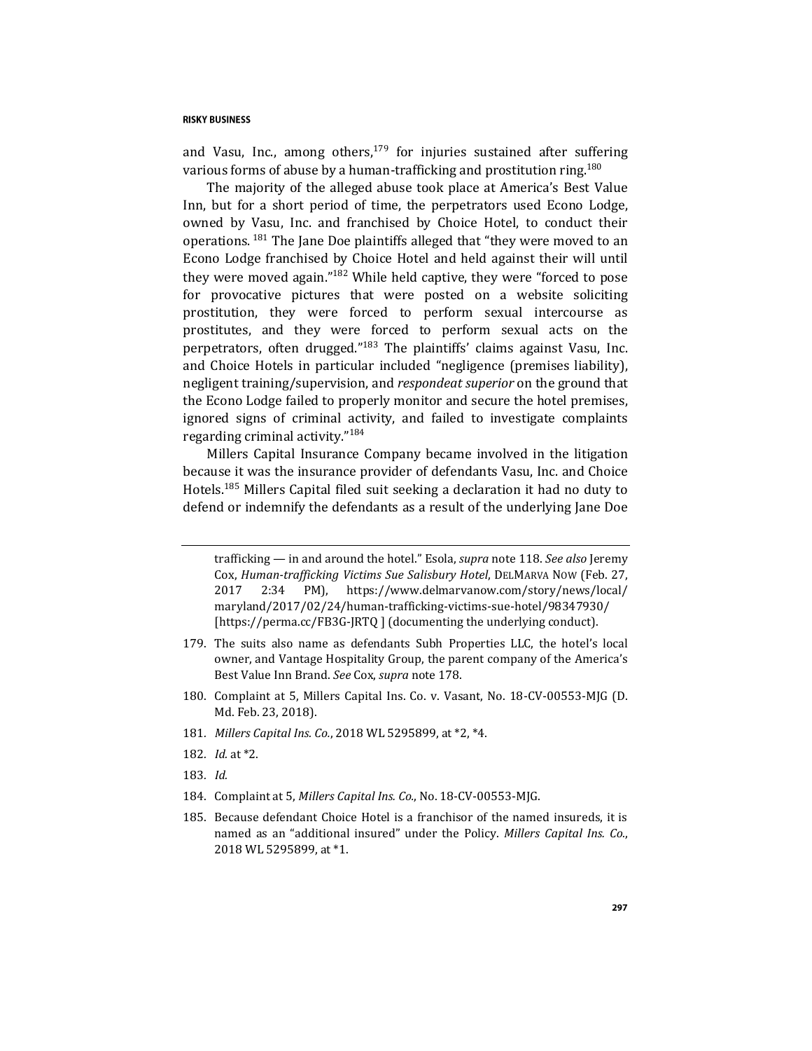and Vasu, Inc., among others,[179] for injuries sustained after suffering various forms of abuse by a human-trafficking and prostitution ring.[180]

The majority of the alleged abuse took place at America's Best Value Inn, but for a short period of time, the perpetrators used Econo Lodge, owned by Vasu, Inc. and franchised by Choice Hotel, to conduct their operations.[181] The Jane Doe plaintiffs alleged that "they were moved to an Econo Lodge franchised by Choice Hotel and held against their will until they were moved again."[182] While held captive, they were "forced to pose for provocative pictures that were posted on a website soliciting prostitution, they were forced to perform sexual intercourse as prostitutes, and they were forced to perform sexual acts on the perpetrators, often drugged."[183] The plaintiffs' claims against Vasu, Inc. and Choice Hotels in particular included "negligence (premises liability), negligent training/supervision, and *respondeat superior* on the ground that the Econo Lodge failed to properly monitor and secure the hotel premises, ignored signs of criminal activity, and failed to investigate complaints regarding criminal activity."[184]

Millers Capital Insurance Company became involved in the litigation because it was the insurance provider of defendants Vasu, Inc. and Choice Hotels.[185] Millers Capital filed suit seeking a declaration it had no duty to defend or indemnify the defendants as a result of the underlying Jane Doe

---

trafficking — in and around the hotel." Esola, *supra* note 118. *See also* Jeremy Cox, *Human-trafficking Victims Sue Salisbury Hotel*, DELMARVA NOW (Feb. 27, 2017 2:34 PM), https://www.delmarvanow.com/story/news/local/maryland/2017/02/24/human-trafficking-victims-sue-hotel/98347930/ [https://perma.cc/FB3G-JRTQ ] (documenting the underlying conduct).

179. The suits also name as defendants Subh Properties LLC, the hotel's local owner, and Vantage Hospitality Group, the parent company of the America's Best Value Inn Brand. *See* Cox, *supra* note 178.

180. Complaint at 5, Millers Capital Ins. Co. v. Vasant, No. 18-CV-00553-MJG (D. Md. Feb. 23, 2018).

181. *Millers Capital Ins. Co.*, 2018 WL 5295899, at *2, *4.

182. *Id.* at *2.

183. *Id.*

184. Complaint at 5, *Millers Capital Ins. Co.*, No. 18-CV-00553-MJG.

185. Because defendant Choice Hotel is a franchisor of the named insureds, it is named as an "additional insured" under the Policy. *Millers Capital Ins. Co.*, 2018 WL 5295899, at *1.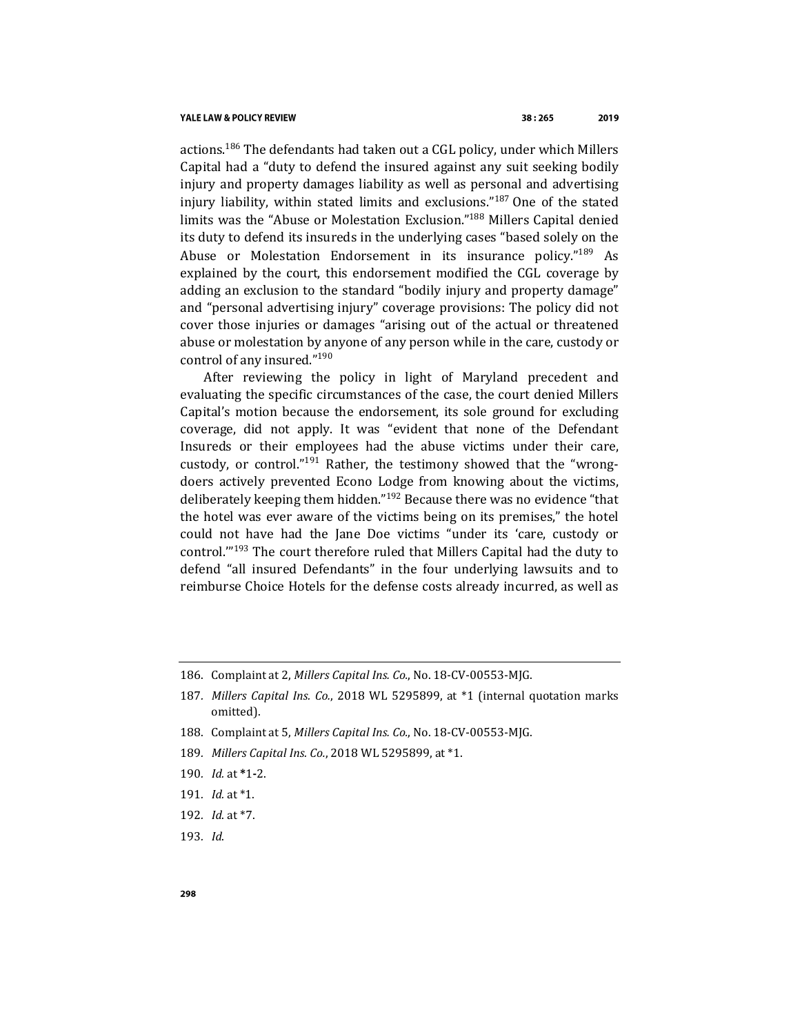actions.[186] The defendants had taken out a CGL policy, under which Millers Capital had a "duty to defend the insured against any suit seeking bodily injury and property damages liability as well as personal and advertising injury liability, within stated limits and exclusions."[187] One of the stated limits was the "Abuse or Molestation Exclusion."[188] Millers Capital denied its duty to defend its insureds in the underlying cases "based solely on the Abuse or Molestation Endorsement in its insurance policy."[189] As explained by the court, this endorsement modified the CGL coverage by adding an exclusion to the standard "bodily injury and property damage" and "personal advertising injury" coverage provisions: The policy did not cover those injuries or damages "arising out of the actual or threatened abuse or molestation by anyone of any person while in the care, custody or control of any insured."[190]

After reviewing the policy in light of Maryland precedent and evaluating the specific circumstances of the case, the court denied Millers Capital's motion because the endorsement, its sole ground for excluding coverage, did not apply. It was "evident that none of the Defendant Insureds or their employees had the abuse victims under their care, custody, or control."[191] Rather, the testimony showed that the "wrong-doers actively prevented Econo Lodge from knowing about the victims, deliberately keeping them hidden."[192] Because there was no evidence "that the hotel was ever aware of the victims being on its premises," the hotel could not have had the Jane Doe victims "under its 'care, custody or control.'"[193] The court therefore ruled that Millers Capital had the duty to defend "all insured Defendants" in the four underlying lawsuits and to reimburse Choice Hotels for the defense costs already incurred, as well as

186. Complaint at 2, *Millers Capital Ins. Co.*, No. 18-CV-00553-MJG.

187. *Millers Capital Ins. Co.*, 2018 WL 5295899, at *1 (internal quotation marks omitted).

188. Complaint at 5, *Millers Capital Ins. Co.*, No. 18-CV-00553-MJG.

189. *Millers Capital Ins. Co.*, 2018 WL 5295899, at *1.

190. *Id.* at *1-2.

191. *Id.* at *1.

192. *Id.* at *7.

193. *Id.*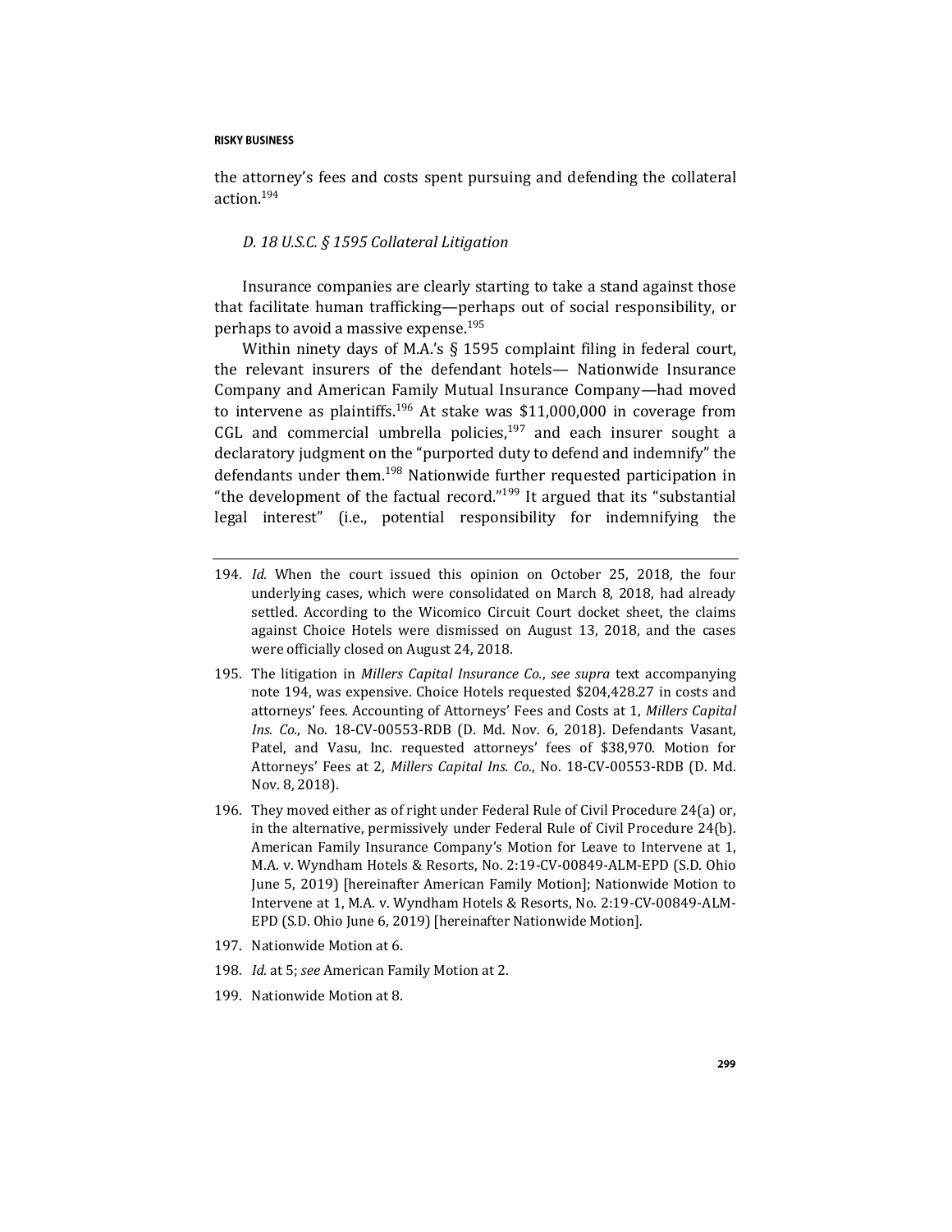the attorney's fees and costs spent pursuing and defending the collateral action.[194]

### *D. 18 U.S.C. § 1595 Collateral Litigation*

Insurance companies are clearly starting to take a stand against those that facilitate human trafficking—perhaps out of social responsibility, or perhaps to avoid a massive expense.[195]

Within ninety days of M.A.'s § 1595 complaint filing in federal court, the relevant insurers of the defendant hotels— Nationwide Insurance Company and American Family Mutual Insurance Company—had moved to intervene as plaintiffs.[196] At stake was $11,000,000 in coverage from CGL and commercial umbrella policies,[197] and each insurer sought a declaratory judgment on the "purported duty to defend and indemnify" the defendants under them.[198] Nationwide further requested participation in "the development of the factual record."[199] It argued that its "substantial legal interest" (i.e., potential responsibility for indemnifying the

---

194. *Id.* When the court issued this opinion on October 25, 2018, the four underlying cases, which were consolidated on March 8, 2018, had already settled. According to the Wicomico Circuit Court docket sheet, the claims against Choice Hotels were dismissed on August 13, 2018, and the cases were officially closed on August 24, 2018.

195. The litigation in *Millers Capital Insurance Co.*, *see supra* text accompanying note 194, was expensive. Choice Hotels requested $204,428.27 in costs and attorneys' fees. Accounting of Attorneys' Fees and Costs at 1, *Millers Capital Ins. Co.*, No. 18-CV-00553-RDB (D. Md. Nov. 6, 2018). Defendants Vasant, Patel, and Vasu, Inc. requested attorneys' fees of $38,970. Motion for Attorneys' Fees at 2, *Millers Capital Ins. Co.*, No. 18-CV-00553-RDB (D. Md. Nov. 8, 2018).

196. They moved either as of right under Federal Rule of Civil Procedure 24(a) or, in the alternative, permissively under Federal Rule of Civil Procedure 24(b). American Family Insurance Company's Motion for Leave to Intervene at 1, M.A. v. Wyndham Hotels & Resorts, No. 2:19-CV-00849-ALM-EPD (S.D. Ohio June 5, 2019) [hereinafter American Family Motion]; Nationwide Motion to Intervene at 1, M.A. v. Wyndham Hotels & Resorts, No. 2:19-CV-00849-ALM-EPD (S.D. Ohio June 6, 2019) [hereinafter Nationwide Motion].

197. Nationwide Motion at 6.

198. *Id.* at 5; *see* American Family Motion at 2.

199. Nationwide Motion at 8.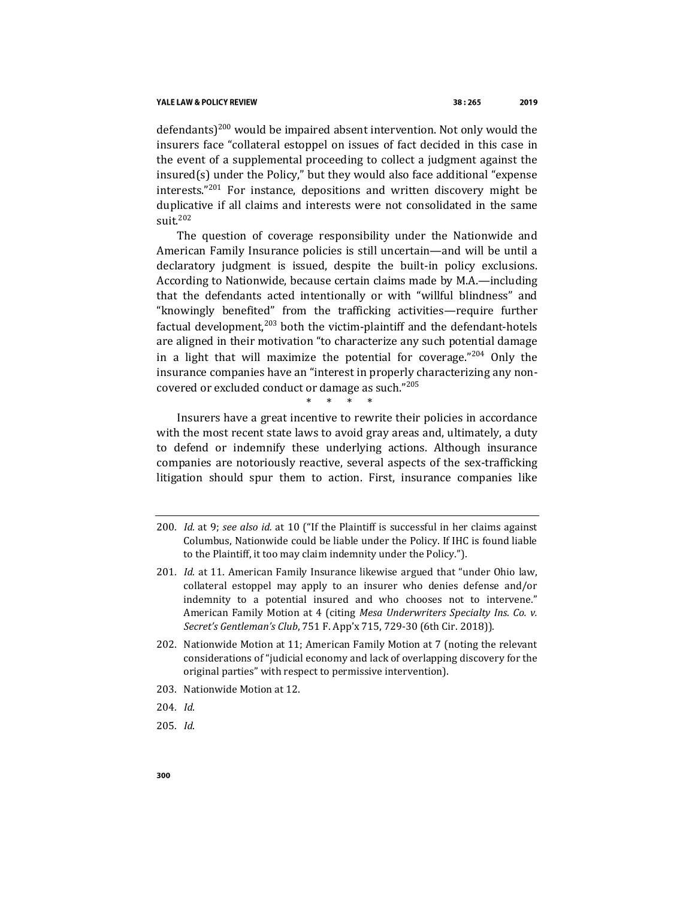defendants)[200] would be impaired absent intervention. Not only would the insurers face "collateral estoppel on issues of fact decided in this case in the event of a supplemental proceeding to collect a judgment against the insured(s) under the Policy," but they would also face additional "expense interests."[201] For instance, depositions and written discovery might be duplicative if all claims and interests were not consolidated in the same suit.[202]

The question of coverage responsibility under the Nationwide and American Family Insurance policies is still uncertain—and will be until a declaratory judgment is issued, despite the built-in policy exclusions. According to Nationwide, because certain claims made by M.A.—including that the defendants acted intentionally or with "willful blindness" and "knowingly benefited" from the trafficking activities—require further factual development,[203] both the victim-plaintiff and the defendant-hotels are aligned in their motivation "to characterize any such potential damage in a light that will maximize the potential for coverage."[204] Only the insurance companies have an "interest in properly characterizing any non-covered or excluded conduct or damage as such."[205]

\* \* \* \*

Insurers have a great incentive to rewrite their policies in accordance with the most recent state laws to avoid gray areas and, ultimately, a duty to defend or indemnify these underlying actions. Although insurance companies are notoriously reactive, several aspects of the sex-trafficking litigation should spur them to action. First, insurance companies like

---

200. *Id.* at 9; *see also id.* at 10 ("If the Plaintiff is successful in her claims against Columbus, Nationwide could be liable under the Policy. If IHC is found liable to the Plaintiff, it too may claim indemnity under the Policy.").

201. *Id.* at 11. American Family Insurance likewise argued that "under Ohio law, collateral estoppel may apply to an insurer who denies defense and/or indemnity to a potential insured and who chooses not to intervene." American Family Motion at 4 (citing *Mesa Underwriters Specialty Ins. Co. v. Secret's Gentleman's Club*, 751 F. App'x 715, 729-30 (6th Cir. 2018)).

202. Nationwide Motion at 11; American Family Motion at 7 (noting the relevant considerations of "judicial economy and lack of overlapping discovery for the original parties" with respect to permissive intervention).

203. Nationwide Motion at 12.

204. *Id.*

205. *Id.*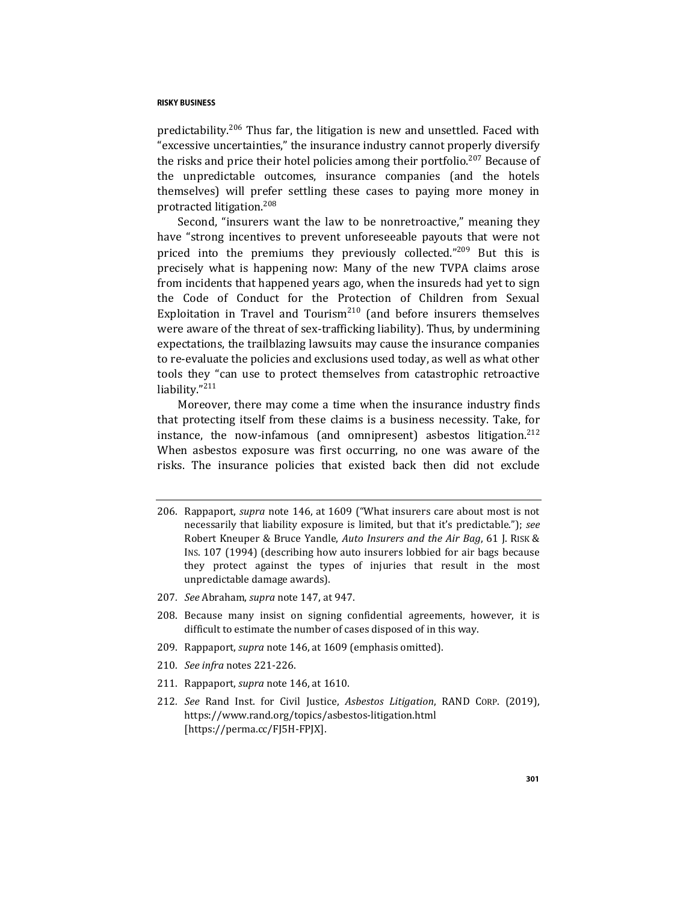predictability.[206] Thus far, the litigation is new and unsettled. Faced with "excessive uncertainties," the insurance industry cannot properly diversify the risks and price their hotel policies among their portfolio.[207] Because of the unpredictable outcomes, insurance companies (and the hotels themselves) will prefer settling these cases to paying more money in protracted litigation.[208]

Second, "insurers want the law to be nonretroactive," meaning they have "strong incentives to prevent unforeseeable payouts that were not priced into the premiums they previously collected."[209] But this is precisely what is happening now: Many of the new TVPA claims arose from incidents that happened years ago, when the insureds had yet to sign the Code of Conduct for the Protection of Children from Sexual Exploitation in Travel and Tourism[210] (and before insurers themselves were aware of the threat of sex-trafficking liability). Thus, by undermining expectations, the trailblazing lawsuits may cause the insurance companies to re-evaluate the policies and exclusions used today, as well as what other tools they "can use to protect themselves from catastrophic retroactive liability."[211]

Moreover, there may come a time when the insurance industry finds that protecting itself from these claims is a business necessity. Take, for instance, the now-infamous (and omnipresent) asbestos litigation.[212] When asbestos exposure was first occurring, no one was aware of the risks. The insurance policies that existed back then did not exclude

---

206. Rappaport, *supra* note 146, at 1609 ("What insurers care about most is not necessarily that liability exposure is limited, but that it's predictable."); *see* Robert Kneuper & Bruce Yandle, *Auto Insurers and the Air Bag*, 61 J. RISK & INS. 107 (1994) (describing how auto insurers lobbied for air bags because they protect against the types of injuries that result in the most unpredictable damage awards).

207. *See* Abraham, *supra* note 147, at 947.

208. Because many insist on signing confidential agreements, however, it is difficult to estimate the number of cases disposed of in this way.

209. Rappaport, *supra* note 146, at 1609 (emphasis omitted).

210. *See infra* notes 221-226.

211. Rappaport, *supra* note 146, at 1610.

212. *See* Rand Inst. for Civil Justice, *Asbestos Litigation*, RAND CORP. (2019), https://www.rand.org/topics/asbestos-litigation.html [https://perma.cc/FJ5H-FPJX].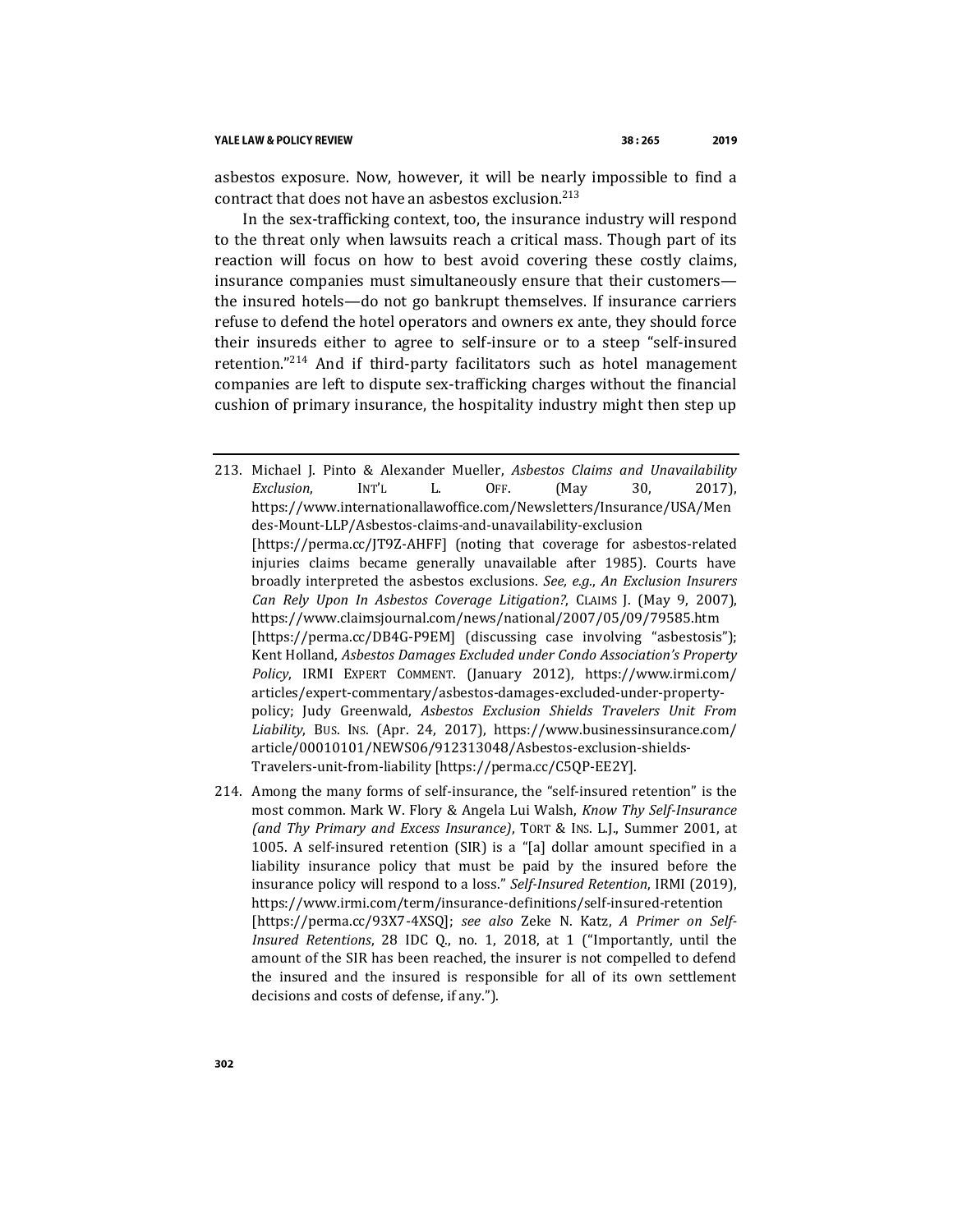asbestos exposure. Now, however, it will be nearly impossible to find a contract that does not have an asbestos exclusion.[213]

In the sex-trafficking context, too, the insurance industry will respond to the threat only when lawsuits reach a critical mass. Though part of its reaction will focus on how to best avoid covering these costly claims, insurance companies must simultaneously ensure that their customers—the insured hotels—do not go bankrupt themselves. If insurance carriers refuse to defend the hotel operators and owners ex ante, they should force their insureds either to agree to self-insure or to a steep "self-insured retention."[214] And if third-party facilitators such as hotel management companies are left to dispute sex-trafficking charges without the financial cushion of primary insurance, the hospitality industry might then step up

---

213. Michael J. Pinto & Alexander Mueller, *Asbestos Claims and Unavailability Exclusion*, INT'L L. OFF. (May 30, 2017), https://www.internationallawoffice.com/Newsletters/Insurance/USA/Mendes-Mount-LLP/Asbestos-claims-and-unavailability-exclusion [https://perma.cc/JT9Z-AHFF] (noting that coverage for asbestos-related injuries claims became generally unavailable after 1985). Courts have broadly interpreted the asbestos exclusions. *See, e.g.*, *An Exclusion Insurers Can Rely Upon In Asbestos Coverage Litigation?*, CLAIMS J. (May 9, 2007), https://www.claimsjournal.com/news/national/2007/05/09/79585.htm [https://perma.cc/DB4G-P9EM] (discussing case involving "asbestosis"); Kent Holland, *Asbestos Damages Excluded under Condo Association's Property Policy*, IRMI EXPERT COMMENT. (January 2012), https://www.irmi.com/articles/expert-commentary/asbestos-damages-excluded-under-property-policy; Judy Greenwald, *Asbestos Exclusion Shields Travelers Unit From Liability*, BUS. INS. (Apr. 24, 2017), https://www.businessinsurance.com/article/00010101/NEWS06/912313048/Asbestos-exclusion-shields-Travelers-unit-from-liability [https://perma.cc/C5QP-EE2Y].

214. Among the many forms of self-insurance, the "self-insured retention" is the most common. Mark W. Flory & Angela Lui Walsh, *Know Thy Self-Insurance (and Thy Primary and Excess Insurance)*, TORT & INS. L.J., Summer 2001, at 1005. A self-insured retention (SIR) is a "[a] dollar amount specified in a liability insurance policy that must be paid by the insured before the insurance policy will respond to a loss." *Self-Insured Retention*, IRMI (2019), https://www.irmi.com/term/insurance-definitions/self-insured-retention [https://perma.cc/93X7-4XSQ]; *see also* Zeke N. Katz, *A Primer on Self-Insured Retentions*, 28 IDC Q., no. 1, 2018, at 1 ("Importantly, until the amount of the SIR has been reached, the insurer is not compelled to defend the insured and the insured is responsible for all of its own settlement decisions and costs of defense, if any.").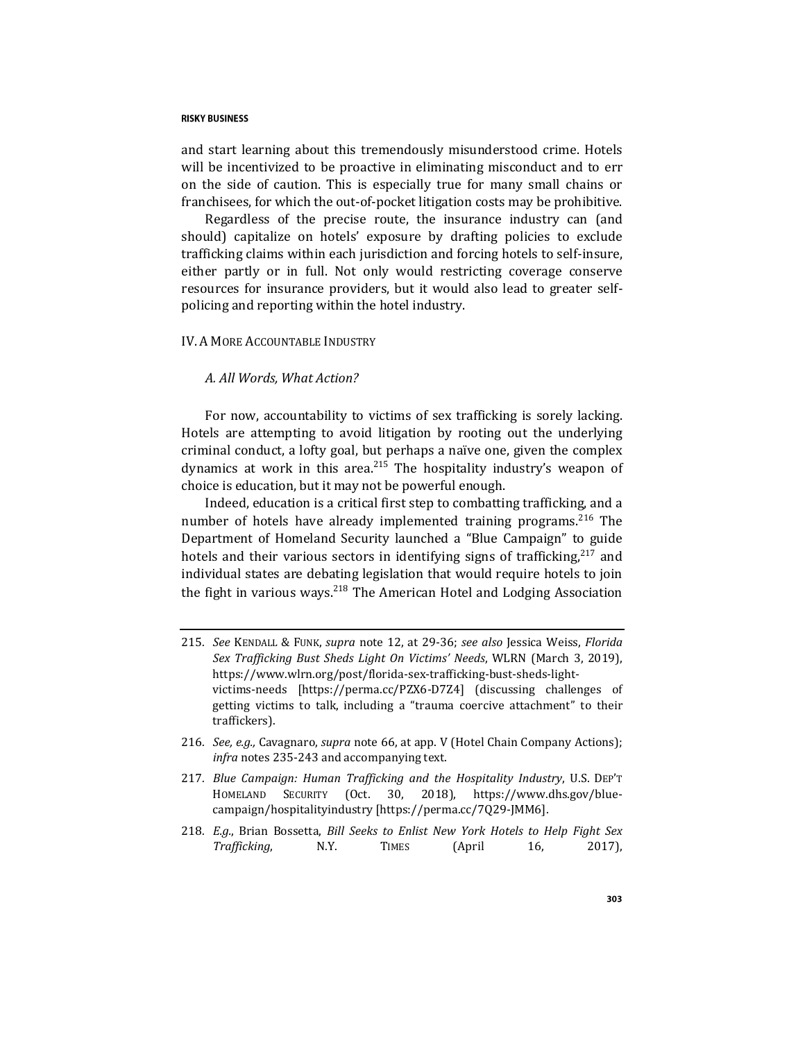and start learning about this tremendously misunderstood crime. Hotels will be incentivized to be proactive in eliminating misconduct and to err on the side of caution. This is especially true for many small chains or franchisees, for which the out-of-pocket litigation costs may be prohibitive.

Regardless of the precise route, the insurance industry can (and should) capitalize on hotels' exposure by drafting policies to exclude trafficking claims within each jurisdiction and forcing hotels to self-insure, either partly or in full. Not only would restricting coverage conserve resources for insurance providers, but it would also lead to greater self-policing and reporting within the hotel industry.

## IV. A More Accountable Industry

### *A. All Words, What Action?*

For now, accountability to victims of sex trafficking is sorely lacking. Hotels are attempting to avoid litigation by rooting out the underlying criminal conduct, a lofty goal, but perhaps a naïve one, given the complex dynamics at work in this area.[215] The hospitality industry's weapon of choice is education, but it may not be powerful enough.

Indeed, education is a critical first step to combatting trafficking, and a number of hotels have already implemented training programs.[216] The Department of Homeland Security launched a "Blue Campaign" to guide hotels and their various sectors in identifying signs of trafficking,[217] and individual states are debating legislation that would require hotels to join the fight in various ways.[218] The American Hotel and Lodging Association

---

215. *See* Kendall & Funk, *supra* note 12, at 29-36; *see also* Jessica Weiss, *Florida Sex Trafficking Bust Sheds Light On Victims' Needs*, WLRN (March 3, 2019), https://www.wlrn.org/post/florida-sex-trafficking-bust-sheds-light-victims-needs [https://perma.cc/PZX6-D7Z4] (discussing challenges of getting victims to talk, including a "trauma coercive attachment" to their traffickers).

216. *See, e.g.,* Cavagnaro, *supra* note 66, at app. V (Hotel Chain Company Actions); *infra* notes 235-243 and accompanying text.

217. *Blue Campaign: Human Trafficking and the Hospitality Industry*, U.S. Dep't Homeland Security (Oct. 30, 2018), https://www.dhs.gov/blue-campaign/hospitalityindustry [https://perma.cc/7Q29-JMM6].

218. *E.g.*, Brian Bossetta, *Bill Seeks to Enlist New York Hotels to Help Fight Sex Trafficking*, N.Y. Times (April 16, 2017),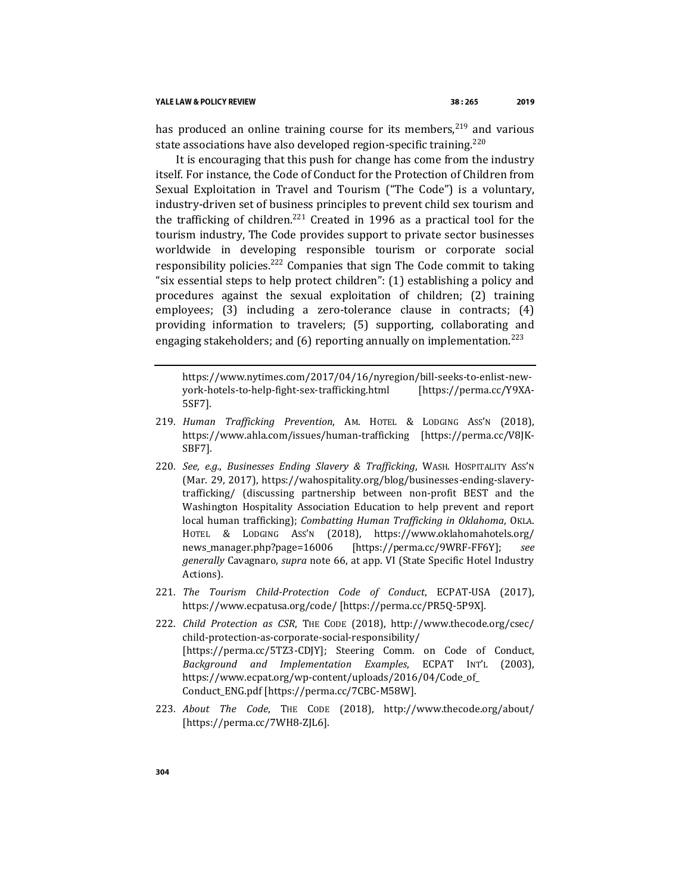has produced an online training course for its members,[219] and various state associations have also developed region-specific training.[220]

It is encouraging that this push for change has come from the industry itself. For instance, the Code of Conduct for the Protection of Children from Sexual Exploitation in Travel and Tourism ("The Code") is a voluntary, industry-driven set of business principles to prevent child sex tourism and the trafficking of children.[221] Created in 1996 as a practical tool for the tourism industry, The Code provides support to private sector businesses worldwide in developing responsible tourism or corporate social responsibility policies.[222] Companies that sign The Code commit to taking "six essential steps to help protect children": (1) establishing a policy and procedures against the sexual exploitation of children; (2) training employees; (3) including a zero-tolerance clause in contracts; (4) providing information to travelers; (5) supporting, collaborating and engaging stakeholders; and (6) reporting annually on implementation.[223]

---

https://www.nytimes.com/2017/04/16/nyregion/bill-seeks-to-enlist-new-york-hotels-to-help-fight-sex-trafficking.html [https://perma.cc/Y9XA-5SF7].

219. *Human Trafficking Prevention*, AM. HOTEL & LODGING ASS'N (2018), https://www.ahla.com/issues/human-trafficking [https://perma.cc/V8JK-SBF7].

220. *See, e.g.*, *Businesses Ending Slavery & Trafficking*, WASH. HOSPITALITY ASS'N (Mar. 29, 2017), https://wahospitality.org/blog/businesses-ending-slavery-trafficking/ (discussing partnership between non-profit BEST and the Washington Hospitality Association Education to help prevent and report local human trafficking); *Combatting Human Trafficking in Oklahoma*, OKLA. HOTEL & LODGING ASS'N (2018), https://www.oklahomahotels.org/news_manager.php?page=16006 [https://perma.cc/9WRF-FF6Y]; *see generally* Cavagnaro, *supra* note 66, at app. VI (State Specific Hotel Industry Actions).

221. *The Tourism Child-Protection Code of Conduct*, ECPAT-USA (2017), https://www.ecpatusa.org/code/ [https://perma.cc/PR5Q-5P9X].

222. *Child Protection as CSR*, THE CODE (2018), http://www.thecode.org/csec/child-protection-as-corporate-social-responsibility/ [https://perma.cc/5TZ3-CDJY]; Steering Comm. on Code of Conduct, *Background and Implementation Examples*, ECPAT INT'L (2003), https://www.ecpat.org/wp-content/uploads/2016/04/Code_of_Conduct_ENG.pdf [https://perma.cc/7CBC-M58W].

223. *About The Code*, THE CODE (2018), http://www.thecode.org/about/ [https://perma.cc/7WH8-ZJL6].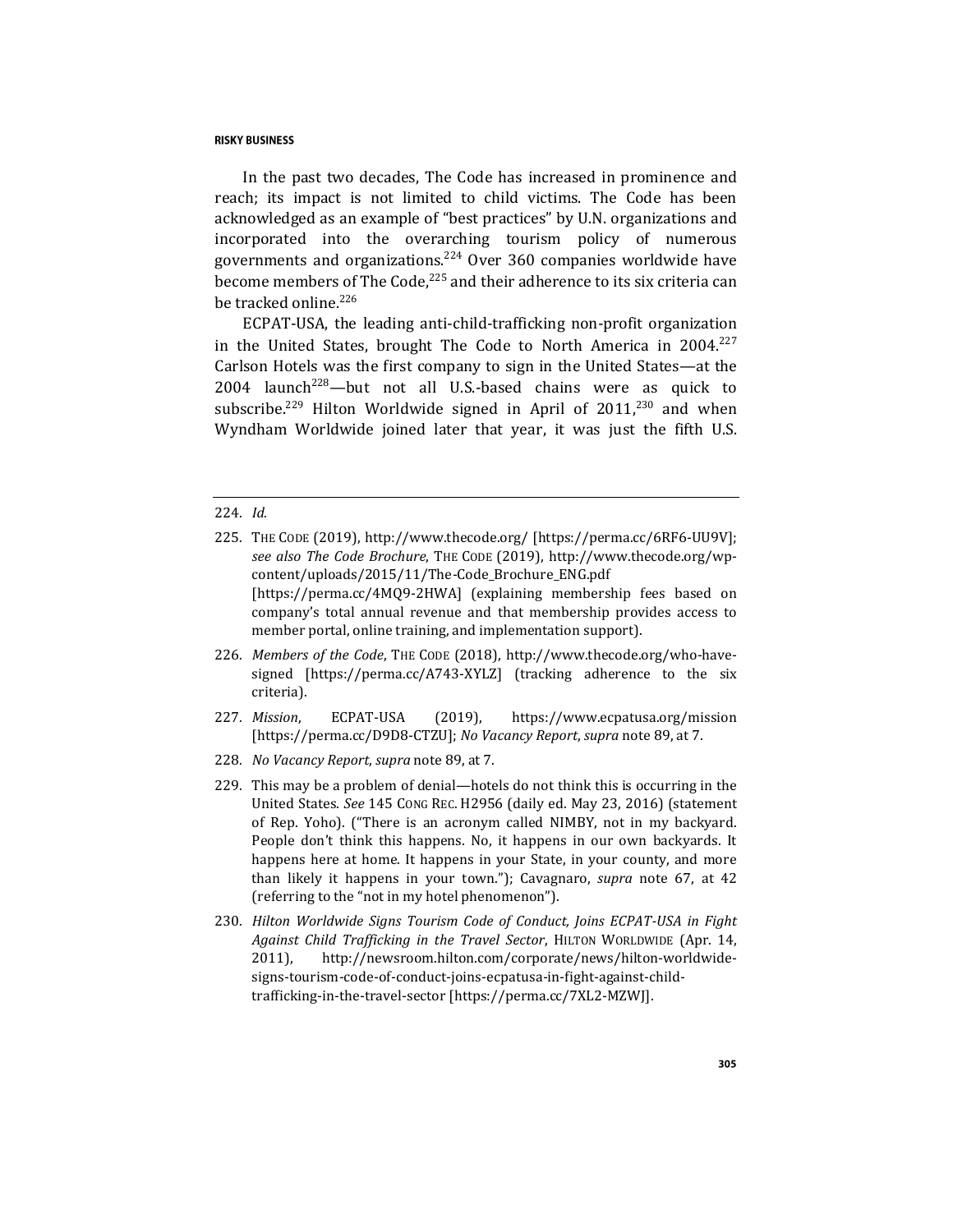In the past two decades, The Code has increased in prominence and reach; its impact is not limited to child victims. The Code has been acknowledged as an example of "best practices" by U.N. organizations and incorporated into the overarching tourism policy of numerous governments and organizations.[224] Over 360 companies worldwide have become members of The Code,[225] and their adherence to its six criteria can be tracked online.[226]

ECPAT-USA, the leading anti-child-trafficking non-profit organization in the United States, brought The Code to North America in 2004.[227] Carlson Hotels was the first company to sign in the United States—at the 2004 launch[228]—but not all U.S.-based chains were as quick to subscribe.[229] Hilton Worldwide signed in April of 2011,[230] and when Wyndham Worldwide joined later that year, it was just the fifth U.S.

---

224. *Id.*

225. THE CODE (2019), http://www.thecode.org/ [https://perma.cc/6RF6-UU9V]; *see also The Code Brochure*, THE CODE (2019), http://www.thecode.org/wp-content/uploads/2015/11/The-Code_Brochure_ENG.pdf [https://perma.cc/4MQ9-2HWA] (explaining membership fees based on company's total annual revenue and that membership provides access to member portal, online training, and implementation support).

226. *Members of the Code*, THE CODE (2018), http://www.thecode.org/who-have-signed [https://perma.cc/A743-XYLZ] (tracking adherence to the six criteria).

227. *Mission*, ECPAT-USA (2019), https://www.ecpatusa.org/mission [https://perma.cc/D9D8-CTZU]; *No Vacancy Report*, *supra* note 89, at 7.

228. *No Vacancy Report*, *supra* note 89, at 7.

229. This may be a problem of denial—hotels do not think this is occurring in the United States. *See* 145 CONG. REC. H2956 (daily ed. May 23, 2016) (statement of Rep. Yoho). ("There is an acronym called NIMBY, not in my backyard. People don't think this happens. No, it happens in our own backyards. It happens here at home. It happens in your State, in your county, and more than likely it happens in your town."); Cavagnaro, *supra* note 67, at 42 (referring to the "not in my hotel phenomenon").

230. *Hilton Worldwide Signs Tourism Code of Conduct, Joins ECPAT-USA in Fight Against Child Trafficking in the Travel Sector*, HILTON WORLDWIDE (Apr. 14, 2011), http://newsroom.hilton.com/corporate/news/hilton-worldwide-signs-tourism-code-of-conduct-joins-ecpatusa-in-fight-against-child-trafficking-in-the-travel-sector [https://perma.cc/7XL2-MZWJ].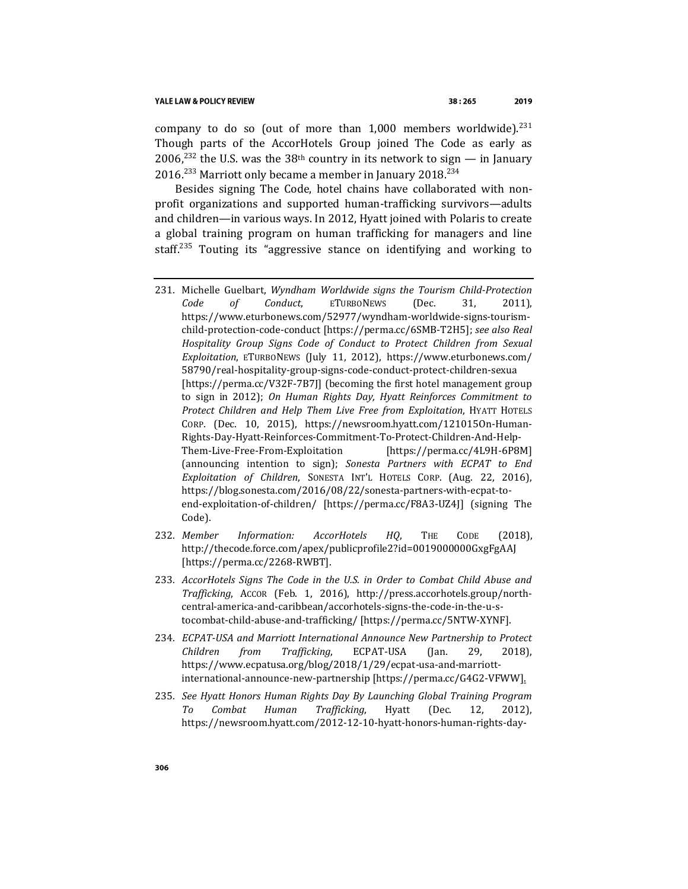company to do so (out of more than 1,000 members worldwide).[231] Though parts of the AccorHotels Group joined The Code as early as 2006,[232] the U.S. was the 38th country in its network to sign — in January 2016.[233] Marriott only became a member in January 2018.[234]

Besides signing The Code, hotel chains have collaborated with non-profit organizations and supported human-trafficking survivors—adults and children—in various ways. In 2012, Hyatt joined with Polaris to create a global training program on human trafficking for managers and line staff.[235] Touting its "aggressive stance on identifying and working to

---

231. Michelle Guelbart, *Wyndham Worldwide signs the Tourism Child-Protection Code of Conduct*, ETURBONEWS (Dec. 31, 2011), https://www.eturbonews.com/52977/wyndham-worldwide-signs-tourism-child-protection-code-conduct [https://perma.cc/6SMB-T2H5]; *see also Real Hospitality Group Signs Code of Conduct to Protect Children from Sexual Exploitation*, ETURBONEWS (July 11, 2012), https://www.eturbonews.com/58790/real-hospitality-group-signs-code-conduct-protect-children-sexua [https://perma.cc/V32F-7B7J] (becoming the first hotel management group to sign in 2012); *On Human Rights Day, Hyatt Reinforces Commitment to Protect Children and Help Them Live Free from Exploitation*, HYATT HOTELS CORP. (Dec. 10, 2015), https://newsroom.hyatt.com/121015On-Human-Rights-Day-Hyatt-Reinforces-Commitment-To-Protect-Children-And-Help-Them-Live-Free-From-Exploitation [https://perma.cc/4L9H-6P8M] (announcing intention to sign); *Sonesta Partners with ECPAT to End Exploitation of Children*, SONESTA INT'L HOTELS CORP. (Aug. 22, 2016), https://blog.sonesta.com/2016/08/22/sonesta-partners-with-ecpat-to-end-exploitation-of-children/ [https://perma.cc/F8A3-UZ4J] (signing The Code).

232. *Member Information: AccorHotels HQ*, THE CODE (2018), http://thecode.force.com/apex/publicprofile2?id=0019000000GxgFgAAJ [https://perma.cc/2268-RWBT].

233. *AccorHotels Signs The Code in the U.S. in Order to Combat Child Abuse and Trafficking*, ACCOR (Feb. 1, 2016), http://press.accorhotels.group/north-central-america-and-caribbean/accorhotels-signs-the-code-in-the-u-s-tocombat-child-abuse-and-trafficking/ [https://perma.cc/5NTW-XYNF].

234. *ECPAT-USA and Marriott International Announce New Partnership to Protect Children from Trafficking*, ECPAT-USA (Jan. 29, 2018), https://www.ecpatusa.org/blog/2018/1/29/ecpat-usa-and-marriott-international-announce-new-partnership [https://perma.cc/G4G2-VFWW].

235. *See Hyatt Honors Human Rights Day By Launching Global Training Program To Combat Human Trafficking*, Hyatt (Dec. 12, 2012), https://newsroom.hyatt.com/2012-12-10-hyatt-honors-human-rights-day-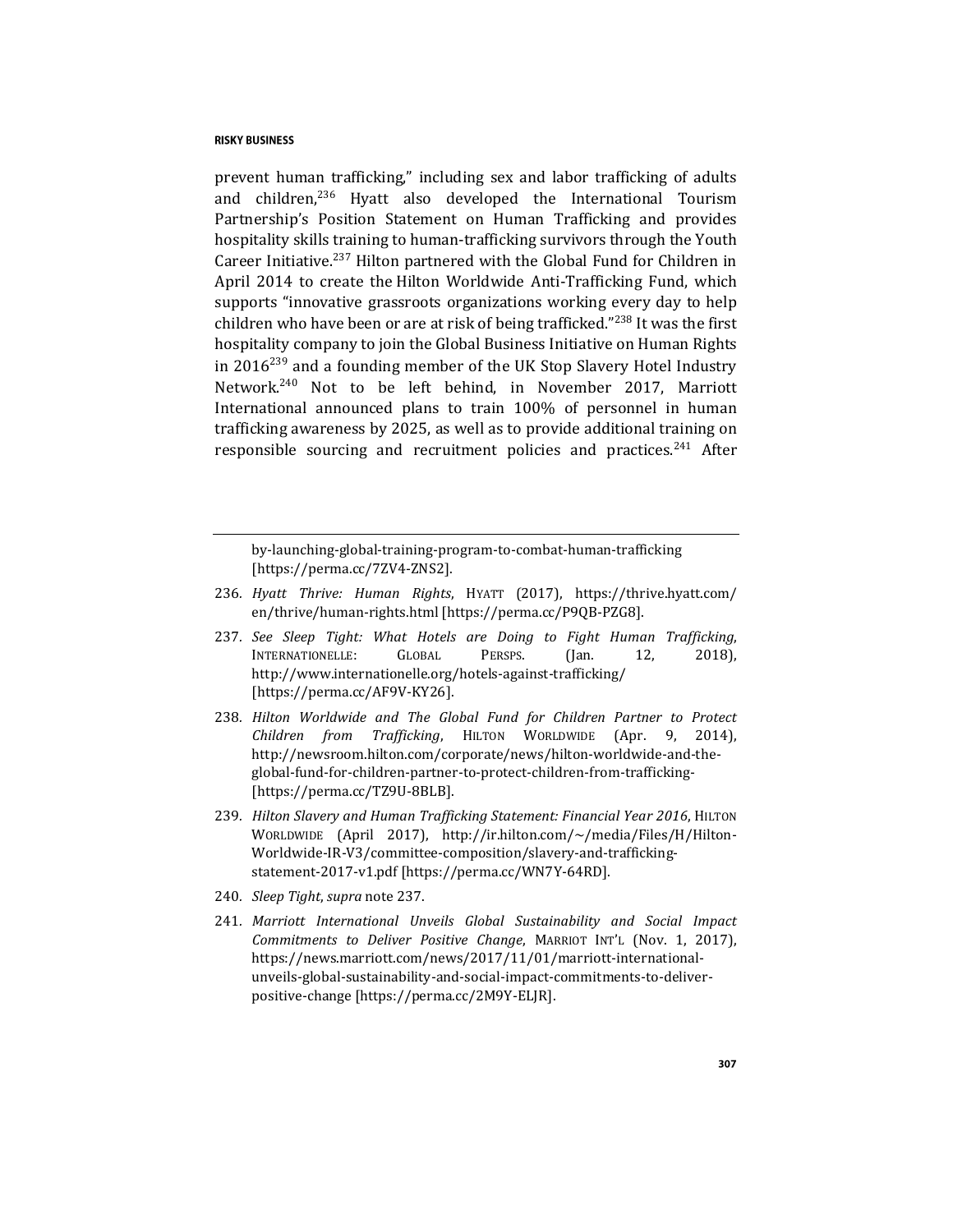prevent human trafficking," including sex and labor trafficking of adults and children,[236] Hyatt also developed the International Tourism Partnership's Position Statement on Human Trafficking and provides hospitality skills training to human-trafficking survivors through the Youth Career Initiative.[237] Hilton partnered with the Global Fund for Children in April 2014 to create the Hilton Worldwide Anti-Trafficking Fund, which supports "innovative grassroots organizations working every day to help children who have been or are at risk of being trafficked."[238] It was the first hospitality company to join the Global Business Initiative on Human Rights in 2016[239] and a founding member of the UK Stop Slavery Hotel Industry Network.[240] Not to be left behind, in November 2017, Marriott International announced plans to train 100% of personnel in human trafficking awareness by 2025, as well as to provide additional training on responsible sourcing and recruitment policies and practices.[241] After

---

by-launching-global-training-program-to-combat-human-trafficking [https://perma.cc/7ZV4-ZNS2].

236. *Hyatt Thrive: Human Rights*, HYATT (2017), https://thrive.hyatt.com/en/thrive/human-rights.html [https://perma.cc/P9QB-PZG8].

237. *See Sleep Tight: What Hotels are Doing to Fight Human Trafficking*, INTERNATIONELLE: GLOBAL PERSPS. (Jan. 12, 2018), http://www.internationelle.org/hotels-against-trafficking/ [https://perma.cc/AF9V-KY26].

238. *Hilton Worldwide and The Global Fund for Children Partner to Protect Children from Trafficking*, HILTON WORLDWIDE (Apr. 9, 2014), http://newsroom.hilton.com/corporate/news/hilton-worldwide-and-the-global-fund-for-children-partner-to-protect-children-from-trafficking- [https://perma.cc/TZ9U-8BLB].

239. *Hilton Slavery and Human Trafficking Statement: Financial Year 2016*, HILTON WORLDWIDE (April 2017), http://ir.hilton.com/~/media/Files/H/Hilton-Worldwide-IR-V3/committee-composition/slavery-and-trafficking-statement-2017-v1.pdf [https://perma.cc/WN7Y-64RD].

240. *Sleep Tight*, *supra* note 237.

241. *Marriott International Unveils Global Sustainability and Social Impact Commitments to Deliver Positive Change*, MARRIOT INT'L (Nov. 1, 2017), https://news.marriott.com/news/2017/11/01/marriott-international-unveils-global-sustainability-and-social-impact-commitments-to-deliver-positive-change [https://perma.cc/2M9Y-ELJR].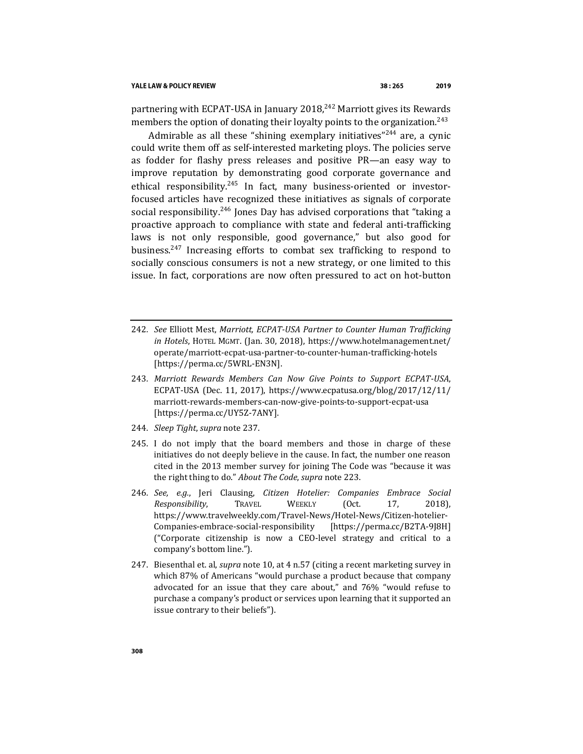partnering with ECPAT-USA in January 2018,[242] Marriott gives its Rewards members the option of donating their loyalty points to the organization.[243]

Admirable as all these "shining exemplary initiatives"[244] are, a cynic could write them off as self-interested marketing ploys. The policies serve as fodder for flashy press releases and positive PR—an easy way to improve reputation by demonstrating good corporate governance and ethical responsibility.[245] In fact, many business-oriented or investor-focused articles have recognized these initiatives as signals of corporate social responsibility.[246] Jones Day has advised corporations that "taking a proactive approach to compliance with state and federal anti-trafficking laws is not only responsible, good governance," but also good for business.[247] Increasing efforts to combat sex trafficking to respond to socially conscious consumers is not a new strategy, or one limited to this issue. In fact, corporations are now often pressured to act on hot-button

---

242. *See* Elliott Mest, *Marriott, ECPAT-USA Partner to Counter Human Trafficking in Hotels*, HOTEL MGMT. (Jan. 30, 2018), https://www.hotelmanagement.net/operate/marriott-ecpat-usa-partner-to-counter-human-trafficking-hotels [https://perma.cc/5WRL-EN3N].

243. *Marriott Rewards Members Can Now Give Points to Support ECPAT-USA*, ECPAT-USA (Dec. 11, 2017), https://www.ecpatusa.org/blog/2017/12/11/marriott-rewards-members-can-now-give-points-to-support-ecpat-usa [https://perma.cc/UY5Z-7ANY].

244. *Sleep Tight*, *supra* note 237.

245. I do not imply that the board members and those in charge of these initiatives do not deeply believe in the cause. In fact, the number one reason cited in the 2013 member survey for joining The Code was "because it was the right thing to do." *About The Code*, *supra* note 223.

246. *See, e.g.*, Jeri Clausing, *Citizen Hotelier: Companies Embrace Social Responsibility*, TRAVEL WEEKLY (Oct. 17, 2018), https://www.travelweekly.com/Travel-News/Hotel-News/Citizen-hotelier-Companies-embrace-social-responsibility [https://perma.cc/B2TA-9J8H] ("Corporate citizenship is now a CEO-level strategy and critical to a company's bottom line.").

247. Biesenthal et. al, *supra* note 10, at 4 n.57 (citing a recent marketing survey in which 87% of Americans "would purchase a product because that company advocated for an issue that they care about," and 76% "would refuse to purchase a company's product or services upon learning that it supported an issue contrary to their beliefs").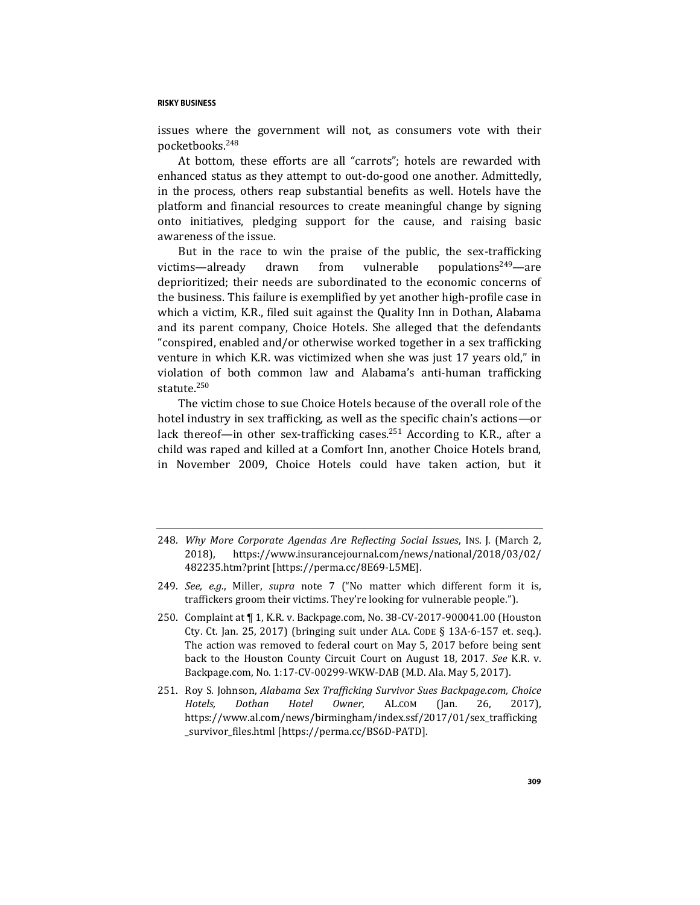issues where the government will not, as consumers vote with their pocketbooks.[248]

At bottom, these efforts are all "carrots"; hotels are rewarded with enhanced status as they attempt to out-do-good one another. Admittedly, in the process, others reap substantial benefits as well. Hotels have the platform and financial resources to create meaningful change by signing onto initiatives, pledging support for the cause, and raising basic awareness of the issue.

But in the race to win the praise of the public, the sex-trafficking victims—already drawn from vulnerable populations[249]—are deprioritized; their needs are subordinated to the economic concerns of the business. This failure is exemplified by yet another high-profile case in which a victim, K.R., filed suit against the Quality Inn in Dothan, Alabama and its parent company, Choice Hotels. She alleged that the defendants "conspired, enabled and/or otherwise worked together in a sex trafficking venture in which K.R. was victimized when she was just 17 years old," in violation of both common law and Alabama's anti-human trafficking statute.[250]

The victim chose to sue Choice Hotels because of the overall role of the hotel industry in sex trafficking, as well as the specific chain's actions—or lack thereof—in other sex-trafficking cases.[251] According to K.R., after a child was raped and killed at a Comfort Inn, another Choice Hotels brand, in November 2009, Choice Hotels could have taken action, but it

---

248. *Why More Corporate Agendas Are Reflecting Social Issues*, INS. J. (March 2, 2018), https://www.insurancejournal.com/news/national/2018/03/02/482235.htm?print [https://perma.cc/8E69-L5ME].

249. *See, e.g.*, Miller, *supra* note 7 ("No matter which different form it is, traffickers groom their victims. They're looking for vulnerable people.").

250. Complaint at ¶ 1, K.R. v. Backpage.com, No. 38-CV-2017-900041.00 (Houston Cty. Ct. Jan. 25, 2017) (bringing suit under ALA. CODE § 13A-6-157 et. seq.). The action was removed to federal court on May 5, 2017 before being sent back to the Houston County Circuit Court on August 18, 2017. *See* K.R. v. Backpage.com, No. 1:17-CV-00299-WKW-DAB (M.D. Ala. May 5, 2017).

251. Roy S. Johnson, *Alabama Sex Trafficking Survivor Sues Backpage.com, Choice Hotels, Dothan Hotel Owner*, AL.COM (Jan. 26, 2017), https://www.al.com/news/birmingham/index.ssf/2017/01/sex_trafficking_survivor_files.html [https://perma.cc/BS6D-PATD].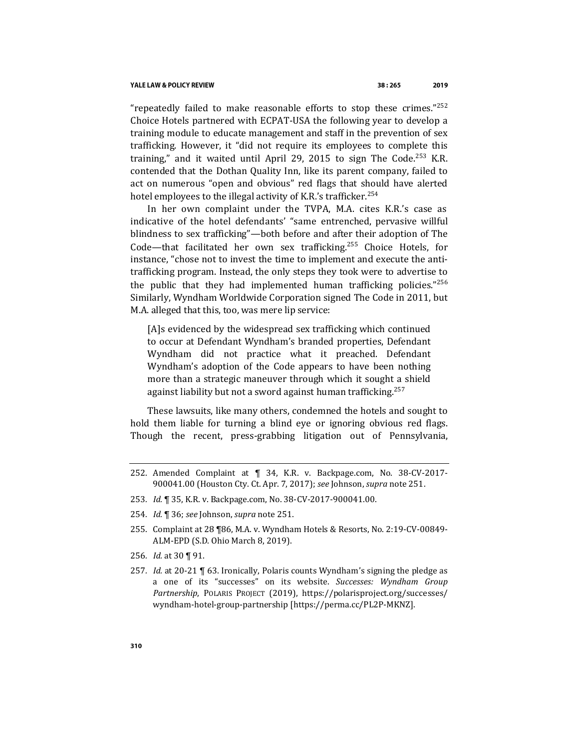"repeatedly failed to make reasonable efforts to stop these crimes."[252] Choice Hotels partnered with ECPAT-USA the following year to develop a training module to educate management and staff in the prevention of sex trafficking. However, it "did not require its employees to complete this training," and it waited until April 29, 2015 to sign The Code.[253] K.R. contended that the Dothan Quality Inn, like its parent company, failed to act on numerous "open and obvious" red flags that should have alerted hotel employees to the illegal activity of K.R.'s trafficker.[254]

In her own complaint under the TVPA, M.A. cites K.R.'s case as indicative of the hotel defendants' "same entrenched, pervasive willful blindness to sex trafficking"—both before and after their adoption of The Code—that facilitated her own sex trafficking.[255] Choice Hotels, for instance, "chose not to invest the time to implement and execute the anti-trafficking program. Instead, the only steps they took were to advertise to the public that they had implemented human trafficking policies."[256] Similarly, Wyndham Worldwide Corporation signed The Code in 2011, but M.A. alleged that this, too, was mere lip service:

> [A]s evidenced by the widespread sex trafficking which continued to occur at Defendant Wyndham's branded properties, Defendant Wyndham did not practice what it preached. Defendant Wyndham's adoption of the Code appears to have been nothing more than a strategic maneuver through which it sought a shield against liability but not a sword against human trafficking.[257]

These lawsuits, like many others, condemned the hotels and sought to hold them liable for turning a blind eye or ignoring obvious red flags. Though the recent, press-grabbing litigation out of Pennsylvania,

---

252. Amended Complaint at ¶ 34, K.R. v. Backpage.com, No. 38-CV-2017-900041.00 (Houston Cty. Ct. Apr. 7, 2017); *see* Johnson, *supra* note 251.

253. *Id.* ¶ 35, K.R. v. Backpage.com, No. 38-CV-2017-900041.00.

254. *Id.* ¶ 36; *see* Johnson, *supra* note 251.

255. Complaint at 28 ¶86, M.A. v. Wyndham Hotels & Resorts, No. 2:19-CV-00849-ALM-EPD (S.D. Ohio March 8, 2019).

256. *Id.* at 30 ¶ 91.

257. *Id.* at 20-21 ¶ 63. Ironically, Polaris counts Wyndham's signing the pledge as a one of its "successes" on its website. *Successes: Wyndham Group Partnership*, POLARIS PROJECT (2019), https://polarisproject.org/successes/wyndham-hotel-group-partnership [https://perma.cc/PL2P-MKNZ].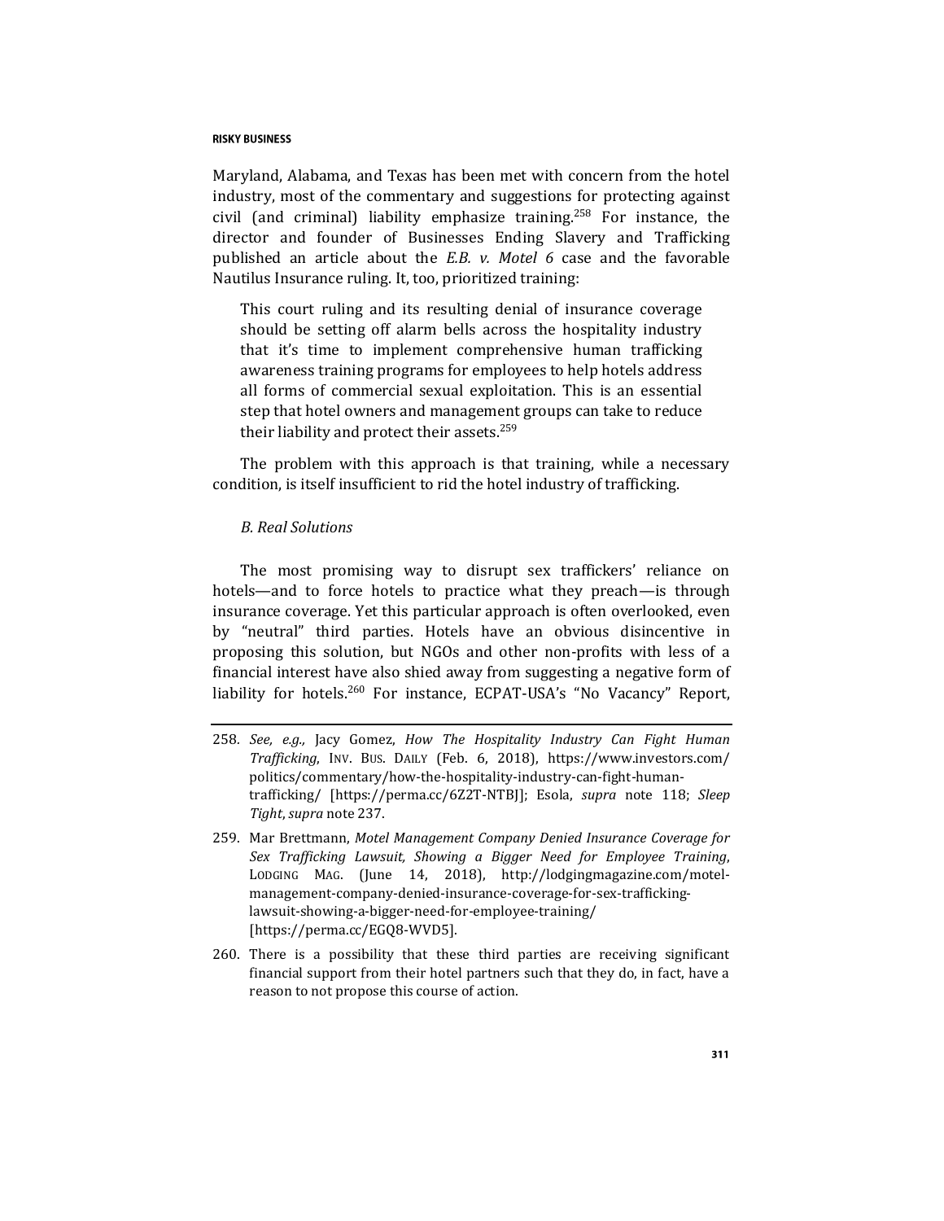Maryland, Alabama, and Texas has been met with concern from the hotel industry, most of the commentary and suggestions for protecting against civil (and criminal) liability emphasize training.[258] For instance, the director and founder of Businesses Ending Slavery and Trafficking published an article about the *E.B. v. Motel 6* case and the favorable Nautilus Insurance ruling. It, too, prioritized training:

> This court ruling and its resulting denial of insurance coverage should be setting off alarm bells across the hospitality industry that it's time to implement comprehensive human trafficking awareness training programs for employees to help hotels address all forms of commercial sexual exploitation. This is an essential step that hotel owners and management groups can take to reduce their liability and protect their assets.[259]

The problem with this approach is that training, while a necessary condition, is itself insufficient to rid the hotel industry of trafficking.

### *B. Real Solutions*

The most promising way to disrupt sex traffickers' reliance on hotels—and to force hotels to practice what they preach—is through insurance coverage. Yet this particular approach is often overlooked, even by "neutral" third parties. Hotels have an obvious disincentive in proposing this solution, but NGOs and other non-profits with less of a financial interest have also shied away from suggesting a negative form of liability for hotels.[260] For instance, ECPAT-USA's "No Vacancy" Report,

---

258. *See, e.g.,* Jacy Gomez, *How The Hospitality Industry Can Fight Human Trafficking*, INV. BUS. DAILY (Feb. 6, 2018), https://www.investors.com/politics/commentary/how-the-hospitality-industry-can-fight-human-trafficking/ [https://perma.cc/6Z2T-NTBJ]; Esola, *supra* note 118; *Sleep Tight*, *supra* note 237.

259. Mar Brettmann, *Motel Management Company Denied Insurance Coverage for Sex Trafficking Lawsuit, Showing a Bigger Need for Employee Training*, LODGING MAG. (June 14, 2018), http://lodgingmagazine.com/motel-management-company-denied-insurance-coverage-for-sex-trafficking-lawsuit-showing-a-bigger-need-for-employee-training/ [https://perma.cc/EGQ8-WVD5].

260. There is a possibility that these third parties are receiving significant financial support from their hotel partners such that they do, in fact, have a reason to not propose this course of action.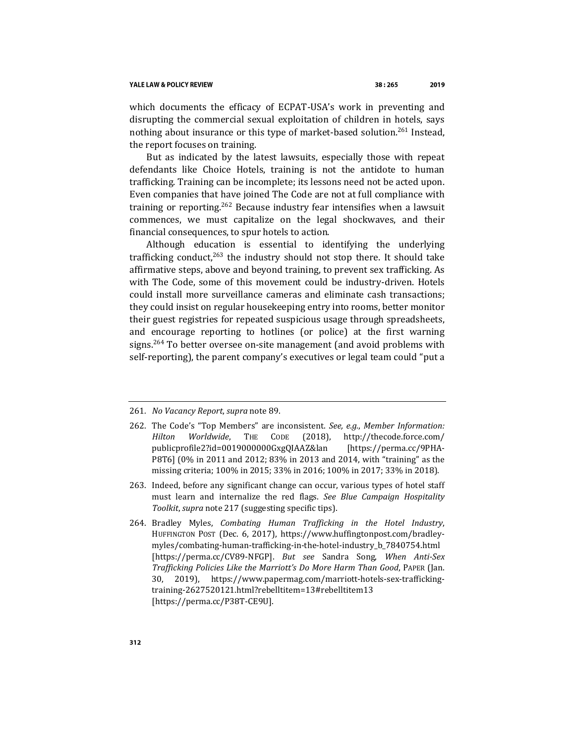which documents the efficacy of ECPAT-USA's work in preventing and disrupting the commercial sexual exploitation of children in hotels, says nothing about insurance or this type of market-based solution.[261] Instead, the report focuses on training.

But as indicated by the latest lawsuits, especially those with repeat defendants like Choice Hotels, training is not the antidote to human trafficking. Training can be incomplete; its lessons need not be acted upon. Even companies that have joined The Code are not at full compliance with training or reporting.[262] Because industry fear intensifies when a lawsuit commences, we must capitalize on the legal shockwaves, and their financial consequences, to spur hotels to action.

Although education is essential to identifying the underlying trafficking conduct,[263] the industry should not stop there. It should take affirmative steps, above and beyond training, to prevent sex trafficking. As with The Code, some of this movement could be industry-driven. Hotels could install more surveillance cameras and eliminate cash transactions; they could insist on regular housekeeping entry into rooms, better monitor their guest registries for repeated suspicious usage through spreadsheets, and encourage reporting to hotlines (or police) at the first warning signs.[264] To better oversee on-site management (and avoid problems with self-reporting), the parent company's executives or legal team could "put a

---

261. *No Vacancy Report*, *supra* note 89.

262. The Code's "Top Members" are inconsistent. *See, e.g.*, *Member Information: Hilton Worldwide*, THE CODE (2018), http://thecode.force.com/publicprofile2?id=0019000000GxgQIAAZ&lan [https://perma.cc/9PHA-P8T6] (0% in 2011 and 2012; 83% in 2013 and 2014, with "training" as the missing criteria; 100% in 2015; 33% in 2016; 100% in 2017; 33% in 2018).

263. Indeed, before any significant change can occur, various types of hotel staff must learn and internalize the red flags. *See Blue Campaign Hospitality Toolkit*, *supra* note 217 (suggesting specific tips).

264. Bradley Myles, *Combating Human Trafficking in the Hotel Industry*, HUFFINGTON POST (Dec. 6, 2017), https://www.huffingtonpost.com/bradley-myles/combating-human-trafficking-in-the-hotel-industry_b_7840754.html [https://perma.cc/CV89-NFGP]. *But see* Sandra Song, *When Anti-Sex Trafficking Policies Like the Marriott's Do More Harm Than Good*, PAPER (Jan. 30, 2019), https://www.papermag.com/marriott-hotels-sex-trafficking-training-2627520121.html?rebelltitem=13#rebelltitem13 [https://perma.cc/P38T-CE9U].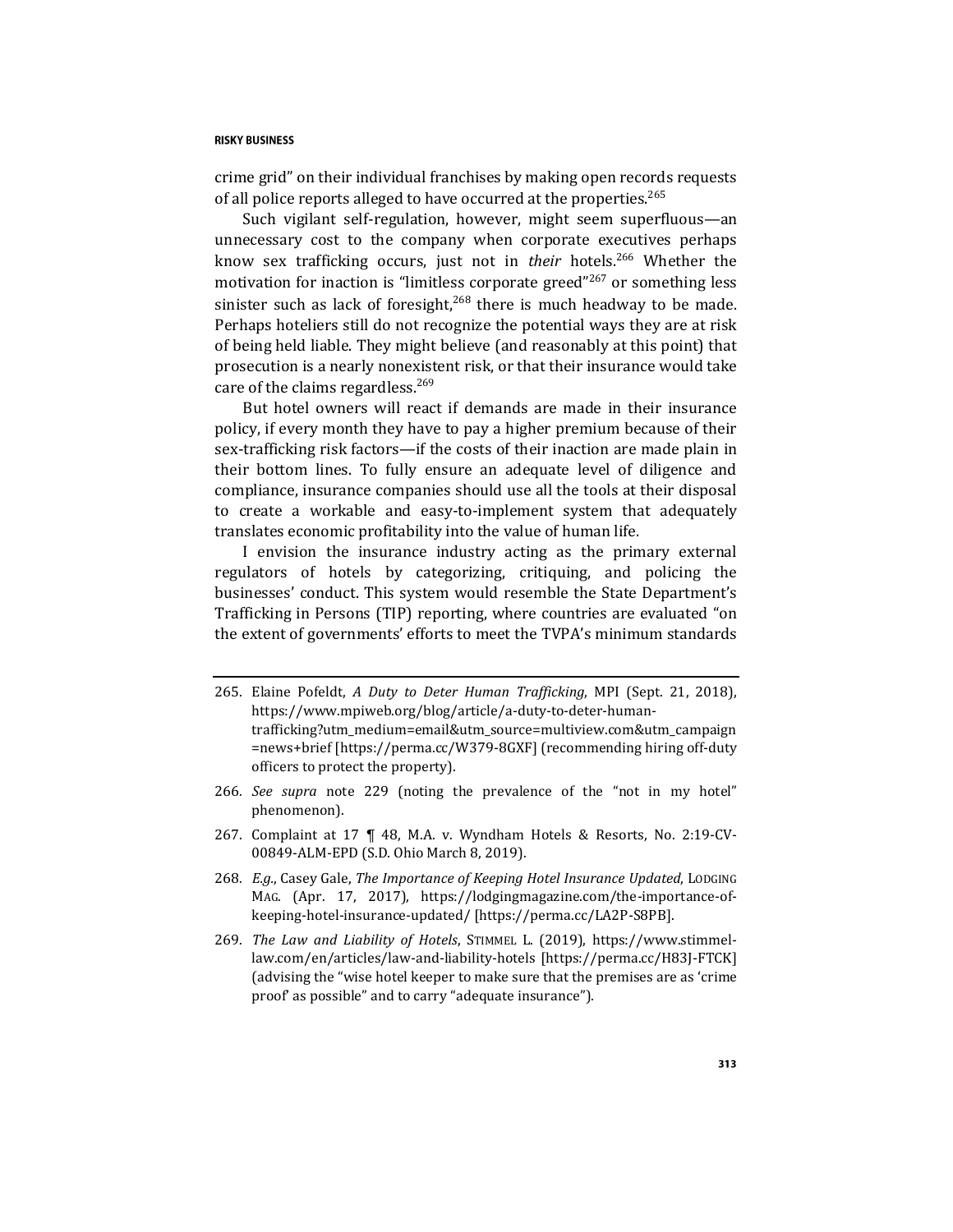crime grid" on their individual franchises by making open records requests of all police reports alleged to have occurred at the properties.[265]

Such vigilant self-regulation, however, might seem superfluous—an unnecessary cost to the company when corporate executives perhaps know sex trafficking occurs, just not in *their* hotels.[266] Whether the motivation for inaction is "limitless corporate greed"[267] or something less sinister such as lack of foresight,[268] there is much headway to be made. Perhaps hoteliers still do not recognize the potential ways they are at risk of being held liable. They might believe (and reasonably at this point) that prosecution is a nearly nonexistent risk, or that their insurance would take care of the claims regardless.[269]

But hotel owners will react if demands are made in their insurance policy, if every month they have to pay a higher premium because of their sex-trafficking risk factors—if the costs of their inaction are made plain in their bottom lines. To fully ensure an adequate level of diligence and compliance, insurance companies should use all the tools at their disposal to create a workable and easy-to-implement system that adequately translates economic profitability into the value of human life.

I envision the insurance industry acting as the primary external regulators of hotels by categorizing, critiquing, and policing the businesses' conduct. This system would resemble the State Department's Trafficking in Persons (TIP) reporting, where countries are evaluated "on the extent of governments' efforts to meet the TVPA's minimum standards

---

265. Elaine Pofeldt, *A Duty to Deter Human Trafficking*, MPI (Sept. 21, 2018), https://www.mpiweb.org/blog/article/a-duty-to-deter-human-trafficking?utm_medium=email&utm_source=multiview.com&utm_campaign=news+brief [https://perma.cc/W379-8GXF] (recommending hiring off-duty officers to protect the property).

266. *See supra* note 229 (noting the prevalence of the "not in my hotel" phenomenon).

267. Complaint at 17 ¶ 48, M.A. v. Wyndham Hotels & Resorts, No. 2:19-CV-00849-ALM-EPD (S.D. Ohio March 8, 2019).

268. *E.g.*, Casey Gale, *The Importance of Keeping Hotel Insurance Updated*, LODGING MAG. (Apr. 17, 2017), https://lodgingmagazine.com/the-importance-of-keeping-hotel-insurance-updated/ [https://perma.cc/LA2P-S8PB].

269. *The Law and Liability of Hotels*, STIMMEL L. (2019), https://www.stimmel-law.com/en/articles/law-and-liability-hotels [https://perma.cc/H83J-FTCK] (advising the "wise hotel keeper to make sure that the premises are as 'crime proof' as possible" and to carry "adequate insurance").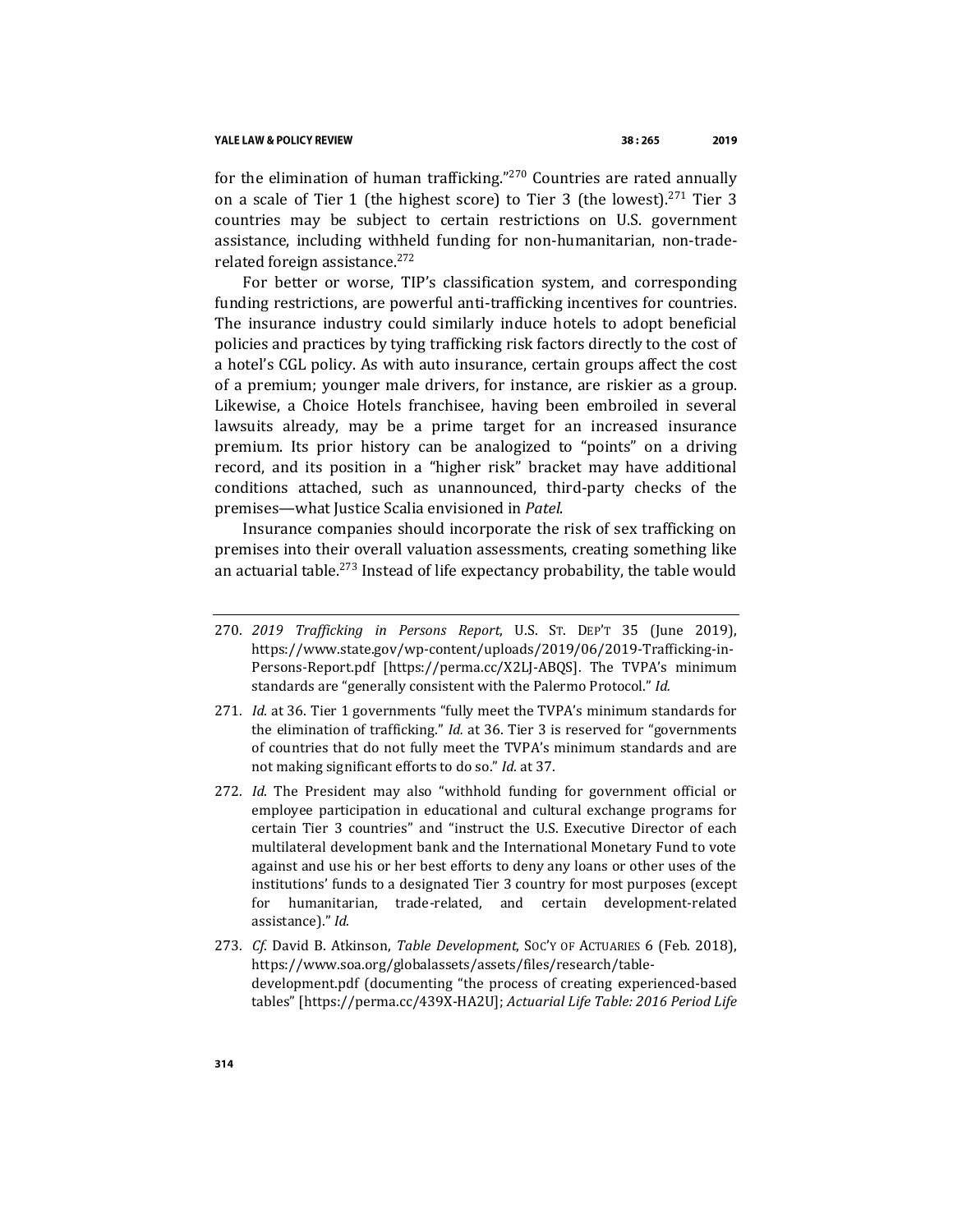for the elimination of human trafficking."[270] Countries are rated annually on a scale of Tier 1 (the highest score) to Tier 3 (the lowest).[271] Tier 3 countries may be subject to certain restrictions on U.S. government assistance, including withheld funding for non-humanitarian, non-trade-related foreign assistance.[272]

For better or worse, TIP's classification system, and corresponding funding restrictions, are powerful anti-trafficking incentives for countries. The insurance industry could similarly induce hotels to adopt beneficial policies and practices by tying trafficking risk factors directly to the cost of a hotel's CGL policy. As with auto insurance, certain groups affect the cost of a premium; younger male drivers, for instance, are riskier as a group. Likewise, a Choice Hotels franchisee, having been embroiled in several lawsuits already, may be a prime target for an increased insurance premium. Its prior history can be analogized to "points" on a driving record, and its position in a "higher risk" bracket may have additional conditions attached, such as unannounced, third-party checks of the premises—what Justice Scalia envisioned in *Patel*.

Insurance companies should incorporate the risk of sex trafficking on premises into their overall valuation assessments, creating something like an actuarial table.[273] Instead of life expectancy probability, the table would

---

270. *2019 Trafficking in Persons Report*, U.S. ST. DEP'T 35 (June 2019), https://www.state.gov/wp-content/uploads/2019/06/2019-Trafficking-in-Persons-Report.pdf [https://perma.cc/X2LJ-ABQS]. The TVPA's minimum standards are "generally consistent with the Palermo Protocol." *Id.*

271. *Id.* at 36. Tier 1 governments "fully meet the TVPA's minimum standards for the elimination of trafficking." *Id.* at 36. Tier 3 is reserved for "governments of countries that do not fully meet the TVPA's minimum standards and are not making significant efforts to do so." *Id.* at 37.

272. *Id*. The President may also "withhold funding for government official or employee participation in educational and cultural exchange programs for certain Tier 3 countries" and "instruct the U.S. Executive Director of each multilateral development bank and the International Monetary Fund to vote against and use his or her best efforts to deny any loans or other uses of the institutions' funds to a designated Tier 3 country for most purposes (except for humanitarian, trade-related, and certain development-related assistance)." *Id.*

273. *Cf.* David B. Atkinson, *Table Development*, SOC'Y OF ACTUARIES 6 (Feb. 2018), https://www.soa.org/globalassets/assets/files/research/table-development.pdf (documenting "the process of creating experienced-based tables" [https://perma.cc/439X-HA2U]; *Actuarial Life Table: 2016 Period Life*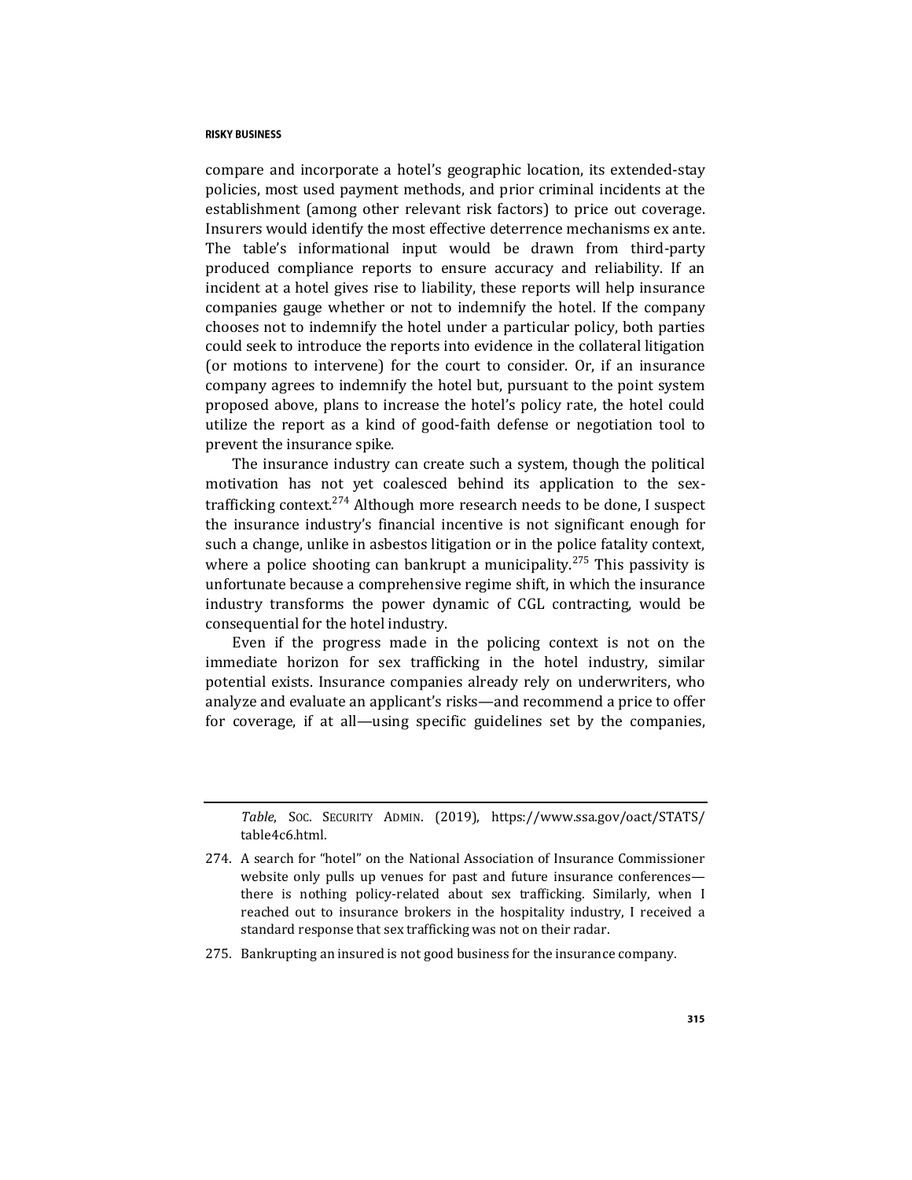compare and incorporate a hotel's geographic location, its extended-stay policies, most used payment methods, and prior criminal incidents at the establishment (among other relevant risk factors) to price out coverage. Insurers would identify the most effective deterrence mechanisms ex ante. The table's informational input would be drawn from third-party produced compliance reports to ensure accuracy and reliability. If an incident at a hotel gives rise to liability, these reports will help insurance companies gauge whether or not to indemnify the hotel. If the company chooses not to indemnify the hotel under a particular policy, both parties could seek to introduce the reports into evidence in the collateral litigation (or motions to intervene) for the court to consider. Or, if an insurance company agrees to indemnify the hotel but, pursuant to the point system proposed above, plans to increase the hotel's policy rate, the hotel could utilize the report as a kind of good-faith defense or negotiation tool to prevent the insurance spike.

The insurance industry can create such a system, though the political motivation has not yet coalesced behind its application to the sex-trafficking context.[274] Although more research needs to be done, I suspect the insurance industry's financial incentive is not significant enough for such a change, unlike in asbestos litigation or in the police fatality context, where a police shooting can bankrupt a municipality.[275] This passivity is unfortunate because a comprehensive regime shift, in which the insurance industry transforms the power dynamic of CGL contracting, would be consequential for the hotel industry.

Even if the progress made in the policing context is not on the immediate horizon for sex trafficking in the hotel industry, similar potential exists. Insurance companies already rely on underwriters, who analyze and evaluate an applicant's risks—and recommend a price to offer for coverage, if at all—using specific guidelines set by the companies,

---

*Table*, SOC. SECURITY ADMIN. (2019), https://www.ssa.gov/oact/STATS/table4c6.html.

274. A search for "hotel" on the National Association of Insurance Commissioner website only pulls up venues for past and future insurance conferences—there is nothing policy-related about sex trafficking. Similarly, when I reached out to insurance brokers in the hospitality industry, I received a standard response that sex trafficking was not on their radar.

275. Bankrupting an insured is not good business for the insurance company.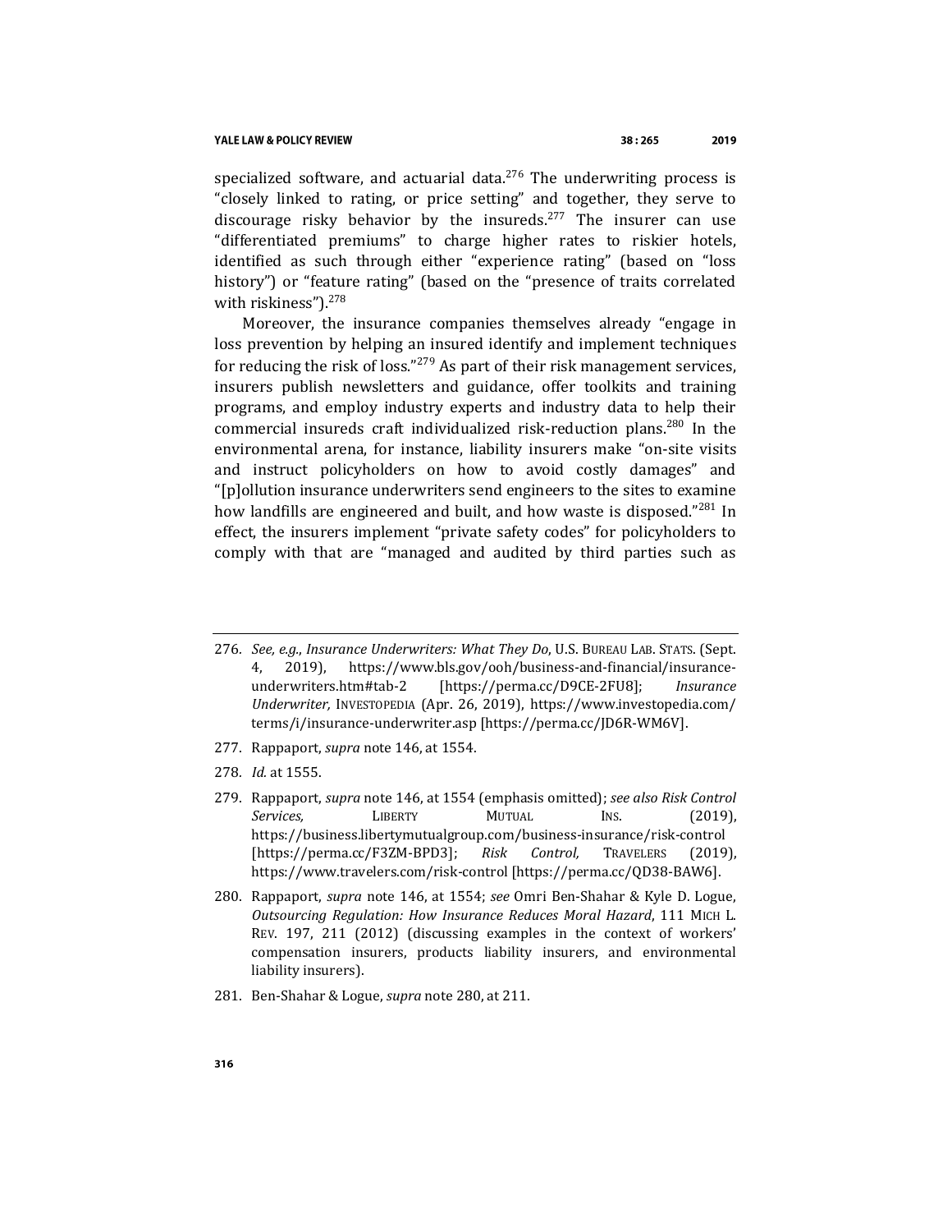specialized software, and actuarial data.[276] The underwriting process is "closely linked to rating, or price setting" and together, they serve to discourage risky behavior by the insureds.[277] The insurer can use "differentiated premiums" to charge higher rates to riskier hotels, identified as such through either "experience rating" (based on "loss history") or "feature rating" (based on the "presence of traits correlated with riskiness").[278]

Moreover, the insurance companies themselves already "engage in loss prevention by helping an insured identify and implement techniques for reducing the risk of loss."[279] As part of their risk management services, insurers publish newsletters and guidance, offer toolkits and training programs, and employ industry experts and industry data to help their commercial insureds craft individualized risk-reduction plans.[280] In the environmental arena, for instance, liability insurers make "on-site visits and instruct policyholders on how to avoid costly damages" and "[p]ollution insurance underwriters send engineers to the sites to examine how landfills are engineered and built, and how waste is disposed."[281] In effect, the insurers implement "private safety codes" for policyholders to comply with that are "managed and audited by third parties such as

---

276. *See, e.g.*, *Insurance Underwriters: What They Do*, U.S. BUREAU LAB. STATS. (Sept. 4, 2019), https://www.bls.gov/ooh/business-and-financial/insurance-underwriters.htm#tab-2 [https://perma.cc/D9CE-2FU8]; *Insurance Underwriter,* INVESTOPEDIA (Apr. 26, 2019), https://www.investopedia.com/terms/i/insurance-underwriter.asp [https://perma.cc/JD6R-WM6V].

277. Rappaport, *supra* note 146, at 1554.

278. *Id.* at 1555.

279. Rappaport, *supra* note 146, at 1554 (emphasis omitted); *see also Risk Control Services,* LIBERTY MUTUAL INS. (2019), https://business.libertymutualgroup.com/business-insurance/risk-control [https://perma.cc/F3ZM-BPD3]; *Risk Control,* TRAVELERS (2019), https://www.travelers.com/risk-control [https://perma.cc/QD38-BAW6].

280. Rappaport, *supra* note 146, at 1554; *see* Omri Ben-Shahar & Kyle D. Logue, *Outsourcing Regulation: How Insurance Reduces Moral Hazard*, 111 MICH L. REV. 197, 211 (2012) (discussing examples in the context of workers' compensation insurers, products liability insurers, and environmental liability insurers).

281. Ben-Shahar & Logue, *supra* note 280, at 211.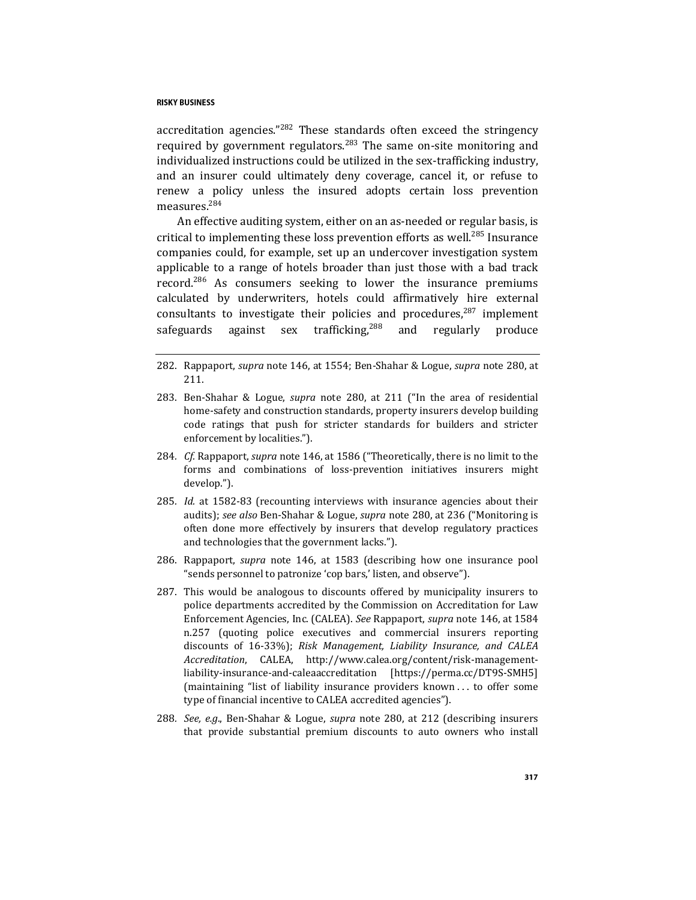accreditation agencies."[282] These standards often exceed the stringency required by government regulators.[283] The same on-site monitoring and individualized instructions could be utilized in the sex-trafficking industry, and an insurer could ultimately deny coverage, cancel it, or refuse to renew a policy unless the insured adopts certain loss prevention measures.[284]

An effective auditing system, either on an as-needed or regular basis, is critical to implementing these loss prevention efforts as well.[285] Insurance companies could, for example, set up an undercover investigation system applicable to a range of hotels broader than just those with a bad track record.[286] As consumers seeking to lower the insurance premiums calculated by underwriters, hotels could affirmatively hire external consultants to investigate their policies and procedures,[287] implement safeguards against sex trafficking,[288] and regularly produce

---

282. Rappaport, *supra* note 146, at 1554; Ben-Shahar & Logue, *supra* note 280, at 211.

283. Ben-Shahar & Logue, *supra* note 280, at 211 ("In the area of residential home-safety and construction standards, property insurers develop building code ratings that push for stricter standards for builders and stricter enforcement by localities.").

284. *Cf.* Rappaport, *supra* note 146, at 1586 ("Theoretically, there is no limit to the forms and combinations of loss-prevention initiatives insurers might develop.").

285. *Id.* at 1582-83 (recounting interviews with insurance agencies about their audits); *see also* Ben-Shahar & Logue, *supra* note 280, at 236 ("Monitoring is often done more effectively by insurers that develop regulatory practices and technologies that the government lacks.").

286. Rappaport, *supra* note 146, at 1583 (describing how one insurance pool "sends personnel to patronize 'cop bars,' listen, and observe").

287. This would be analogous to discounts offered by municipality insurers to police departments accredited by the Commission on Accreditation for Law Enforcement Agencies, Inc. (CALEA). *See* Rappaport, *supra* note 146, at 1584 n.257 (quoting police executives and commercial insurers reporting discounts of 16-33%); *Risk Management, Liability Insurance, and CALEA Accreditation*, CALEA, http://www.calea.org/content/risk-management-liability-insurance-and-caleaaccreditation [https://perma.cc/DT9S-SMH5] (maintaining "list of liability insurance providers known . . . to offer some type of financial incentive to CALEA accredited agencies").

288. *See, e.g.*, Ben-Shahar & Logue, *supra* note 280, at 212 (describing insurers that provide substantial premium discounts to auto owners who install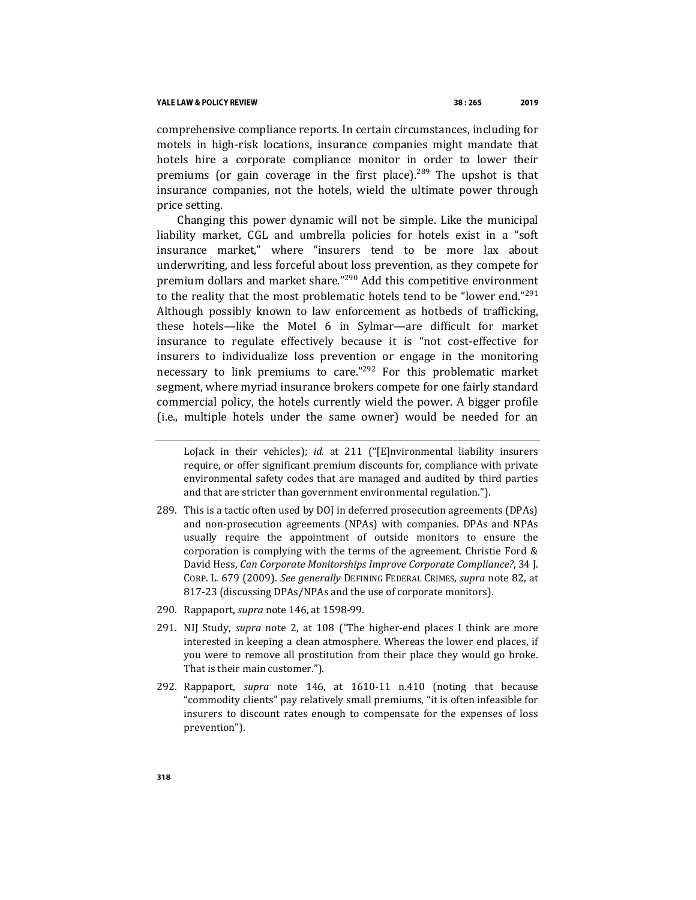comprehensive compliance reports. In certain circumstances, including for motels in high-risk locations, insurance companies might mandate that hotels hire a corporate compliance monitor in order to lower their premiums (or gain coverage in the first place).[289] The upshot is that insurance companies, not the hotels, wield the ultimate power through price setting.

Changing this power dynamic will not be simple. Like the municipal liability market, CGL and umbrella policies for hotels exist in a "soft insurance market," where "insurers tend to be more lax about underwriting, and less forceful about loss prevention, as they compete for premium dollars and market share."[290] Add this competitive environment to the reality that the most problematic hotels tend to be "lower end."[291] Although possibly known to law enforcement as hotbeds of trafficking, these hotels—like the Motel 6 in Sylmar—are difficult for market insurance to regulate effectively because it is "not cost-effective for insurers to individualize loss prevention or engage in the monitoring necessary to link premiums to care."[292] For this problematic market segment, where myriad insurance brokers compete for one fairly standard commercial policy, the hotels currently wield the power. A bigger profile (i.e., multiple hotels under the same owner) would be needed for an

---

LoJack in their vehicles); *id.* at 211 ("[E]nvironmental liability insurers require, or offer significant premium discounts for, compliance with private environmental safety codes that are managed and audited by third parties and that are stricter than government environmental regulation.").

289. This is a tactic often used by DOJ in deferred prosecution agreements (DPAs) and non-prosecution agreements (NPAs) with companies. DPAs and NPAs usually require the appointment of outside monitors to ensure the corporation is complying with the terms of the agreement. Christie Ford & David Hess, *Can Corporate Monitorships Improve Corporate Compliance?*, 34 J. CORP. L. 679 (2009). *See generally* DEFINING FEDERAL CRIMES, *supra* note 82, at 817-23 (discussing DPAs/NPAs and the use of corporate monitors).

290. Rappaport, *supra* note 146, at 1598-99.

291. NIJ Study, *supra* note 2, at 108 ("The higher-end places I think are more interested in keeping a clean atmosphere. Whereas the lower end places, if you were to remove all prostitution from their place they would go broke. That is their main customer.").

292. Rappaport, *supra* note 146, at 1610-11 n.410 (noting that because "commodity clients" pay relatively small premiums, "it is often infeasible for insurers to discount rates enough to compensate for the expenses of loss prevention").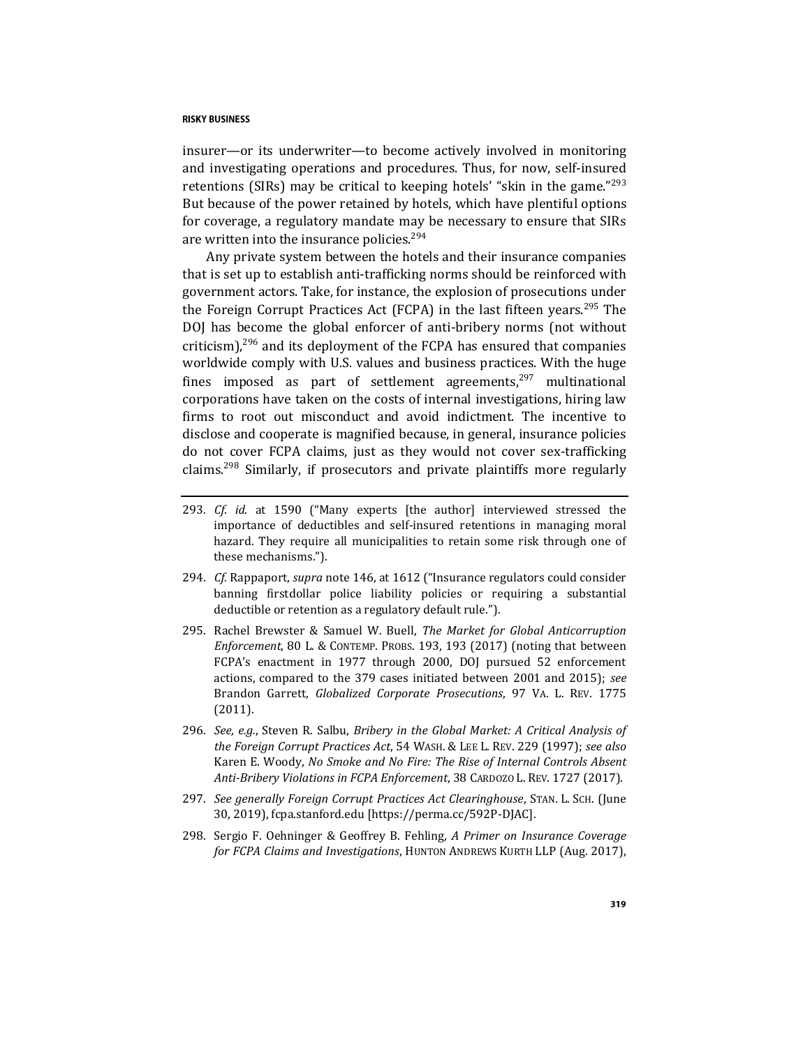insurer—or its underwriter—to become actively involved in monitoring and investigating operations and procedures. Thus, for now, self-insured retentions (SIRs) may be critical to keeping hotels' "skin in the game."[293] But because of the power retained by hotels, which have plentiful options for coverage, a regulatory mandate may be necessary to ensure that SIRs are written into the insurance policies.[294]

Any private system between the hotels and their insurance companies that is set up to establish anti-trafficking norms should be reinforced with government actors. Take, for instance, the explosion of prosecutions under the Foreign Corrupt Practices Act (FCPA) in the last fifteen years.[295] The DOJ has become the global enforcer of anti-bribery norms (not without criticism),[296] and its deployment of the FCPA has ensured that companies worldwide comply with U.S. values and business practices. With the huge fines imposed as part of settlement agreements,[297] multinational corporations have taken on the costs of internal investigations, hiring law firms to root out misconduct and avoid indictment. The incentive to disclose and cooperate is magnified because, in general, insurance policies do not cover FCPA claims, just as they would not cover sex-trafficking claims.[298] Similarly, if prosecutors and private plaintiffs more regularly

---

293. *Cf. id.* at 1590 ("Many experts [the author] interviewed stressed the importance of deductibles and self-insured retentions in managing moral hazard. They require all municipalities to retain some risk through one of these mechanisms.").

294. *Cf.* Rappaport, *supra* note 146, at 1612 ("Insurance regulators could consider banning firstdollar police liability policies or requiring a substantial deductible or retention as a regulatory default rule.").

295. Rachel Brewster & Samuel W. Buell, *The Market for Global Anticorruption Enforcement*, 80 L. & CONTEMP. PROBS. 193, 193 (2017) (noting that between FCPA's enactment in 1977 through 2000, DOJ pursued 52 enforcement actions, compared to the 379 cases initiated between 2001 and 2015); *see* Brandon Garrett, *Globalized Corporate Prosecutions*, 97 VA. L. REV. 1775 (2011).

296. *See, e.g.*, Steven R. Salbu, *Bribery in the Global Market: A Critical Analysis of the Foreign Corrupt Practices Act*, 54 WASH. & LEE L. REV. 229 (1997); *see also* Karen E. Woody, *No Smoke and No Fire: The Rise of Internal Controls Absent Anti-Bribery Violations in FCPA Enforcement*, 38 CARDOZO L. REV. 1727 (2017).

297. *See generally Foreign Corrupt Practices Act Clearinghouse*, STAN. L. SCH. (June 30, 2019), fcpa.stanford.edu [https://perma.cc/592P-DJAC].

298. Sergio F. Oehninger & Geoffrey B. Fehling, *A Primer on Insurance Coverage for FCPA Claims and Investigations*, HUNTON ANDREWS KURTH LLP (Aug. 2017),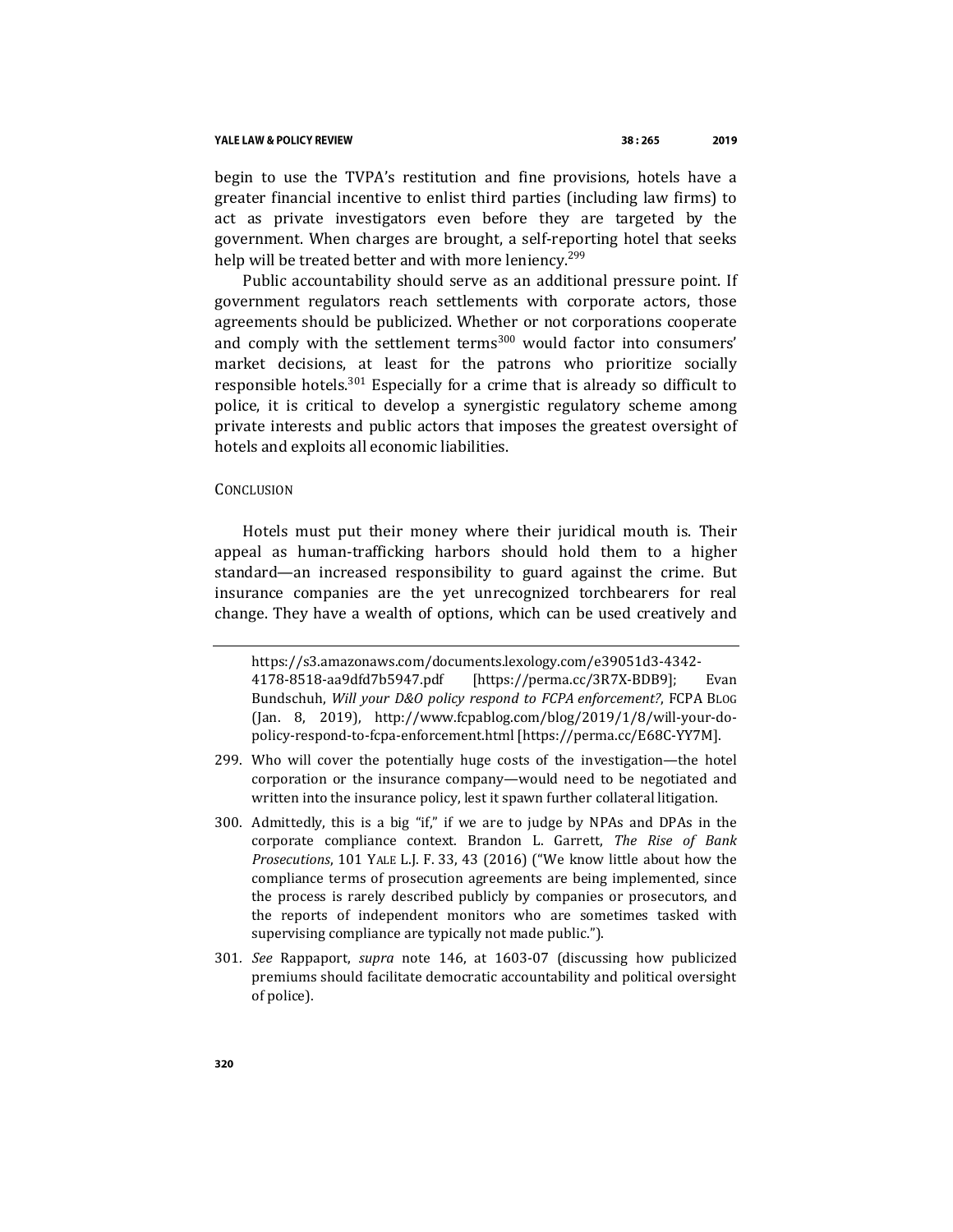begin to use the TVPA's restitution and fine provisions, hotels have a greater financial incentive to enlist third parties (including law firms) to act as private investigators even before they are targeted by the government. When charges are brought, a self-reporting hotel that seeks help will be treated better and with more leniency.[299]

Public accountability should serve as an additional pressure point. If government regulators reach settlements with corporate actors, those agreements should be publicized. Whether or not corporations cooperate and comply with the settlement terms[300] would factor into consumers' market decisions, at least for the patrons who prioritize socially responsible hotels.[301] Especially for a crime that is already so difficult to police, it is critical to develop a synergistic regulatory scheme among private interests and public actors that imposes the greatest oversight of hotels and exploits all economic liabilities.

## CONCLUSION

Hotels must put their money where their juridical mouth is. Their appeal as human-trafficking harbors should hold them to a higher standard—an increased responsibility to guard against the crime. But insurance companies are the yet unrecognized torchbearers for real change. They have a wealth of options, which can be used creatively and

---

https://s3.amazonaws.com/documents.lexology.com/e39051d3-4342-4178-8518-aa9dfd7b5947.pdf [https://perma.cc/3R7X-BDB9]; Evan Bundschuh, *Will your D&O policy respond to FCPA enforcement?*, FCPA BLOG (Jan. 8, 2019), http://www.fcpablog.com/blog/2019/1/8/will-your-do-policy-respond-to-fcpa-enforcement.html [https://perma.cc/E68C-YY7M].

299. Who will cover the potentially huge costs of the investigation—the hotel corporation or the insurance company—would need to be negotiated and written into the insurance policy, lest it spawn further collateral litigation.

300. Admittedly, this is a big "if," if we are to judge by NPAs and DPAs in the corporate compliance context. Brandon L. Garrett, *The Rise of Bank Prosecutions*, 101 YALE L.J. F. 33, 43 (2016) ("We know little about how the compliance terms of prosecution agreements are being implemented, since the process is rarely described publicly by companies or prosecutors, and the reports of independent monitors who are sometimes tasked with supervising compliance are typically not made public.").

301. *See* Rappaport, *supra* note 146, at 1603-07 (discussing how publicized premiums should facilitate democratic accountability and political oversight of police).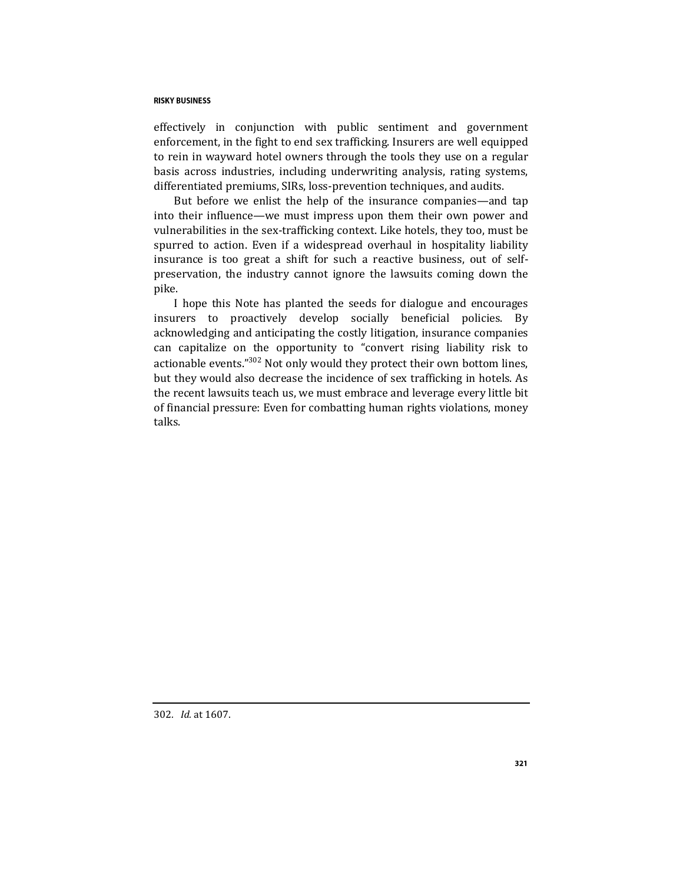effectively in conjunction with public sentiment and government enforcement, in the fight to end sex trafficking. Insurers are well equipped to rein in wayward hotel owners through the tools they use on a regular basis across industries, including underwriting analysis, rating systems, differentiated premiums, SIRs, loss-prevention techniques, and audits.

But before we enlist the help of the insurance companies—and tap into their influence—we must impress upon them their own power and vulnerabilities in the sex-trafficking context. Like hotels, they too, must be spurred to action. Even if a widespread overhaul in hospitality liability insurance is too great a shift for such a reactive business, out of self-preservation, the industry cannot ignore the lawsuits coming down the pike.

I hope this Note has planted the seeds for dialogue and encourages insurers to proactively develop socially beneficial policies. By acknowledging and anticipating the costly litigation, insurance companies can capitalize on the opportunity to "convert rising liability risk to actionable events."[302] Not only would they protect their own bottom lines, but they would also decrease the incidence of sex trafficking in hotels. As the recent lawsuits teach us, we must embrace and leverage every little bit of financial pressure: Even for combatting human rights violations, money talks.

---

302. *Id.* at 1607.